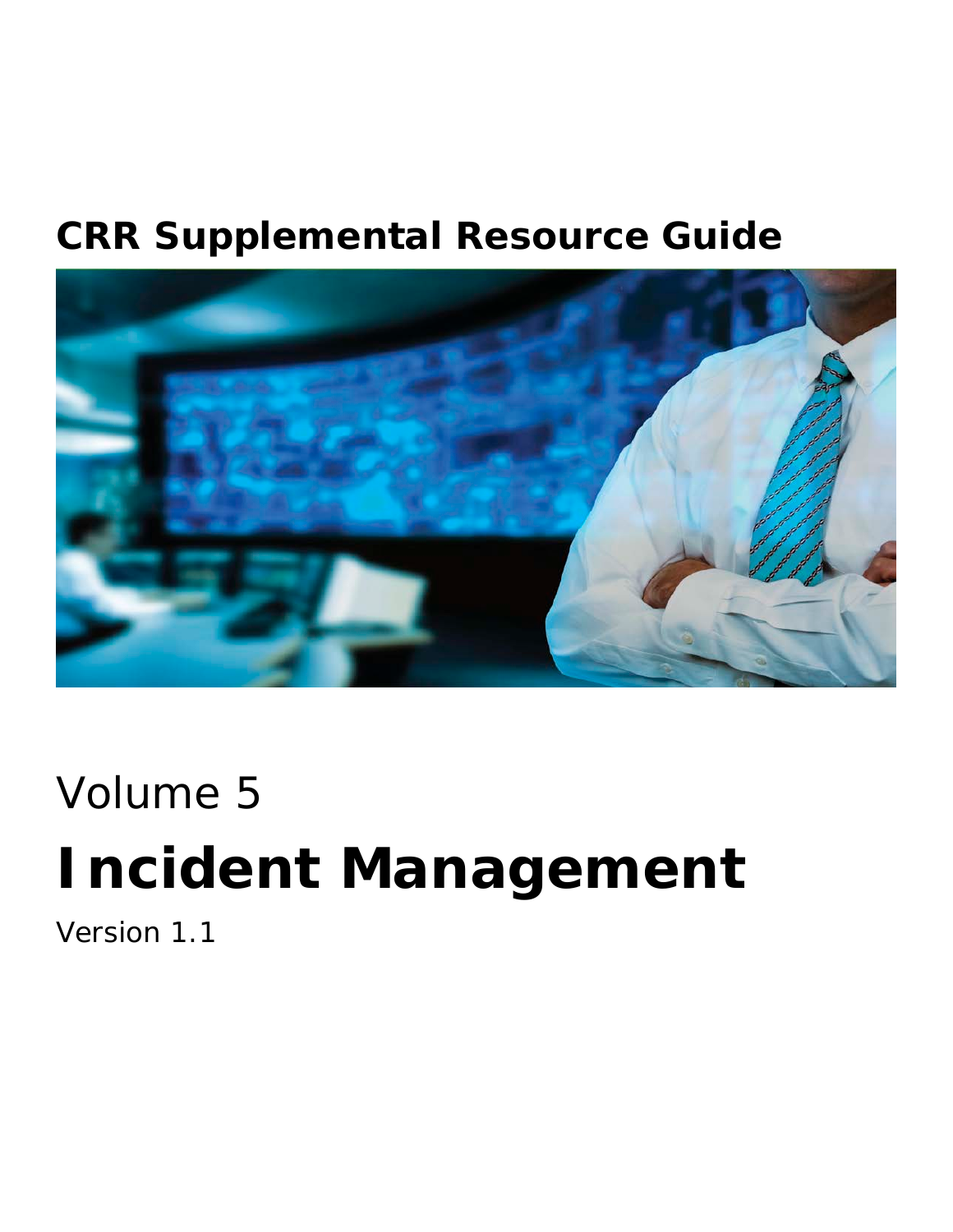## CRR Supplemental Resource Guide

Volume 5

# Incident Management

Version 1.1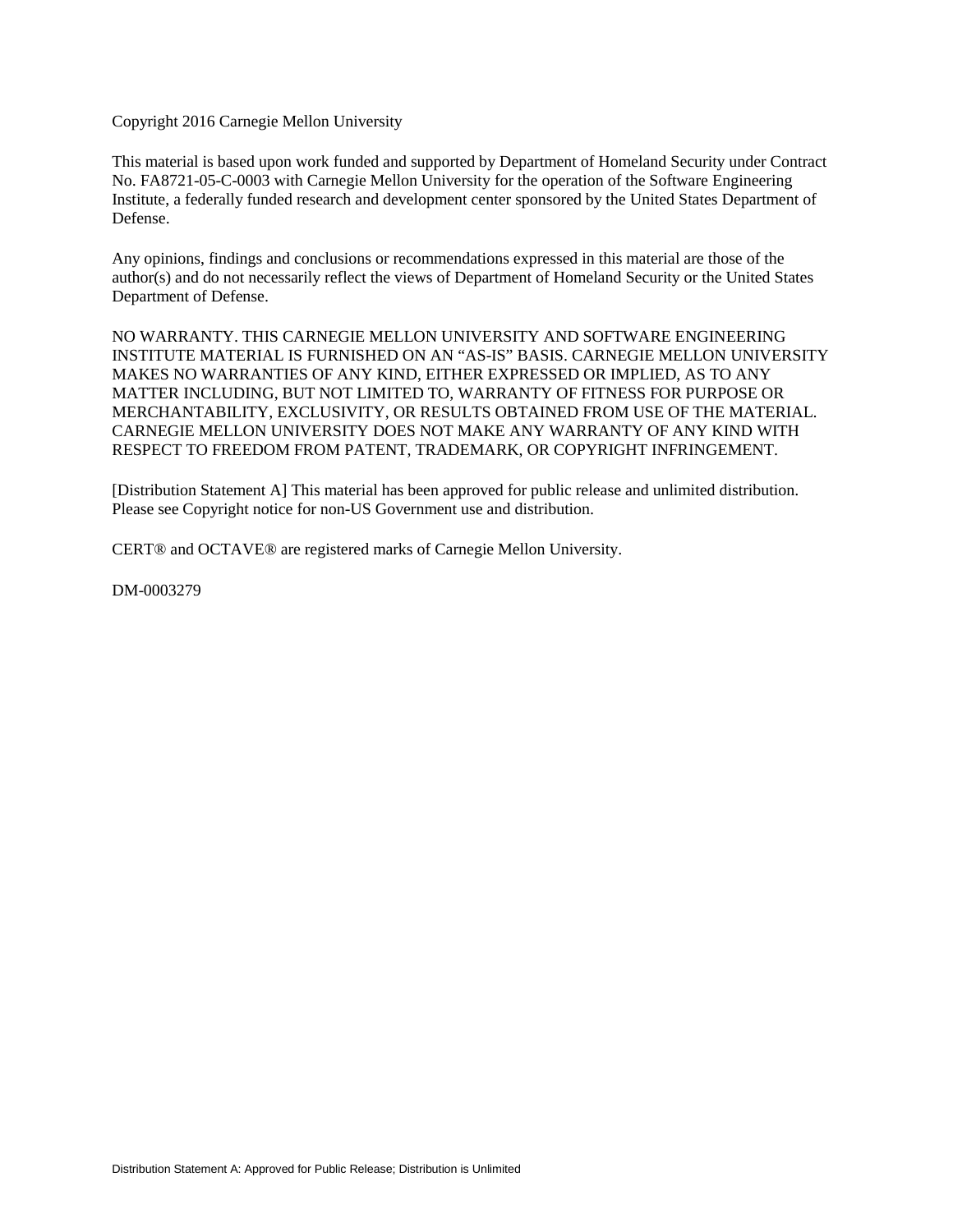Copyright 2016 Carnegie Mellon University

This material is based upon work funded and supported by Department of Homeland Security under Contract No. FA8721-05-C-0003 with Carnegie Mellon University for the operation of the Software Engineering Institute, a federally funded research and development center sponsored by the United States Department of Defense.

Any opinions, findings and conclusions or recommendations expressed in this material are those of the author(s) and do not necessarily reflect the views of Department of Homeland Security or the United States Department of Defense.

NO WARRANTY. THIS CARNEGIE MELLON UNIVERSITY AND SOFTWARE ENGINEERING INSTITUTE MATERIAL IS FURNISHED ON AN "AS-IS" BASIS. CARNEGIE MELLON UNIVERSITY MAKES NO WARRANTIES OF ANY KIND, EITHER EXPRESSED OR IMPLIED, AS TO ANY MATTER INCLUDING, BUT NOT LIMITED TO, WARRANTY OF FITNESS FOR PURPOSE OR MERCHANTABILITY, EXCLUSIVITY, OR RESULTS OBTAINED FROM USE OF THE MATERIAL. CARNEGIE MELLON UNIVERSITY DOES NOT MAKE ANY WARRANTY OF ANY KIND WITH RESPECT TO FREEDOM FROM PATENT, TRADEMARK, OR COPYRIGHT INFRINGEMENT.

[Distribution Statement A] This material has been approved for public release and unlimited distribution. Please see Copyright notice for non-US Government use and distribution.

CERT® and OCTAVE® are registered marks of Carnegie Mellon University.

DM-0003279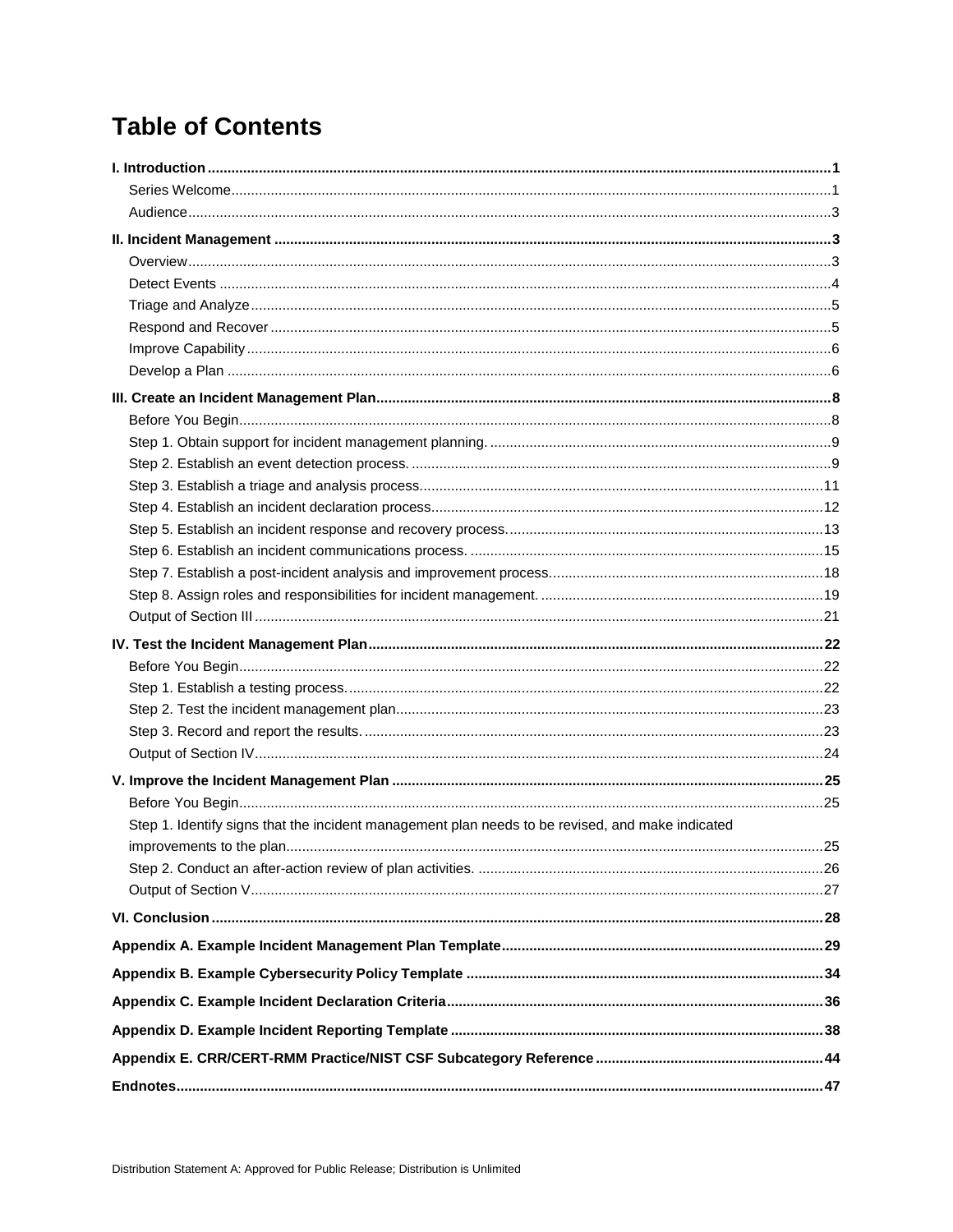# Table of Contents

**I. Introduction** .......... **1**
- Series Welcome .......... 1
- Audience .......... 3

**II. Incident Management** .......... **3**
- Overview .......... 3
- Detect Events .......... 4
- Triage and Analyze .......... 5
- Respond and Recover .......... 5
- Improve Capability .......... 6
- Develop a Plan .......... 6

**III. Create an Incident Management Plan** .......... **8**
- Before You Begin .......... 8
- Step 1. Obtain support for incident management planning. .......... 9
- Step 2. Establish an event detection process. .......... 9
- Step 3. Establish a triage and analysis process. .......... 11
- Step 4. Establish an incident declaration process. .......... 12
- Step 5. Establish an incident response and recovery process. .......... 13
- Step 6. Establish an incident communications process. .......... 15
- Step 7. Establish a post-incident analysis and improvement process. .......... 18
- Step 8. Assign roles and responsibilities for incident management. .......... 19
- Output of Section III .......... 21

**IV. Test the Incident Management Plan** .......... **22**
- Before You Begin .......... 22
- Step 1. Establish a testing process. .......... 22
- Step 2. Test the incident management plan. .......... 23
- Step 3. Record and report the results. .......... 23
- Output of Section IV .......... 24

**V. Improve the Incident Management Plan** .......... **25**
- Before You Begin .......... 25
- Step 1. Identify signs that the incident management plan needs to be revised, and make indicated improvements to the plan .......... 25
- Step 2. Conduct an after-action review of plan activities. .......... 26
- Output of Section V .......... 27

**VI. Conclusion** .......... **28**

**Appendix A. Example Incident Management Plan Template** .......... **29**

**Appendix B. Example Cybersecurity Policy Template** .......... **34**

**Appendix C. Example Incident Declaration Criteria** .......... **36**

**Appendix D. Example Incident Reporting Template** .......... **38**

**Appendix E. CRR/CERT-RMM Practice/NIST CSF Subcategory Reference** .......... **44**

**Endnotes** .......... **47**

Distribution Statement A: Approved for Public Release; Distribution is Unlimited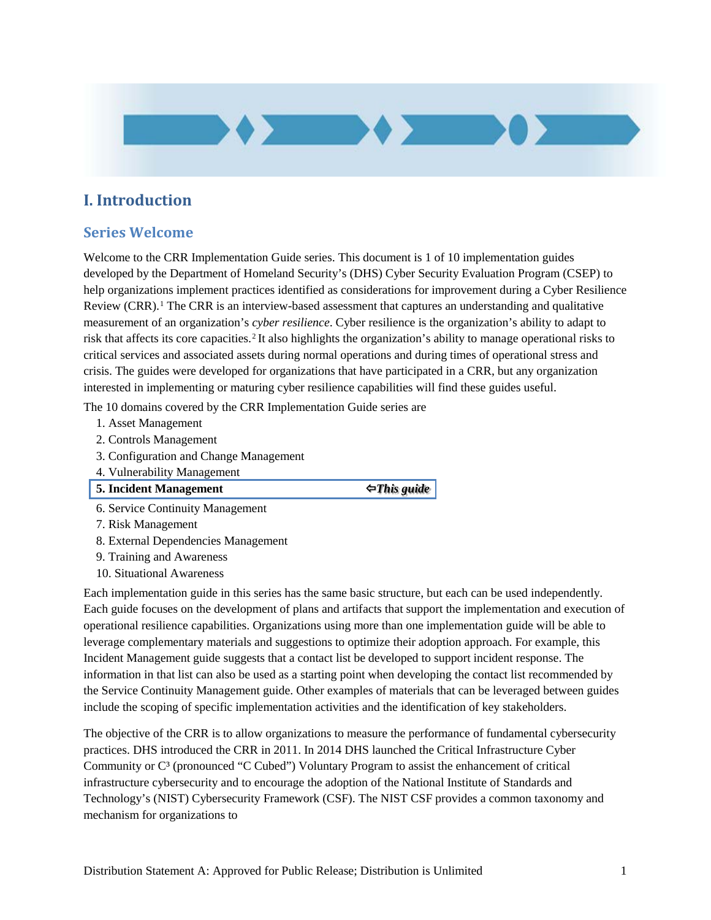# I. Introduction

## Series Welcome

Welcome to the CRR Implementation Guide series. This document is 1 of 10 implementation guides developed by the Department of Homeland Security's (DHS) Cyber Security Evaluation Program (CSEP) to help organizations implement practices identified as considerations for improvement during a Cyber Resilience Review (CRR).[1] The CRR is an interview-based assessment that captures an understanding and qualitative measurement of an organization's *cyber resilience*. Cyber resilience is the organization's ability to adapt to risk that affects its core capacities.[2] It also highlights the organization's ability to manage operational risks to critical services and associated assets during normal operations and during times of operational stress and crisis. The guides were developed for organizations that have participated in a CRR, but any organization interested in implementing or maturing cyber resilience capabilities will find these guides useful.

The 10 domains covered by the CRR Implementation Guide series are

1. Asset Management
2. Controls Management
3. Configuration and Change Management
4. Vulnerability Management
5. **Incident Management** ⇦ ***This guide***
6. Service Continuity Management
7. Risk Management
8. External Dependencies Management
9. Training and Awareness
10. Situational Awareness

Each implementation guide in this series has the same basic structure, but each can be used independently. Each guide focuses on the development of plans and artifacts that support the implementation and execution of operational resilience capabilities. Organizations using more than one implementation guide will be able to leverage complementary materials and suggestions to optimize their adoption approach. For example, this Incident Management guide suggests that a contact list be developed to support incident response. The information in that list can also be used as a starting point when developing the contact list recommended by the Service Continuity Management guide. Other examples of materials that can be leveraged between guides include the scoping of specific implementation activities and the identification of key stakeholders.

The objective of the CRR is to allow organizations to measure the performance of fundamental cybersecurity practices. DHS introduced the CRR in 2011. In 2014 DHS launched the Critical Infrastructure Cyber Community or C³ (pronounced "C Cubed") Voluntary Program to assist the enhancement of critical infrastructure cybersecurity and to encourage the adoption of the National Institute of Standards and Technology's (NIST) Cybersecurity Framework (CSF). The NIST CSF provides a common taxonomy and mechanism for organizations to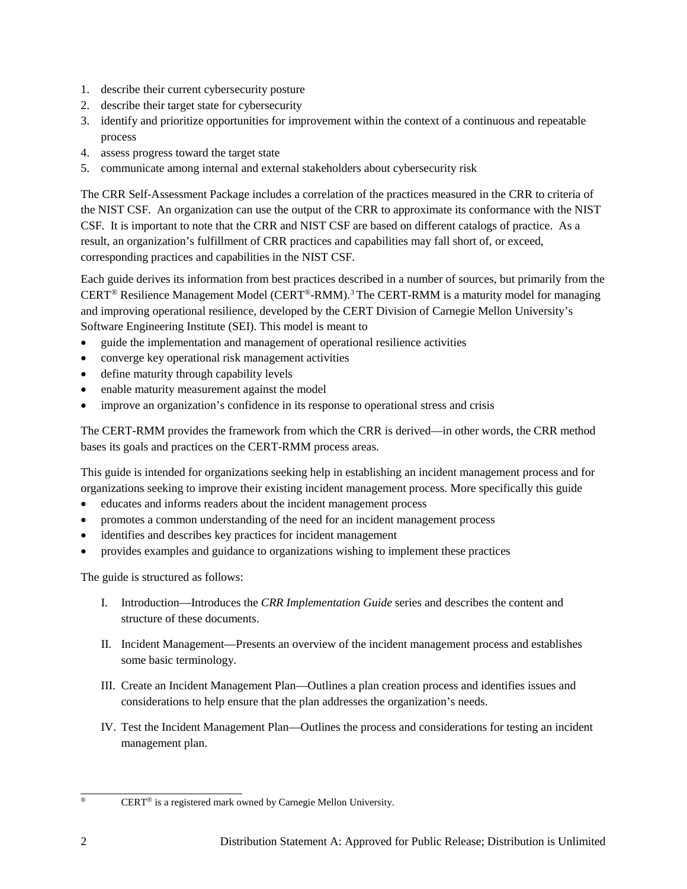1. describe their current cybersecurity posture
2. describe their target state for cybersecurity
3. identify and prioritize opportunities for improvement within the context of a continuous and repeatable process
4. assess progress toward the target state
5. communicate among internal and external stakeholders about cybersecurity risk

The CRR Self-Assessment Package includes a correlation of the practices measured in the CRR to criteria of the NIST CSF. An organization can use the output of the CRR to approximate its conformance with the NIST CSF. It is important to note that the CRR and NIST CSF are based on different catalogs of practice. As a result, an organization's fulfillment of CRR practices and capabilities may fall short of, or exceed, corresponding practices and capabilities in the NIST CSF.

Each guide derives its information from best practices described in a number of sources, but primarily from the CERT® Resilience Management Model (CERT®-RMM).[3] The CERT-RMM is a maturity model for managing and improving operational resilience, developed by the CERT Division of Carnegie Mellon University's Software Engineering Institute (SEI). This model is meant to

- guide the implementation and management of operational resilience activities
- converge key operational risk management activities
- define maturity through capability levels
- enable maturity measurement against the model
- improve an organization's confidence in its response to operational stress and crisis

The CERT-RMM provides the framework from which the CRR is derived—in other words, the CRR method bases its goals and practices on the CERT-RMM process areas.

This guide is intended for organizations seeking help in establishing an incident management process and for organizations seeking to improve their existing incident management process. More specifically this guide

- educates and informs readers about the incident management process
- promotes a common understanding of the need for an incident management process
- identifies and describes key practices for incident management
- provides examples and guidance to organizations wishing to implement these practices

The guide is structured as follows:

I. Introduction—Introduces the *CRR Implementation Guide* series and describes the content and structure of these documents.

II. Incident Management—Presents an overview of the incident management process and establishes some basic terminology.

III. Create an Incident Management Plan—Outlines a plan creation process and identifies issues and considerations to help ensure that the plan addresses the organization's needs.

IV. Test the Incident Management Plan—Outlines the process and considerations for testing an incident management plan.

---

® CERT® is a registered mark owned by Carnegie Mellon University.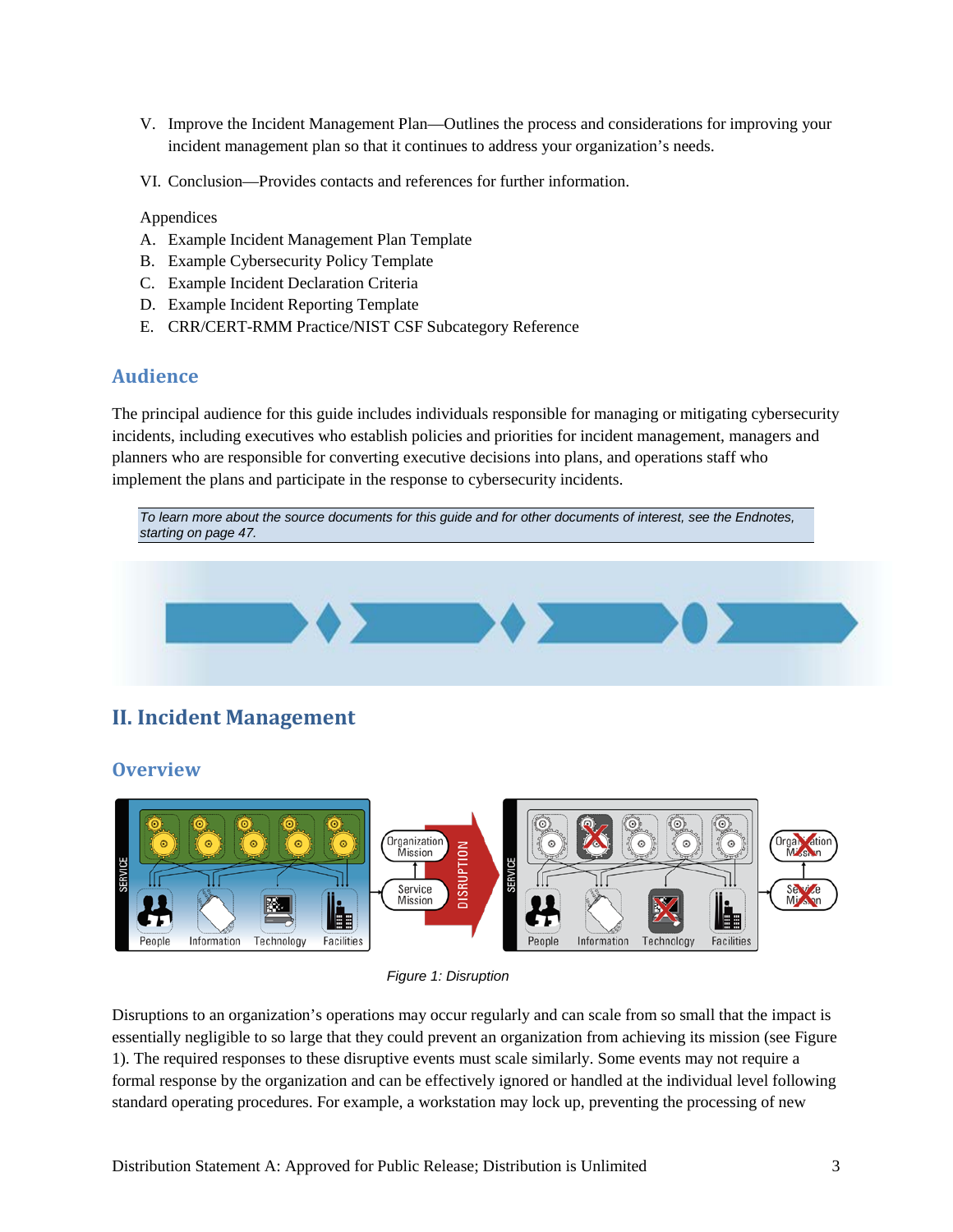V. Improve the Incident Management Plan—Outlines the process and considerations for improving your incident management plan so that it continues to address your organization's needs.

VI. Conclusion—Provides contacts and references for further information.

Appendices

A. Example Incident Management Plan Template
B. Example Cybersecurity Policy Template
C. Example Incident Declaration Criteria
D. Example Incident Reporting Template
E. CRR/CERT-RMM Practice/NIST CSF Subcategory Reference

## Audience

The principal audience for this guide includes individuals responsible for managing or mitigating cybersecurity incidents, including executives who establish policies and priorities for incident management, managers and planners who are responsible for converting executive decisions into plans, and operations staff who implement the plans and participate in the response to cybersecurity incidents.

*To learn more about the source documents for this guide and for other documents of interest, see the Endnotes, starting on page 47.*

# II. Incident Management

## Overview

*Figure 1: Disruption*

Disruptions to an organization's operations may occur regularly and can scale from so small that the impact is essentially negligible to so large that they could prevent an organization from achieving its mission (see Figure 1). The required responses to these disruptive events must scale similarly. Some events may not require a formal response by the organization and can be effectively ignored or handled at the individual level following standard operating procedures. For example, a workstation may lock up, preventing the processing of new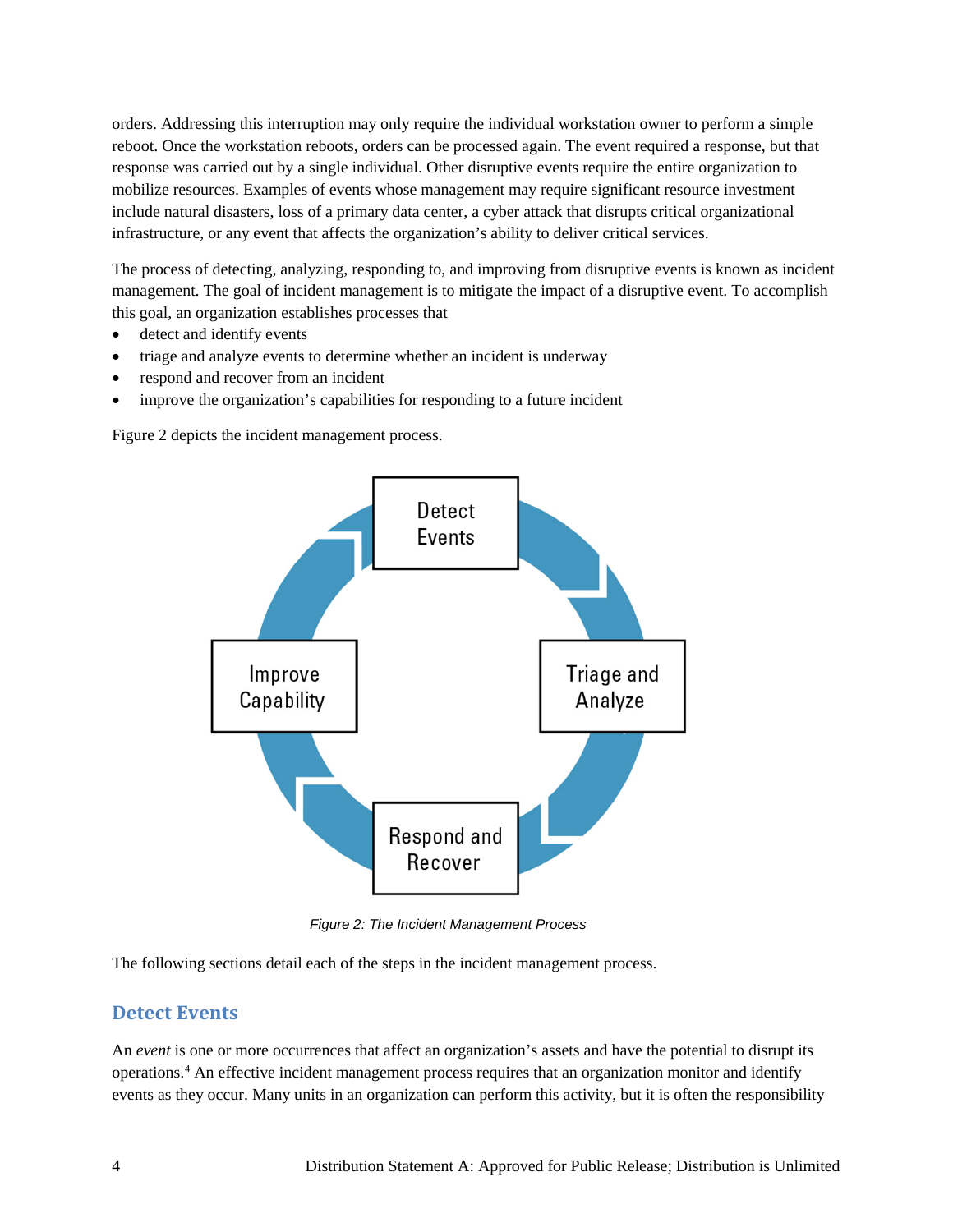orders. Addressing this interruption may only require the individual workstation owner to perform a simple reboot. Once the workstation reboots, orders can be processed again. The event required a response, but that response was carried out by a single individual. Other disruptive events require the entire organization to mobilize resources. Examples of events whose management may require significant resource investment include natural disasters, loss of a primary data center, a cyber attack that disrupts critical organizational infrastructure, or any event that affects the organization's ability to deliver critical services.

The process of detecting, analyzing, responding to, and improving from disruptive events is known as incident management. The goal of incident management is to mitigate the impact of a disruptive event. To accomplish this goal, an organization establishes processes that

- detect and identify events
- triage and analyze events to determine whether an incident is underway
- respond and recover from an incident
- improve the organization's capabilities for responding to a future incident

Figure 2 depicts the incident management process.

Detect Events

Triage and Analyze

Respond and Recover

Improve Capability

*Figure 2: The Incident Management Process*

The following sections detail each of the steps in the incident management process.

## Detect Events

An *event* is one or more occurrences that affect an organization's assets and have the potential to disrupt its operations.[4] An effective incident management process requires that an organization monitor and identify events as they occur. Many units in an organization can perform this activity, but it is often the responsibility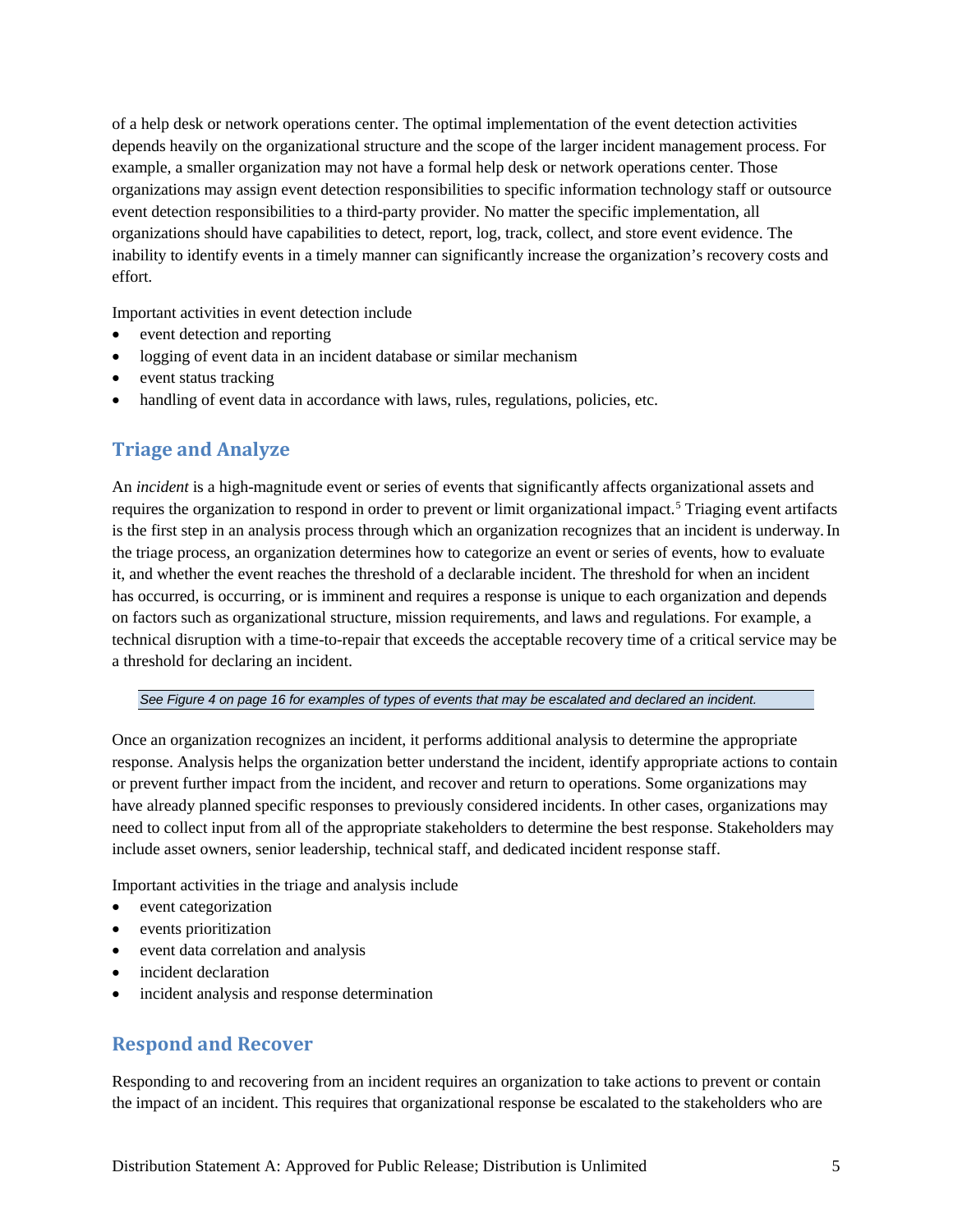of a help desk or network operations center. The optimal implementation of the event detection activities depends heavily on the organizational structure and the scope of the larger incident management process. For example, a smaller organization may not have a formal help desk or network operations center. Those organizations may assign event detection responsibilities to specific information technology staff or outsource event detection responsibilities to a third-party provider. No matter the specific implementation, all organizations should have capabilities to detect, report, log, track, collect, and store event evidence. The inability to identify events in a timely manner can significantly increase the organization's recovery costs and effort.

Important activities in event detection include

- event detection and reporting
- logging of event data in an incident database or similar mechanism
- event status tracking
- handling of event data in accordance with laws, rules, regulations, policies, etc.

## Triage and Analyze

An *incident* is a high-magnitude event or series of events that significantly affects organizational assets and requires the organization to respond in order to prevent or limit organizational impact.[5] Triaging event artifacts is the first step in an analysis process through which an organization recognizes that an incident is underway. In the triage process, an organization determines how to categorize an event or series of events, how to evaluate it, and whether the event reaches the threshold of a declarable incident. The threshold for when an incident has occurred, is occurring, or is imminent and requires a response is unique to each organization and depends on factors such as organizational structure, mission requirements, and laws and regulations. For example, a technical disruption with a time-to-repair that exceeds the acceptable recovery time of a critical service may be a threshold for declaring an incident.

*See Figure 4 on page 16 for examples of types of events that may be escalated and declared an incident.*

Once an organization recognizes an incident, it performs additional analysis to determine the appropriate response. Analysis helps the organization better understand the incident, identify appropriate actions to contain or prevent further impact from the incident, and recover and return to operations. Some organizations may have already planned specific responses to previously considered incidents. In other cases, organizations may need to collect input from all of the appropriate stakeholders to determine the best response. Stakeholders may include asset owners, senior leadership, technical staff, and dedicated incident response staff.

Important activities in the triage and analysis include

- event categorization
- events prioritization
- event data correlation and analysis
- incident declaration
- incident analysis and response determination

## Respond and Recover

Responding to and recovering from an incident requires an organization to take actions to prevent or contain the impact of an incident. This requires that organizational response be escalated to the stakeholders who are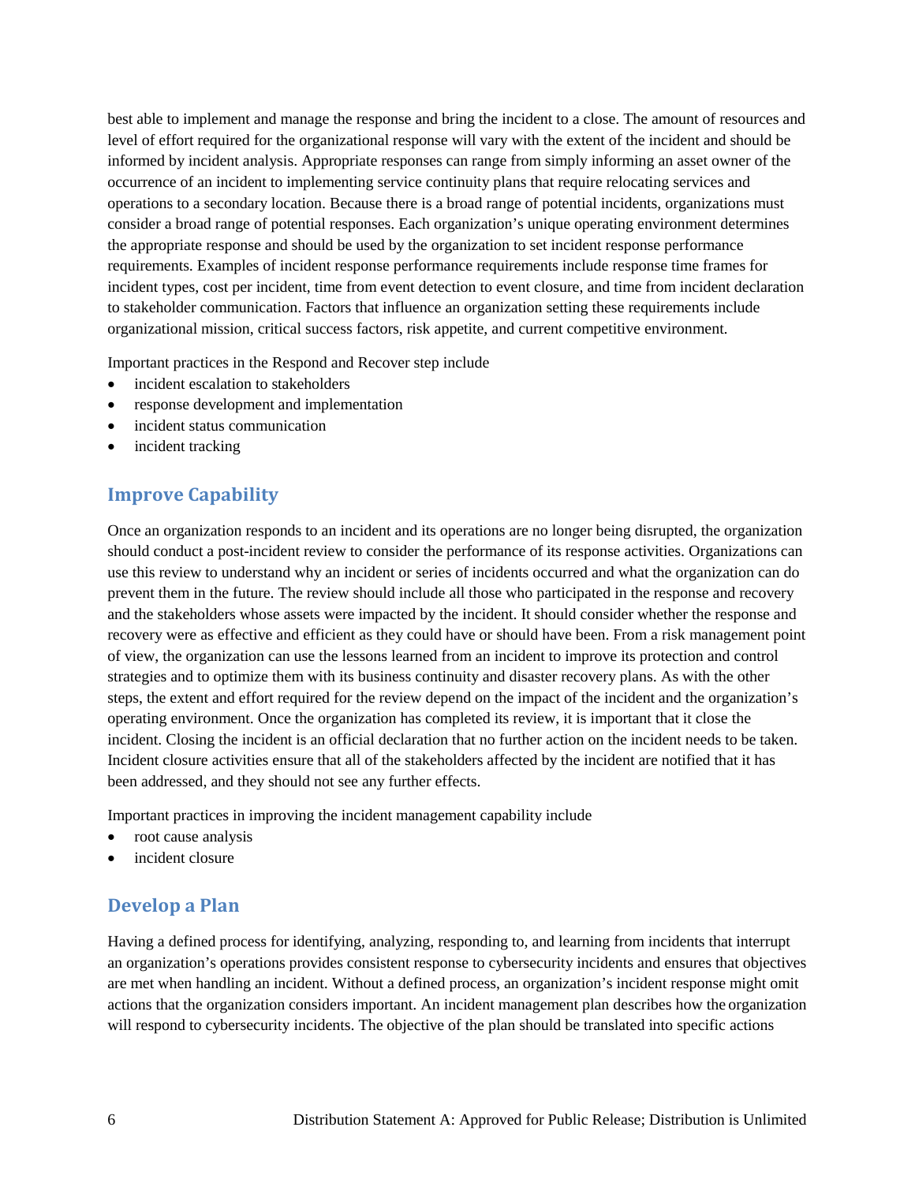best able to implement and manage the response and bring the incident to a close. The amount of resources and level of effort required for the organizational response will vary with the extent of the incident and should be informed by incident analysis. Appropriate responses can range from simply informing an asset owner of the occurrence of an incident to implementing service continuity plans that require relocating services and operations to a secondary location. Because there is a broad range of potential incidents, organizations must consider a broad range of potential responses. Each organization's unique operating environment determines the appropriate response and should be used by the organization to set incident response performance requirements. Examples of incident response performance requirements include response time frames for incident types, cost per incident, time from event detection to event closure, and time from incident declaration to stakeholder communication. Factors that influence an organization setting these requirements include organizational mission, critical success factors, risk appetite, and current competitive environment.

Important practices in the Respond and Recover step include

- incident escalation to stakeholders
- response development and implementation
- incident status communication
- incident tracking

## Improve Capability

Once an organization responds to an incident and its operations are no longer being disrupted, the organization should conduct a post-incident review to consider the performance of its response activities. Organizations can use this review to understand why an incident or series of incidents occurred and what the organization can do prevent them in the future. The review should include all those who participated in the response and recovery and the stakeholders whose assets were impacted by the incident. It should consider whether the response and recovery were as effective and efficient as they could have or should have been. From a risk management point of view, the organization can use the lessons learned from an incident to improve its protection and control strategies and to optimize them with its business continuity and disaster recovery plans. As with the other steps, the extent and effort required for the review depend on the impact of the incident and the organization's operating environment. Once the organization has completed its review, it is important that it close the incident. Closing the incident is an official declaration that no further action on the incident needs to be taken. Incident closure activities ensure that all of the stakeholders affected by the incident are notified that it has been addressed, and they should not see any further effects.

Important practices in improving the incident management capability include

- root cause analysis
- incident closure

## Develop a Plan

Having a defined process for identifying, analyzing, responding to, and learning from incidents that interrupt an organization's operations provides consistent response to cybersecurity incidents and ensures that objectives are met when handling an incident. Without a defined process, an organization's incident response might omit actions that the organization considers important. An incident management plan describes how the organization will respond to cybersecurity incidents. The objective of the plan should be translated into specific actions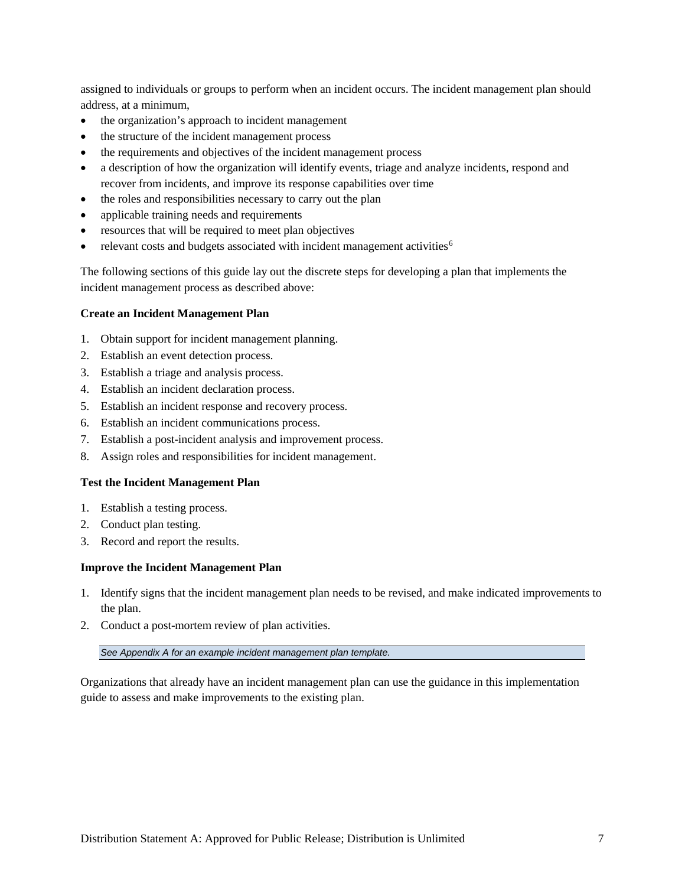assigned to individuals or groups to perform when an incident occurs. The incident management plan should address, at a minimum,

- the organization's approach to incident management
- the structure of the incident management process
- the requirements and objectives of the incident management process
- a description of how the organization will identify events, triage and analyze incidents, respond and recover from incidents, and improve its response capabilities over time
- the roles and responsibilities necessary to carry out the plan
- applicable training needs and requirements
- resources that will be required to meet plan objectives
- relevant costs and budgets associated with incident management activities[6]

The following sections of this guide lay out the discrete steps for developing a plan that implements the incident management process as described above:

**Create an Incident Management Plan**

1. Obtain support for incident management planning.
2. Establish an event detection process.
3. Establish a triage and analysis process.
4. Establish an incident declaration process.
5. Establish an incident response and recovery process.
6. Establish an incident communications process.
7. Establish a post-incident analysis and improvement process.
8. Assign roles and responsibilities for incident management.

**Test the Incident Management Plan**

1. Establish a testing process.
2. Conduct plan testing.
3. Record and report the results.

**Improve the Incident Management Plan**

1. Identify signs that the incident management plan needs to be revised, and make indicated improvements to the plan.
2. Conduct a post-mortem review of plan activities.

*See Appendix A for an example incident management plan template.*

Organizations that already have an incident management plan can use the guidance in this implementation guide to assess and make improvements to the existing plan.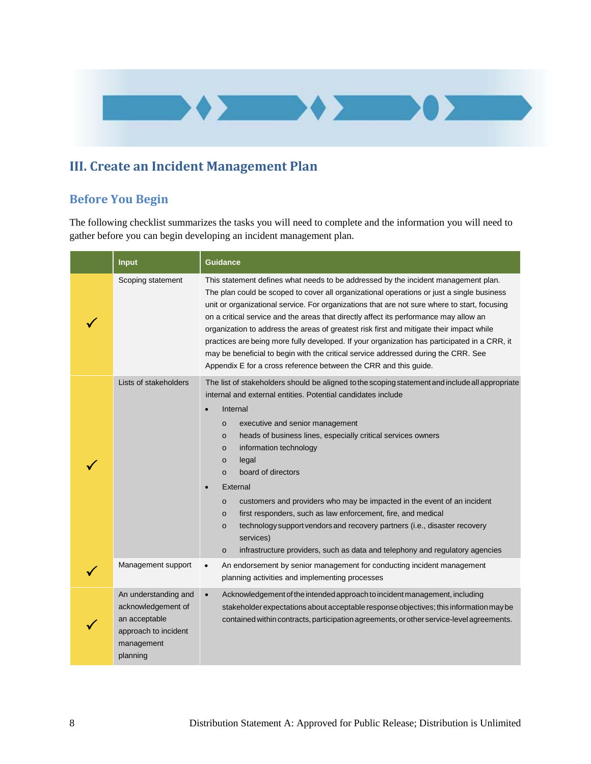## III. Create an Incident Management Plan

### Before You Begin

The following checklist summarizes the tasks you will need to complete and the information you will need to gather before you can begin developing an incident management plan.

| | Input | Guidance |
|---|---|---|
| ✓ | Scoping statement | This statement defines what needs to be addressed by the incident management plan. The plan could be scoped to cover all organizational operations or just a single business unit or organizational service. For organizations that are not sure where to start, focusing on a critical service and the areas that directly affect its performance may allow an organization to address the areas of greatest risk first and mitigate their impact while practices are being more fully developed. If your organization has participated in a CRR, it may be beneficial to begin with the critical service addressed during the CRR. See Appendix E for a cross reference between the CRR and this guide. |
| ✓ | Lists of stakeholders | The list of stakeholders should be aligned to the scoping statement and include all appropriate internal and external entities. Potential candidates include<br>• Internal<br>&nbsp;&nbsp;o executive and senior management<br>&nbsp;&nbsp;o heads of business lines, especially critical services owners<br>&nbsp;&nbsp;o information technology<br>&nbsp;&nbsp;o legal<br>&nbsp;&nbsp;o board of directors<br>• External<br>&nbsp;&nbsp;o customers and providers who may be impacted in the event of an incident<br>&nbsp;&nbsp;o first responders, such as law enforcement, fire, and medical<br>&nbsp;&nbsp;o technology support vendors and recovery partners (i.e., disaster recovery services)<br>&nbsp;&nbsp;o infrastructure providers, such as data and telephony and regulatory agencies |
| ✓ | Management support | • An endorsement by senior management for conducting incident management planning activities and implementing processes |
| ✓ | An understanding and acknowledgement of an acceptable approach to incident management planning | • Acknowledgement of the intended approach to incident management, including stakeholder expectations about acceptable response objectives; this information may be contained within contracts, participation agreements, or other service-level agreements. |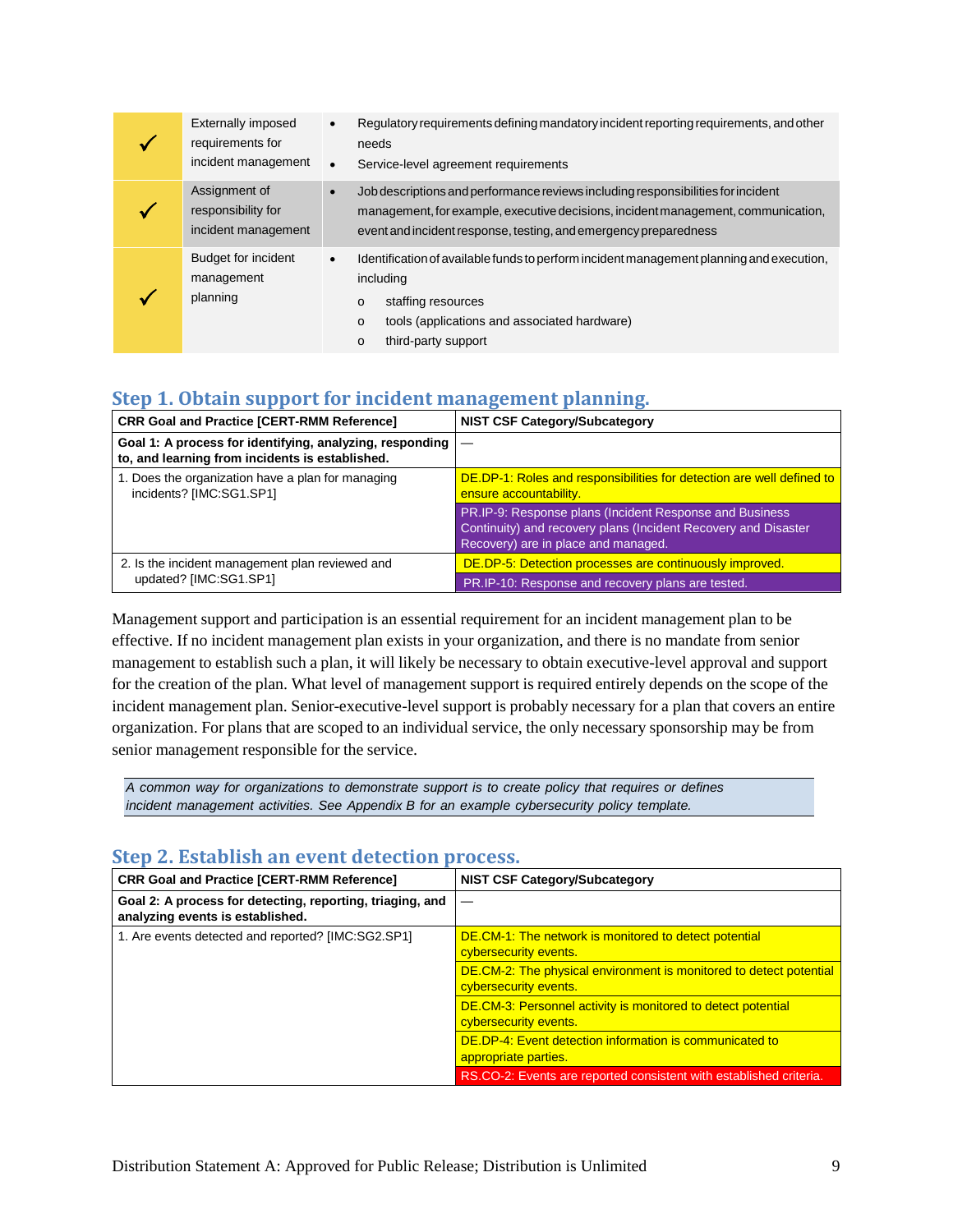| | | |
|---|---|---|
| ✓ | Externally imposed requirements for incident management | • Regulatory requirements defining mandatory incident reporting requirements, and other needs<br>• Service-level agreement requirements |
| ✓ | Assignment of responsibility for incident management | • Job descriptions and performance reviews including responsibilities for incident management, for example, executive decisions, incident management, communication, event and incident response, testing, and emergency preparedness |
| ✓ | Budget for incident management planning | • Identification of available funds to perform incident management planning and execution, including<br>o staffing resources<br>o tools (applications and associated hardware)<br>o third-party support |

## Step 1. Obtain support for incident management planning.

| CRR Goal and Practice [CERT-RMM Reference] | NIST CSF Category/Subcategory |
|---|---|
| **Goal 1: A process for identifying, analyzing, responding to, and learning from incidents is established.** | — |
| 1. Does the organization have a plan for managing incidents? [IMC:SG1.SP1] | DE.DP-1: Roles and responsibilities for detection are well defined to ensure accountability. |
| | PR.IP-9: Response plans (Incident Response and Business Continuity) and recovery plans (Incident Recovery and Disaster Recovery) are in place and managed. |
| 2. Is the incident management plan reviewed and updated? [IMC:SG1.SP1] | DE.DP-5: Detection processes are continuously improved. |
| | PR.IP-10: Response and recovery plans are tested. |

Management support and participation is an essential requirement for an incident management plan to be effective. If no incident management plan exists in your organization, and there is no mandate from senior management to establish such a plan, it will likely be necessary to obtain executive-level approval and support for the creation of the plan. What level of management support is required entirely depends on the scope of the incident management plan. Senior-executive-level support is probably necessary for a plan that covers an entire organization. For plans that are scoped to an individual service, the only necessary sponsorship may be from senior management responsible for the service.

> *A common way for organizations to demonstrate support is to create policy that requires or defines incident management activities. See Appendix B for an example cybersecurity policy template.*

## Step 2. Establish an event detection process.

| CRR Goal and Practice [CERT-RMM Reference] | NIST CSF Category/Subcategory |
|---|---|
| **Goal 2: A process for detecting, reporting, triaging, and analyzing events is established.** | — |
| 1. Are events detected and reported? [IMC:SG2.SP1] | DE.CM-1: The network is monitored to detect potential cybersecurity events. |
| | DE.CM-2: The physical environment is monitored to detect potential cybersecurity events. |
| | DE.CM-3: Personnel activity is monitored to detect potential cybersecurity events. |
| | DE.DP-4: Event detection information is communicated to appropriate parties. |
| | RS.CO-2: Events are reported consistent with established criteria. |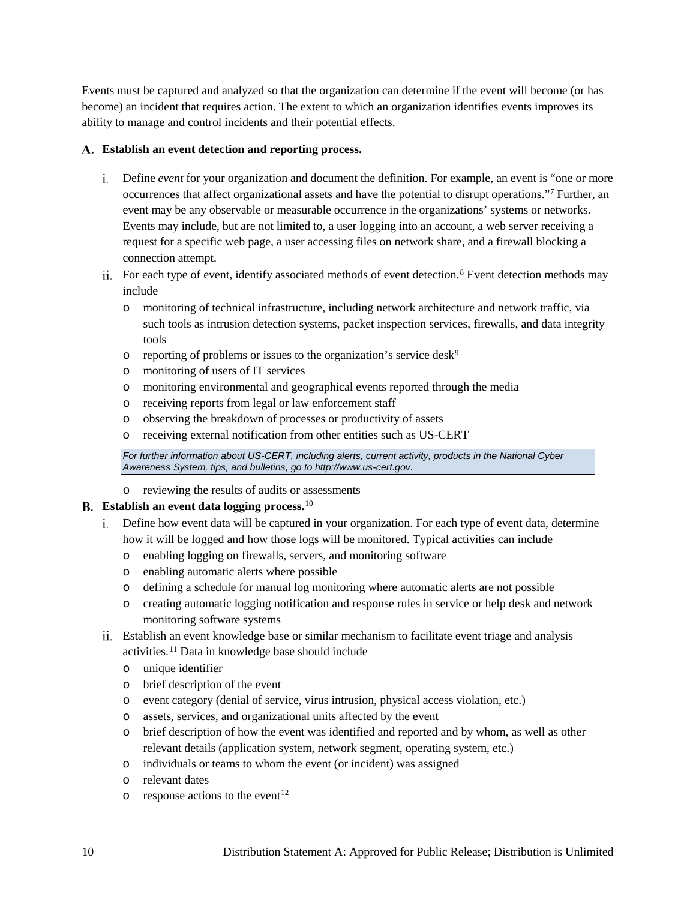Events must be captured and analyzed so that the organization can determine if the event will become (or has become) an incident that requires action. The extent to which an organization identifies events improves its ability to manage and control incidents and their potential effects.

### A. Establish an event detection and reporting process.

i. Define *event* for your organization and document the definition. For example, an event is "one or more occurrences that affect organizational assets and have the potential to disrupt operations."[7] Further, an event may be any observable or measurable occurrence in the organizations' systems or networks. Events may include, but are not limited to, a user logging into an account, a web server receiving a request for a specific web page, a user accessing files on network share, and a firewall blocking a connection attempt.

ii. For each type of event, identify associated methods of event detection.[8] Event detection methods may include

- monitoring of technical infrastructure, including network architecture and network traffic, via such tools as intrusion detection systems, packet inspection services, firewalls, and data integrity tools
- reporting of problems or issues to the organization's service desk[9]
- monitoring of users of IT services
- monitoring environmental and geographical events reported through the media
- receiving reports from legal or law enforcement staff
- observing the breakdown of processes or productivity of assets
- receiving external notification from other entities such as US-CERT

*For further information about US-CERT, including alerts, current activity, products in the National Cyber Awareness System, tips, and bulletins, go to http://www.us-cert.gov.*

- reviewing the results of audits or assessments

### B. Establish an event data logging process.[10]

i. Define how event data will be captured in your organization. For each type of event data, determine how it will be logged and how those logs will be monitored. Typical activities can include

- enabling logging on firewalls, servers, and monitoring software
- enabling automatic alerts where possible
- defining a schedule for manual log monitoring where automatic alerts are not possible
- creating automatic logging notification and response rules in service or help desk and network monitoring software systems

ii. Establish an event knowledge base or similar mechanism to facilitate event triage and analysis activities.[11] Data in knowledge base should include

- unique identifier
- brief description of the event
- event category (denial of service, virus intrusion, physical access violation, etc.)
- assets, services, and organizational units affected by the event
- brief description of how the event was identified and reported and by whom, as well as other relevant details (application system, network segment, operating system, etc.)
- individuals or teams to whom the event (or incident) was assigned
- relevant dates
- response actions to the event[12]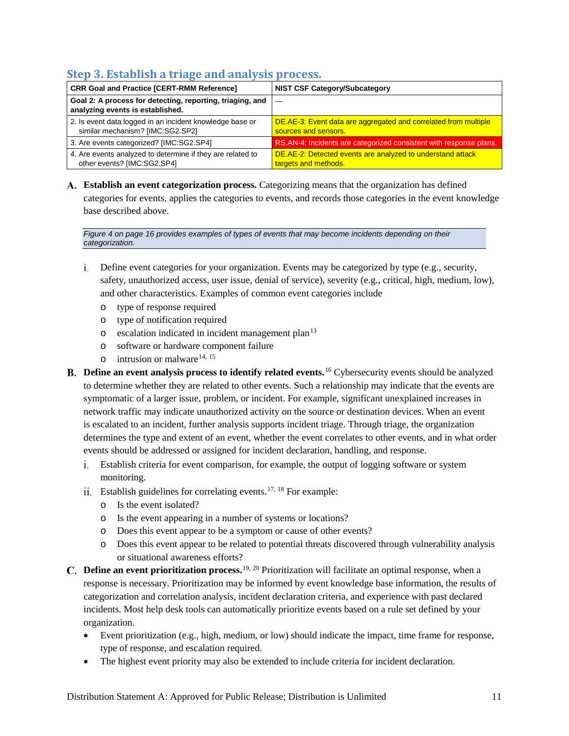## Step 3. Establish a triage and analysis process.

| CRR Goal and Practice [CERT-RMM Reference] | NIST CSF Category/Subcategory |
|---|---|
| **Goal 2: A process for detecting, reporting, triaging, and analyzing events is established.** | — |
| 2. Is event data logged in an incident knowledge base or similar mechanism? [IMC:SG2.SP2] | DE.AE-3: Event data are aggregated and correlated from multiple sources and sensors. |
| 3. Are events categorized? [IMC:SG2.SP4] | RS.AN-4: Incidents are categorized consistent with response plans. |
| 4. Are events analyzed to determine if they are related to other events? [IMC:SG2.SP4] | DE.AE-2: Detected events are analyzed to understand attack targets and methods. |

**A. Establish an event categorization process.** Categorizing means that the organization has defined categories for events, applies the categories to events, and records those categories in the event knowledge base described above.

*Figure 4 on page 16 provides examples of types of events that may become incidents depending on their categorization.*

i. Define event categories for your organization. Events may be categorized by type (e.g., security, safety, unauthorized access, user issue, denial of service), severity (e.g., critical, high, medium, low), and other characteristics. Examples of common event categories include

- type of response required
- type of notification required
- escalation indicated in incident management plan[13]
- software or hardware component failure
- intrusion or malware[14, 15]

**B. Define an event analysis process to identify related events.**[16] Cybersecurity events should be analyzed to determine whether they are related to other events. Such a relationship may indicate that the events are symptomatic of a larger issue, problem, or incident. For example, significant unexplained increases in network traffic may indicate unauthorized activity on the source or destination devices. When an event is escalated to an incident, further analysis supports incident triage. Through triage, the organization determines the type and extent of an event, whether the event correlates to other events, and in what order events should be addressed or assigned for incident declaration, handling, and response.

i. Establish criteria for event comparison, for example, the output of logging software or system monitoring.

ii. Establish guidelines for correlating events.[17, 18] For example:

- Is the event isolated?
- Is the event appearing in a number of systems or locations?
- Does this event appear to be a symptom or cause of other events?
- Does this event appear to be related to potential threats discovered through vulnerability analysis or situational awareness efforts?

**C. Define an event prioritization process.**[19, 20] Prioritization will facilitate an optimal response, when a response is necessary. Prioritization may be informed by event knowledge base information, the results of categorization and correlation analysis, incident declaration criteria, and experience with past declared incidents. Most help desk tools can automatically prioritize events based on a rule set defined by your organization.

- Event prioritization (e.g., high, medium, or low) should indicate the impact, time frame for response, type of response, and escalation required.
- The highest event priority may also be extended to include criteria for incident declaration.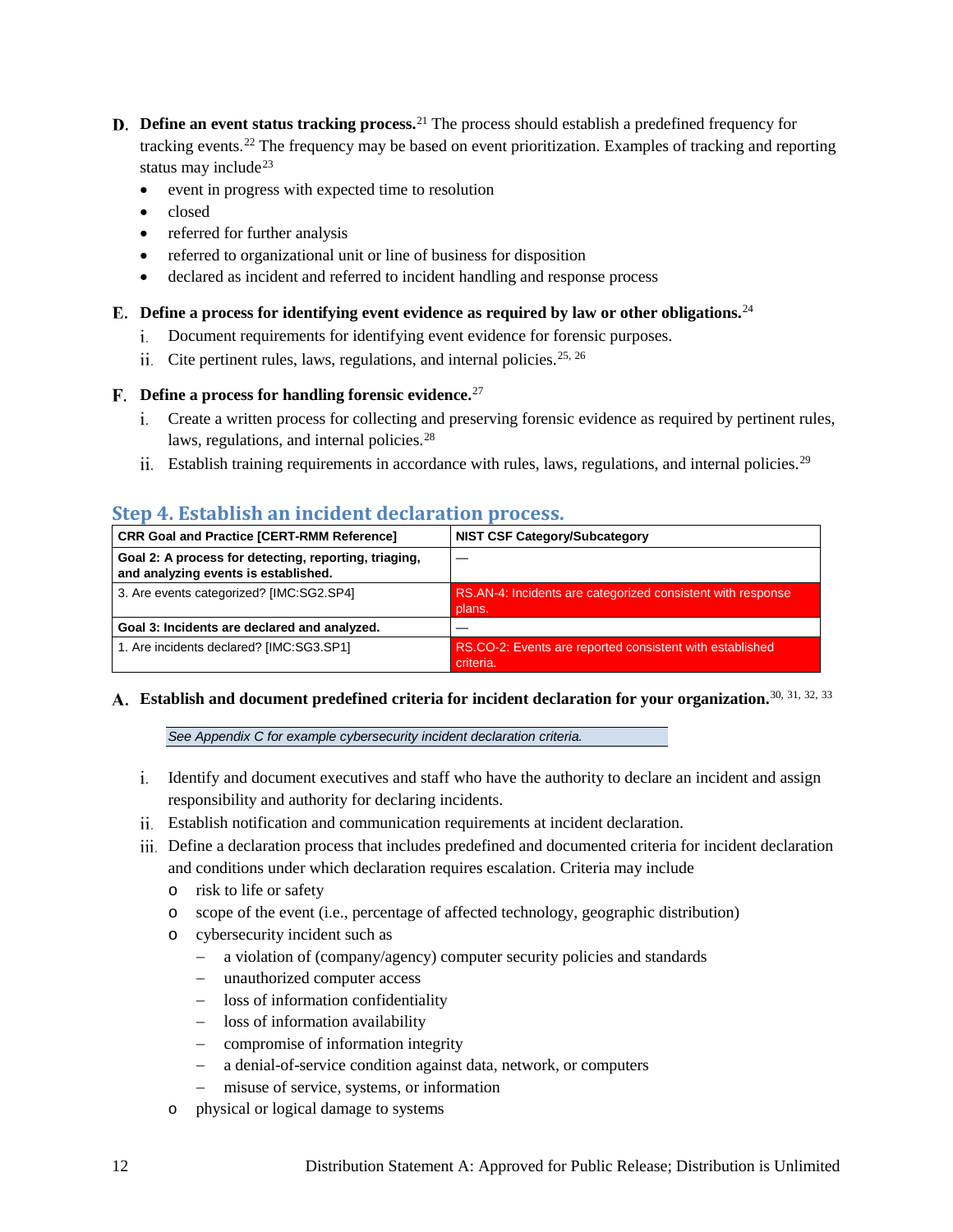**D. Define an event status tracking process.**[21] The process should establish a predefined frequency for tracking events.[22] The frequency may be based on event prioritization. Examples of tracking and reporting status may include[23]

- event in progress with expected time to resolution
- closed
- referred for further analysis
- referred to organizational unit or line of business for disposition
- declared as incident and referred to incident handling and response process

**E. Define a process for identifying event evidence as required by law or other obligations.**[24]

i. Document requirements for identifying event evidence for forensic purposes.
ii. Cite pertinent rules, laws, regulations, and internal policies.[25, 26]

**F. Define a process for handling forensic evidence.**[27]

i. Create a written process for collecting and preserving forensic evidence as required by pertinent rules, laws, regulations, and internal policies.[28]
ii. Establish training requirements in accordance with rules, laws, regulations, and internal policies.[29]

## Step 4. Establish an incident declaration process.

| CRR Goal and Practice [CERT-RMM Reference] | NIST CSF Category/Subcategory |
|---|---|
| **Goal 2: A process for detecting, reporting, triaging, and analyzing events is established.** | — |
| 3. Are events categorized? [IMC:SG2.SP4] | RS.AN-4: Incidents are categorized consistent with response plans. |
| **Goal 3: Incidents are declared and analyzed.** | — |
| 1. Are incidents declared? [IMC:SG3.SP1] | RS.CO-2: Events are reported consistent with established criteria. |

**A. Establish and document predefined criteria for incident declaration for your organization.**[30, 31, 32, 33]

*See Appendix C for example cybersecurity incident declaration criteria.*

i. Identify and document executives and staff who have the authority to declare an incident and assign responsibility and authority for declaring incidents.
ii. Establish notification and communication requirements at incident declaration.
iii. Define a declaration process that includes predefined and documented criteria for incident declaration and conditions under which declaration requires escalation. Criteria may include
   - risk to life or safety
   - scope of the event (i.e., percentage of affected technology, geographic distribution)
   - cybersecurity incident such as
     - a violation of (company/agency) computer security policies and standards
     - unauthorized computer access
     - loss of information confidentiality
     - loss of information availability
     - compromise of information integrity
     - a denial-of-service condition against data, network, or computers
     - misuse of service, systems, or information
   - physical or logical damage to systems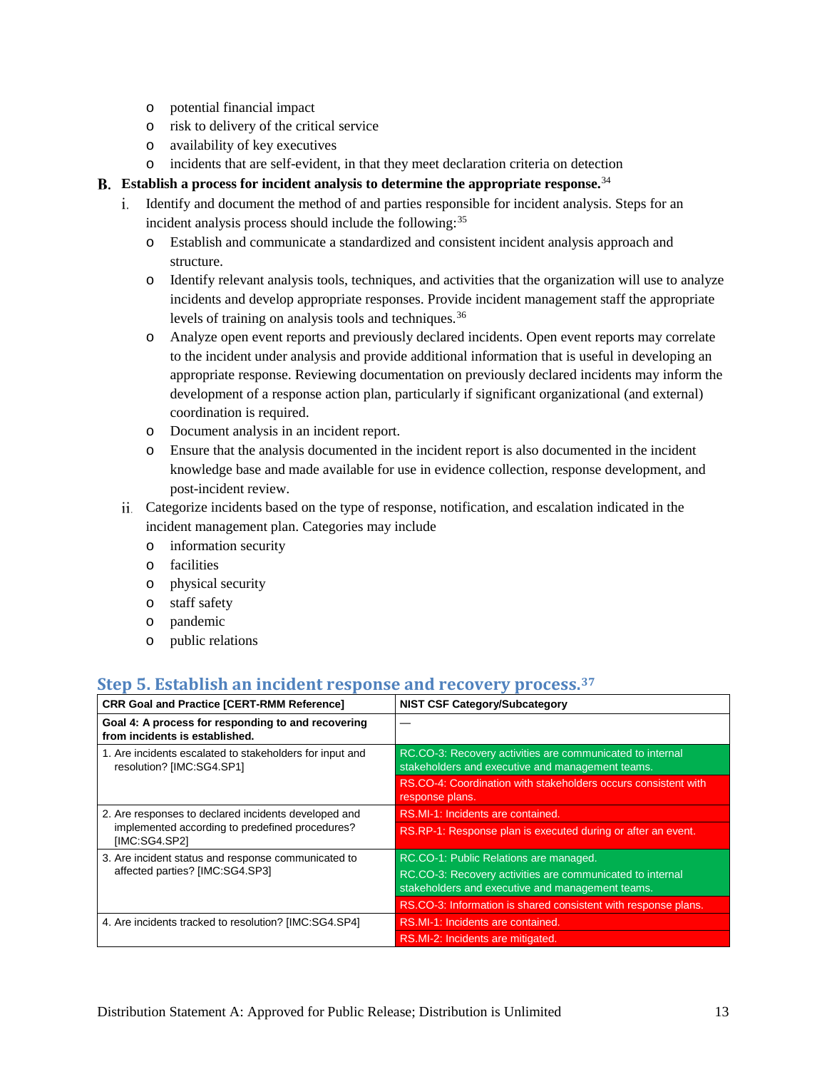- potential financial impact
- risk to delivery of the critical service
- availability of key executives
- incidents that are self-evident, in that they meet declaration criteria on detection

**B. Establish a process for incident analysis to determine the appropriate response.**[34]

i. Identify and document the method of and parties responsible for incident analysis. Steps for an incident analysis process should include the following:[35]
   - Establish and communicate a standardized and consistent incident analysis approach and structure.
   - Identify relevant analysis tools, techniques, and activities that the organization will use to analyze incidents and develop appropriate responses. Provide incident management staff the appropriate levels of training on analysis tools and techniques.[36]
   - Analyze open event reports and previously declared incidents. Open event reports may correlate to the incident under analysis and provide additional information that is useful in developing an appropriate response. Reviewing documentation on previously declared incidents may inform the development of a response action plan, particularly if significant organizational (and external) coordination is required.
   - Document analysis in an incident report.
   - Ensure that the analysis documented in the incident report is also documented in the incident knowledge base and made available for use in evidence collection, response development, and post-incident review.

ii. Categorize incidents based on the type of response, notification, and escalation indicated in the incident management plan. Categories may include
   - information security
   - facilities
   - physical security
   - staff safety
   - pandemic
   - public relations

## Step 5. Establish an incident response and recovery process.[37]

| CRR Goal and Practice [CERT-RMM Reference] | NIST CSF Category/Subcategory |
|---|---|
| **Goal 4: A process for responding to and recovering from incidents is established.** | — |
| 1. Are incidents escalated to stakeholders for input and resolution? [IMC:SG4.SP1] | RC.CO-3: Recovery activities are communicated to internal stakeholders and executive and management teams. |
| | RS.CO-4: Coordination with stakeholders occurs consistent with response plans. |
| 2. Are responses to declared incidents developed and implemented according to predefined procedures? [IMC:SG4.SP2] | RS.MI-1: Incidents are contained. |
| | RS.RP-1: Response plan is executed during or after an event. |
| 3. Are incident status and response communicated to affected parties? [IMC:SG4.SP3] | RC.CO-1: Public Relations are managed. |
| | RC.CO-3: Recovery activities are communicated to internal stakeholders and executive and management teams. |
| | RS.CO-3: Information is shared consistent with response plans. |
| 4. Are incidents tracked to resolution? [IMC:SG4.SP4] | RS.MI-1: Incidents are contained. |
| | RS.MI-2: Incidents are mitigated. |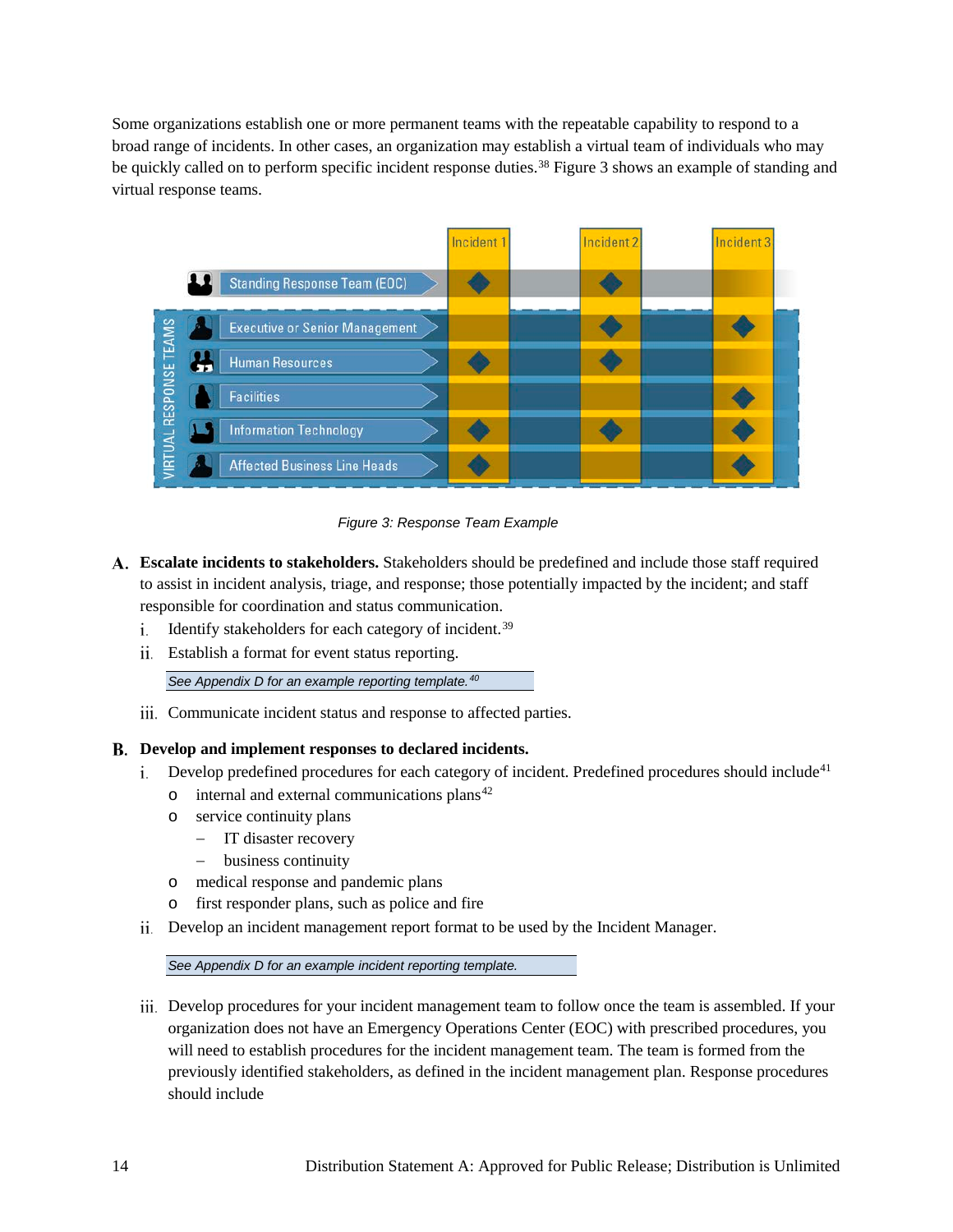Some organizations establish one or more permanent teams with the repeatable capability to respond to a broad range of incidents. In other cases, an organization may establish a virtual team of individuals who may be quickly called on to perform specific incident response duties.[38] Figure 3 shows an example of standing and virtual response teams.

*Figure 3: Response Team Example*

**A. Escalate incidents to stakeholders.** Stakeholders should be predefined and include those staff required to assist in incident analysis, triage, and response; those potentially impacted by the incident; and staff responsible for coordination and status communication.

i. Identify stakeholders for each category of incident.[39]

ii. Establish a format for event status reporting.

*See Appendix D for an example reporting template.[40]*

iii. Communicate incident status and response to affected parties.

**B. Develop and implement responses to declared incidents.**

i. Develop predefined procedures for each category of incident. Predefined procedures should include[41]
   - internal and external communications plans[42]
   - service continuity plans
     - IT disaster recovery
     - business continuity
   - medical response and pandemic plans
   - first responder plans, such as police and fire

ii. Develop an incident management report format to be used by the Incident Manager.

*See Appendix D for an example incident reporting template.*

iii. Develop procedures for your incident management team to follow once the team is assembled. If your organization does not have an Emergency Operations Center (EOC) with prescribed procedures, you will need to establish procedures for the incident management team. The team is formed from the previously identified stakeholders, as defined in the incident management plan. Response procedures should include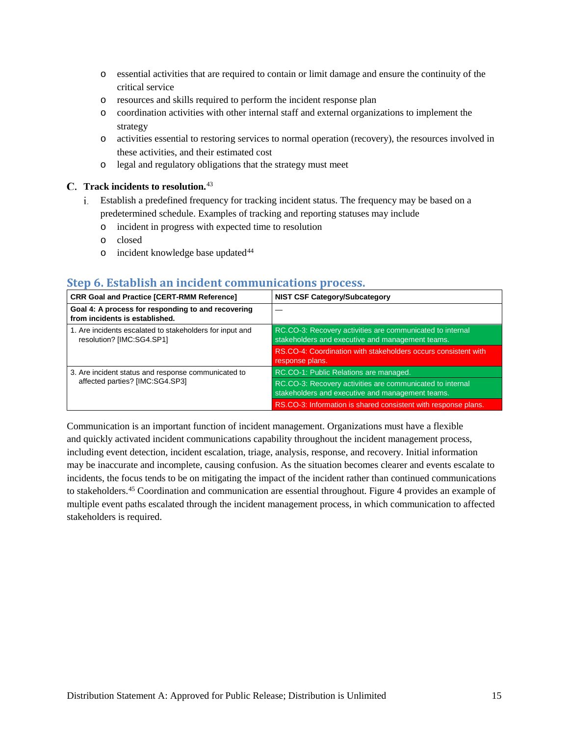- essential activities that are required to contain or limit damage and ensure the continuity of the critical service
- resources and skills required to perform the incident response plan
- coordination activities with other internal staff and external organizations to implement the strategy
- activities essential to restoring services to normal operation (recovery), the resources involved in these activities, and their estimated cost
- legal and regulatory obligations that the strategy must meet

**C. Track incidents to resolution.**[43]

i. Establish a predefined frequency for tracking incident status. The frequency may be based on a predetermined schedule. Examples of tracking and reporting statuses may include
  - incident in progress with expected time to resolution
  - closed
  - incident knowledge base updated[44]

## Step 6. Establish an incident communications process.

| CRR Goal and Practice [CERT-RMM Reference] | NIST CSF Category/Subcategory |
|---|---|
| **Goal 4: A process for responding to and recovering from incidents is established.** | — |
| 1. Are incidents escalated to stakeholders for input and resolution? [IMC:SG4.SP1] | RC.CO-3: Recovery activities are communicated to internal stakeholders and executive and management teams. |
| | RS.CO-4: Coordination with stakeholders occurs consistent with response plans. |
| 3. Are incident status and response communicated to affected parties? [IMC:SG4.SP3] | RC.CO-1: Public Relations are managed. |
| | RC.CO-3: Recovery activities are communicated to internal stakeholders and executive and management teams. |
| | RS.CO-3: Information is shared consistent with response plans. |

Communication is an important function of incident management. Organizations must have a flexible and quickly activated incident communications capability throughout the incident management process, including event detection, incident escalation, triage, analysis, response, and recovery. Initial information may be inaccurate and incomplete, causing confusion. As the situation becomes clearer and events escalate to incidents, the focus tends to be on mitigating the impact of the incident rather than continued communications to stakeholders.[45] Coordination and communication are essential throughout. Figure 4 provides an example of multiple event paths escalated through the incident management process, in which communication to affected stakeholders is required.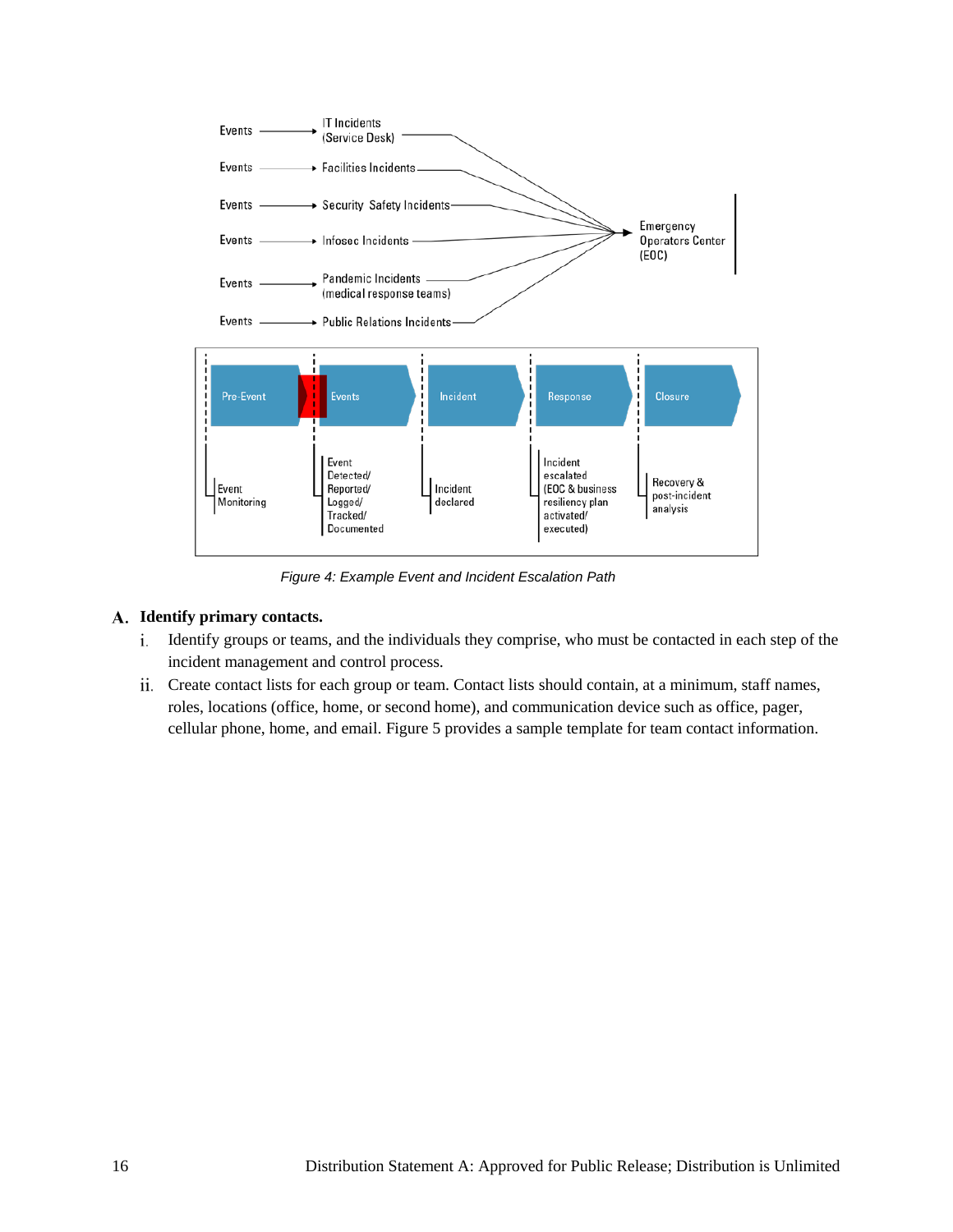Figure 4: Example Event and Incident Escalation Path

**A. Identify primary contacts.**

i. Identify groups or teams, and the individuals they comprise, who must be contacted in each step of the incident management and control process.

ii. Create contact lists for each group or team. Contact lists should contain, at a minimum, staff names, roles, locations (office, home, or second home), and communication device such as office, pager, cellular phone, home, and email. Figure 5 provides a sample template for team contact information.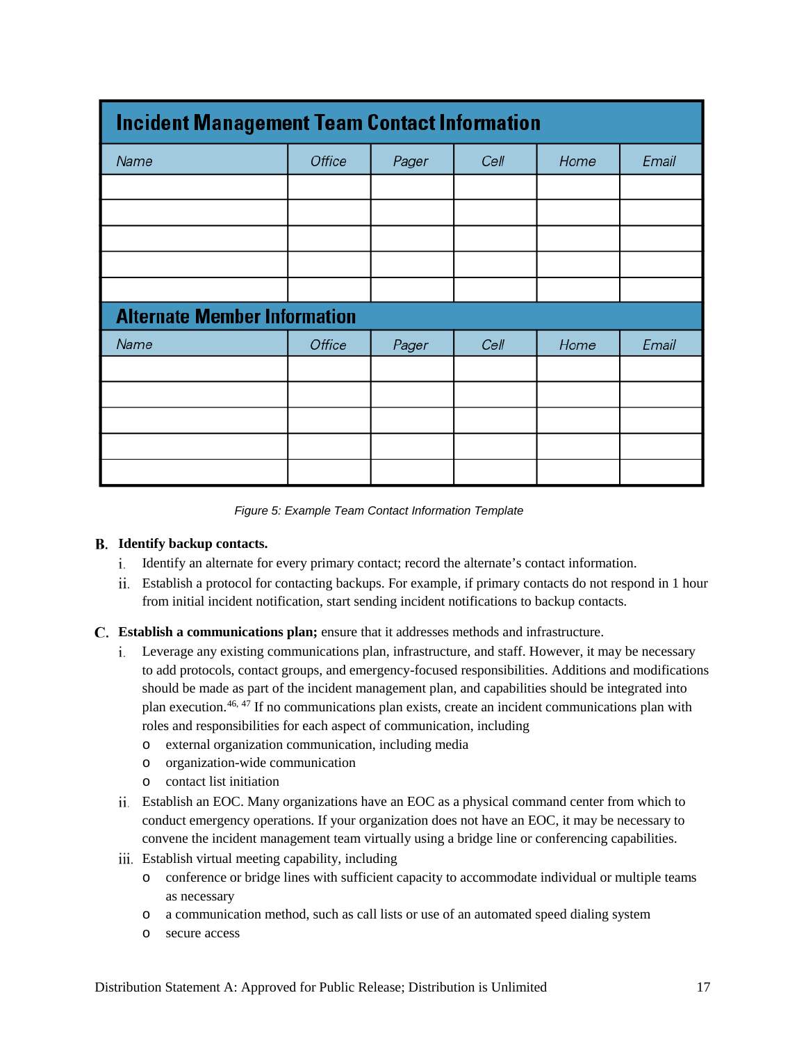| Incident Management Team Contact Information | | | | | |
|---|---|---|---|---|---|
| *Name* | *Office* | *Pager* | *Cell* | *Home* | *Email* |
| | | | | | |
| | | | | | |
| | | | | | |
| | | | | | |
| | | | | | |
| **Alternate Member Information** | | | | | |
| *Name* | *Office* | *Pager* | *Cell* | *Home* | *Email* |
| | | | | | |
| | | | | | |
| | | | | | |
| | | | | | |
| | | | | | |

*Figure 5: Example Team Contact Information Template*

**B. Identify backup contacts.**

i. Identify an alternate for every primary contact; record the alternate's contact information.

ii. Establish a protocol for contacting backups. For example, if primary contacts do not respond in 1 hour from initial incident notification, start sending incident notifications to backup contacts.

**C. Establish a communications plan;** ensure that it addresses methods and infrastructure.

i. Leverage any existing communications plan, infrastructure, and staff. However, it may be necessary to add protocols, contact groups, and emergency-focused responsibilities. Additions and modifications should be made as part of the incident management plan, and capabilities should be integrated into plan execution.[46, 47] If no communications plan exists, create an incident communications plan with roles and responsibilities for each aspect of communication, including

- external organization communication, including media
- organization-wide communication
- contact list initiation

ii. Establish an EOC. Many organizations have an EOC as a physical command center from which to conduct emergency operations. If your organization does not have an EOC, it may be necessary to convene the incident management team virtually using a bridge line or conferencing capabilities.

iii. Establish virtual meeting capability, including

- conference or bridge lines with sufficient capacity to accommodate individual or multiple teams as necessary
- a communication method, such as call lists or use of an automated speed dialing system
- secure access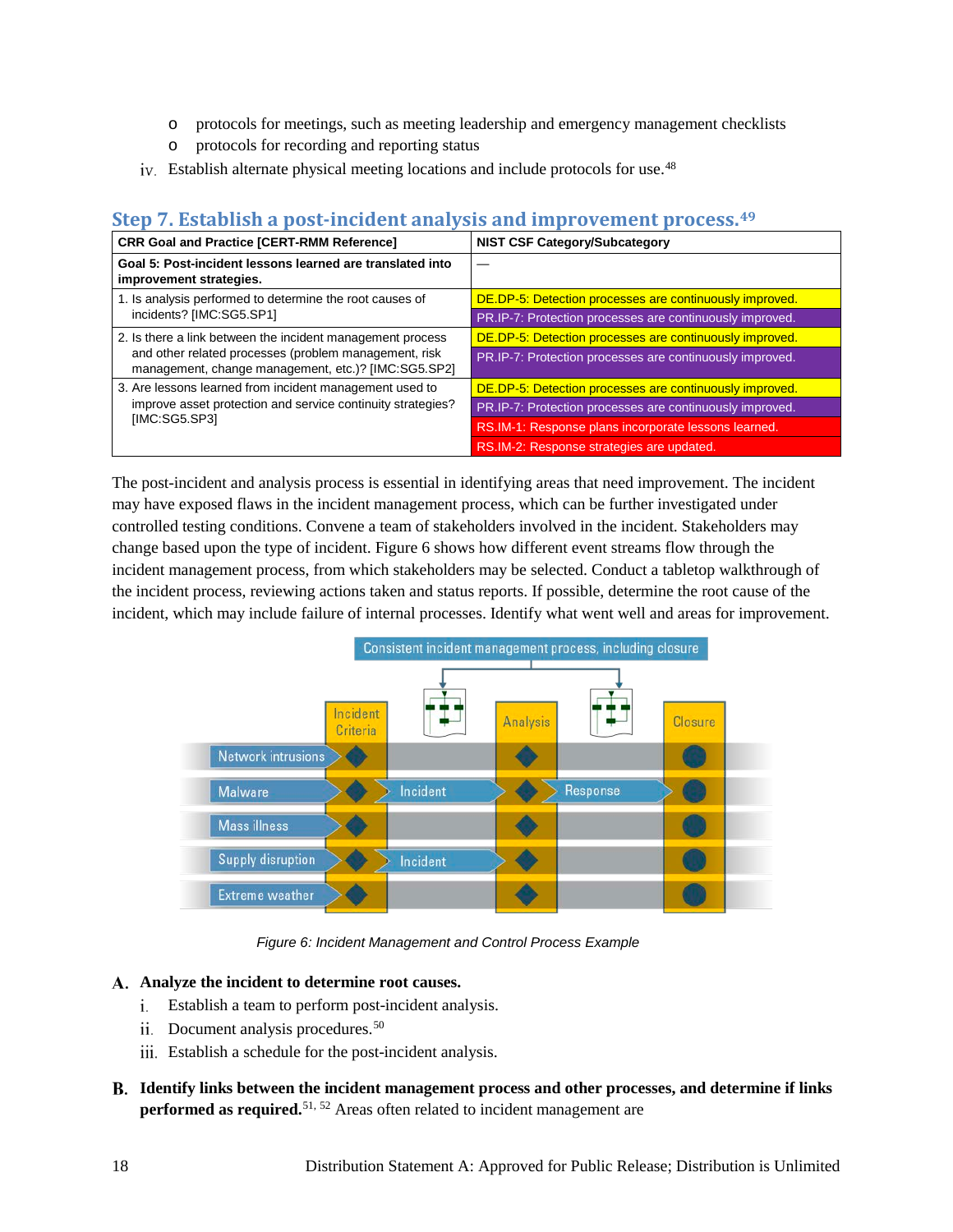- protocols for meetings, such as meeting leadership and emergency management checklists
- protocols for recording and reporting status

iv. Establish alternate physical meeting locations and include protocols for use.[48]

## Step 7. Establish a post-incident analysis and improvement process.[49]

| CRR Goal and Practice [CERT-RMM Reference] | NIST CSF Category/Subcategory |
|---|---|
| **Goal 5: Post-incident lessons learned are translated into improvement strategies.** | — |
| 1. Is analysis performed to determine the root causes of incidents? [IMC:SG5.SP1] | DE.DP-5: Detection processes are continuously improved.<br>PR.IP-7: Protection processes are continuously improved. |
| 2. Is there a link between the incident management process and other related processes (problem management, risk management, change management, etc.)? [IMC:SG5.SP2] | DE.DP-5: Detection processes are continuously improved.<br>PR.IP-7: Protection processes are continuously improved. |
| 3. Are lessons learned from incident management used to improve asset protection and service continuity strategies? [IMC:SG5.SP3] | DE.DP-5: Detection processes are continuously improved.<br>PR.IP-7: Protection processes are continuously improved.<br>RS.IM-1: Response plans incorporate lessons learned.<br>RS.IM-2: Response strategies are updated. |

The post-incident and analysis process is essential in identifying areas that need improvement. The incident may have exposed flaws in the incident management process, which can be further investigated under controlled testing conditions. Convene a team of stakeholders involved in the incident. Stakeholders may change based upon the type of incident. Figure 6 shows how different event streams flow through the incident management process, from which stakeholders may be selected. Conduct a tabletop walkthrough of the incident process, reviewing actions taken and status reports. If possible, determine the root cause of the incident, which may include failure of internal processes. Identify what went well and areas for improvement.

*Figure 6: Incident Management and Control Process Example*

**A. Analyze the incident to determine root causes.**

i. Establish a team to perform post-incident analysis.

ii. Document analysis procedures.[50]

iii. Establish a schedule for the post-incident analysis.

**B. Identify links between the incident management process and other processes, and determine if links performed as required.**[51, 52] Areas often related to incident management are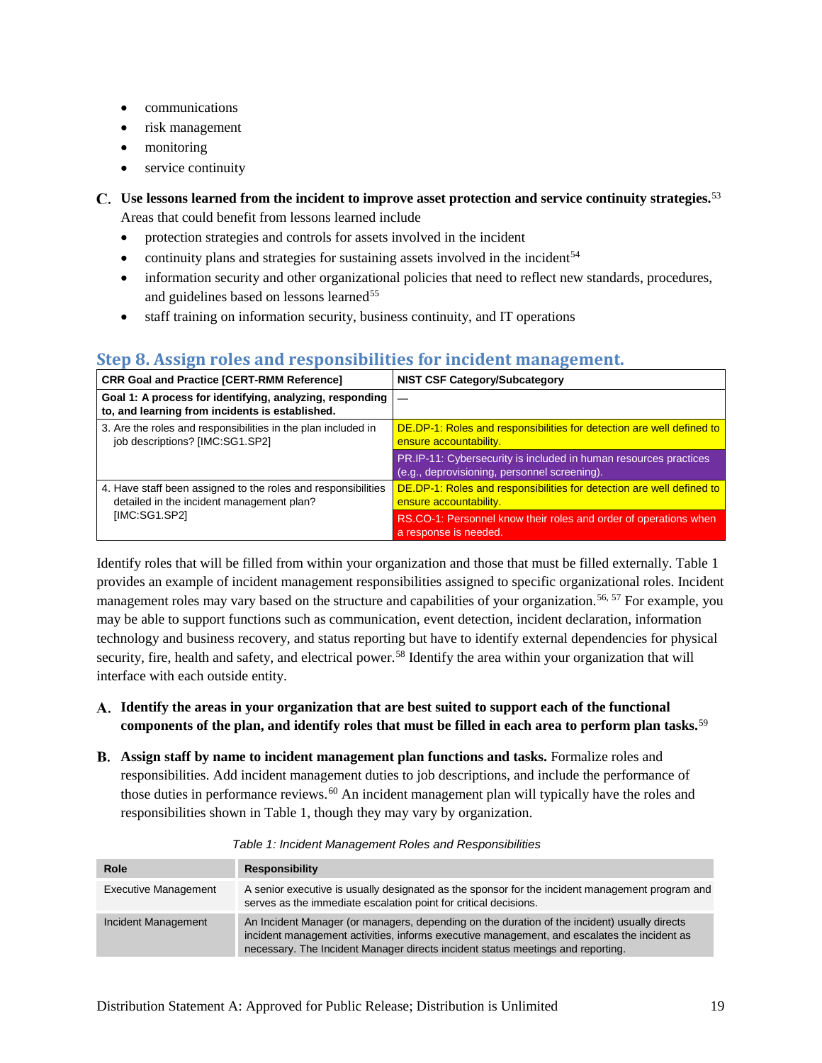- communications
- risk management
- monitoring
- service continuity

**C. Use lessons learned from the incident to improve asset protection and service continuity strategies.**[53] Areas that could benefit from lessons learned include

- protection strategies and controls for assets involved in the incident
- continuity plans and strategies for sustaining assets involved in the incident[54]
- information security and other organizational policies that need to reflect new standards, procedures, and guidelines based on lessons learned[55]
- staff training on information security, business continuity, and IT operations

## Step 8. Assign roles and responsibilities for incident management.

| CRR Goal and Practice [CERT-RMM Reference] | NIST CSF Category/Subcategory |
|---|---|
| **Goal 1: A process for identifying, analyzing, responding to, and learning from incidents is established.** | — |
| 3. Are the roles and responsibilities in the plan included in job descriptions? [IMC:SG1.SP2] | DE.DP-1: Roles and responsibilities for detection are well defined to ensure accountability. |
| | PR.IP-11: Cybersecurity is included in human resources practices (e.g., deprovisioning, personnel screening). |
| 4. Have staff been assigned to the roles and responsibilities detailed in the incident management plan? [IMC:SG1.SP2] | DE.DP-1: Roles and responsibilities for detection are well defined to ensure accountability. |
| | RS.CO-1: Personnel know their roles and order of operations when a response is needed. |

Identify roles that will be filled from within your organization and those that must be filled externally. Table 1 provides an example of incident management responsibilities assigned to specific organizational roles. Incident management roles may vary based on the structure and capabilities of your organization.[56, 57] For example, you may be able to support functions such as communication, event detection, incident declaration, information technology and business recovery, and status reporting but have to identify external dependencies for physical security, fire, health and safety, and electrical power.[58] Identify the area within your organization that will interface with each outside entity.

**A. Identify the areas in your organization that are best suited to support each of the functional components of the plan, and identify roles that must be filled in each area to perform plan tasks.**[59]

**B. Assign staff by name to incident management plan functions and tasks.** Formalize roles and responsibilities. Add incident management duties to job descriptions, and include the performance of those duties in performance reviews.[60] An incident management plan will typically have the roles and responsibilities shown in Table 1, though they may vary by organization.

*Table 1: Incident Management Roles and Responsibilities*

| Role | Responsibility |
|---|---|
| Executive Management | A senior executive is usually designated as the sponsor for the incident management program and serves as the immediate escalation point for critical decisions. |
| Incident Management | An Incident Manager (or managers, depending on the duration of the incident) usually directs incident management activities, informs executive management, and escalates the incident as necessary. The Incident Manager directs incident status meetings and reporting. |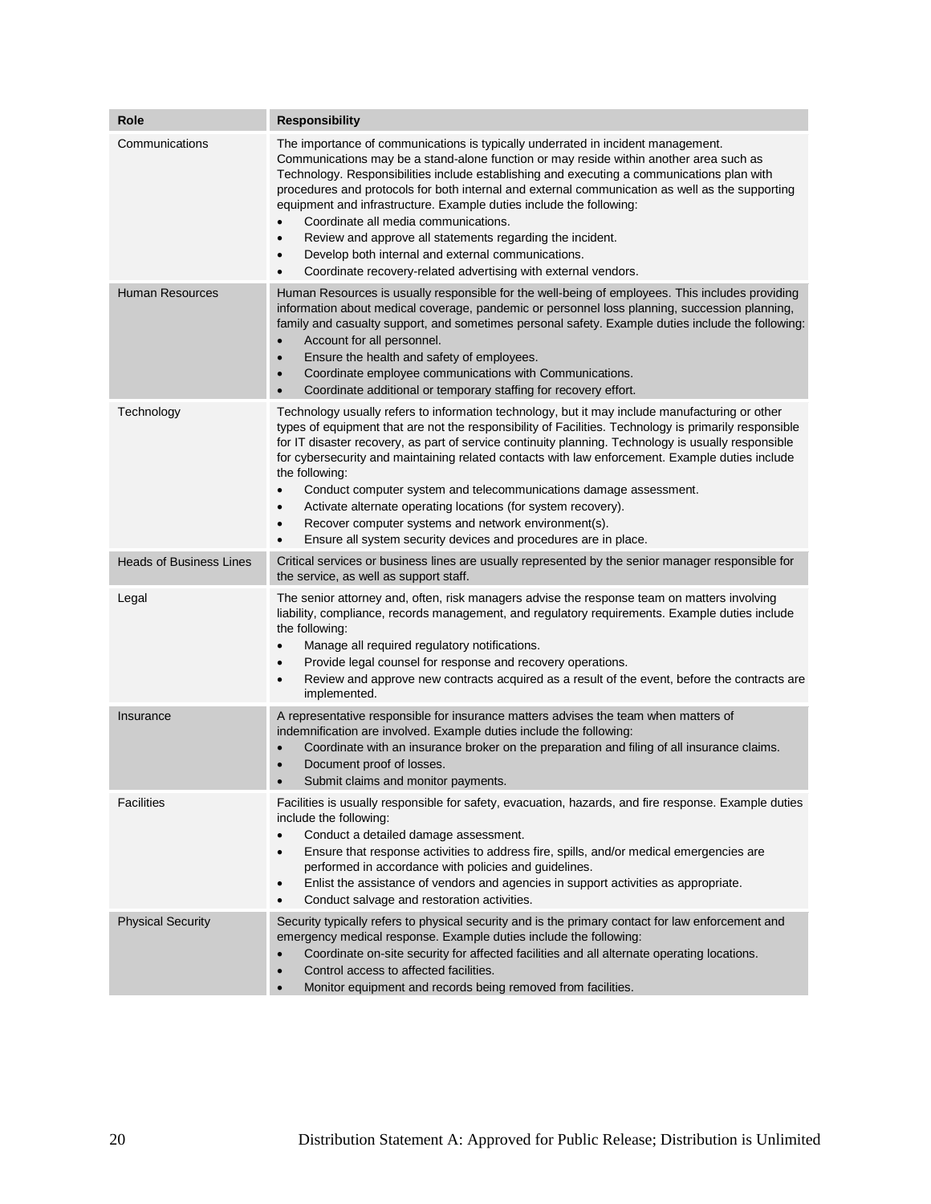| Role | Responsibility |
| --- | --- |
| Communications | The importance of communications is typically underrated in incident management. Communications may be a stand-alone function or may reside within another area such as Technology. Responsibilities include establishing and executing a communications plan with procedures and protocols for both internal and external communication as well as the supporting equipment and infrastructure. Example duties include the following:<br>• Coordinate all media communications.<br>• Review and approve all statements regarding the incident.<br>• Develop both internal and external communications.<br>• Coordinate recovery-related advertising with external vendors. |
| Human Resources | Human Resources is usually responsible for the well-being of employees. This includes providing information about medical coverage, pandemic or personnel loss planning, succession planning, family and casualty support, and sometimes personal safety. Example duties include the following:<br>• Account for all personnel.<br>• Ensure the health and safety of employees.<br>• Coordinate employee communications with Communications.<br>• Coordinate additional or temporary staffing for recovery effort. |
| Technology | Technology usually refers to information technology, but it may include manufacturing or other types of equipment that are not the responsibility of Facilities. Technology is primarily responsible for IT disaster recovery, as part of service continuity planning. Technology is usually responsible for cybersecurity and maintaining related contacts with law enforcement. Example duties include the following:<br>• Conduct computer system and telecommunications damage assessment.<br>• Activate alternate operating locations (for system recovery).<br>• Recover computer systems and network environment(s).<br>• Ensure all system security devices and procedures are in place. |
| Heads of Business Lines | Critical services or business lines are usually represented by the senior manager responsible for the service, as well as support staff. |
| Legal | The senior attorney and, often, risk managers advise the response team on matters involving liability, compliance, records management, and regulatory requirements. Example duties include the following:<br>• Manage all required regulatory notifications.<br>• Provide legal counsel for response and recovery operations.<br>• Review and approve new contracts acquired as a result of the event, before the contracts are implemented. |
| Insurance | A representative responsible for insurance matters advises the team when matters of indemnification are involved. Example duties include the following:<br>• Coordinate with an insurance broker on the preparation and filing of all insurance claims.<br>• Document proof of losses.<br>• Submit claims and monitor payments. |
| Facilities | Facilities is usually responsible for safety, evacuation, hazards, and fire response. Example duties include the following:<br>• Conduct a detailed damage assessment.<br>• Ensure that response activities to address fire, spills, and/or medical emergencies are performed in accordance with policies and guidelines.<br>• Enlist the assistance of vendors and agencies in support activities as appropriate.<br>• Conduct salvage and restoration activities. |
| Physical Security | Security typically refers to physical security and is the primary contact for law enforcement and emergency medical response. Example duties include the following:<br>• Coordinate on-site security for affected facilities and all alternate operating locations.<br>• Control access to affected facilities.<br>• Monitor equipment and records being removed from facilities. |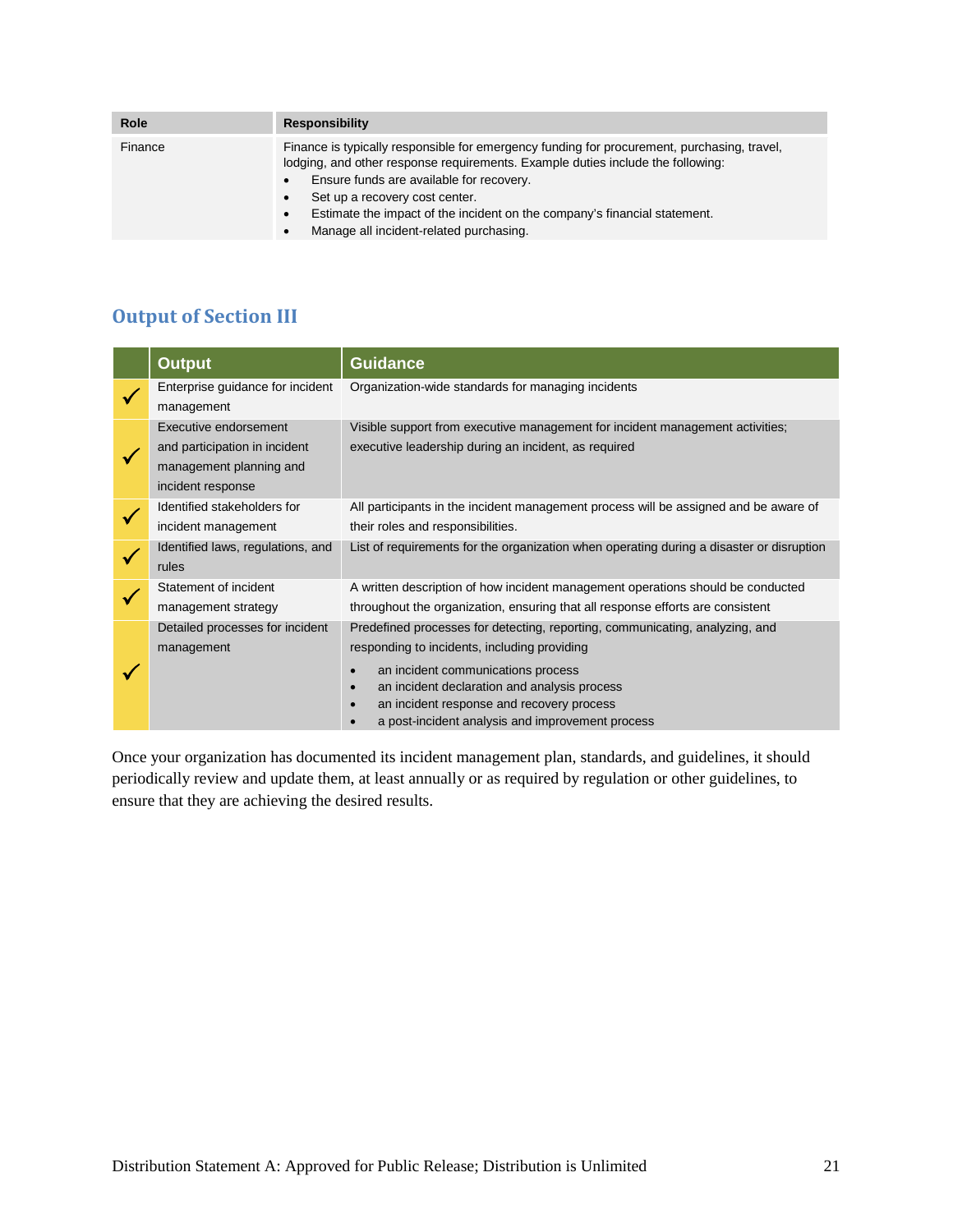| Role | Responsibility |
| --- | --- |
| Finance | Finance is typically responsible for emergency funding for procurement, purchasing, travel, lodging, and other response requirements. Example duties include the following: <br>• Ensure funds are available for recovery.<br>• Set up a recovery cost center.<br>• Estimate the impact of the incident on the company's financial statement.<br>• Manage all incident-related purchasing. |

## Output of Section III

| | Output | Guidance |
| --- | --- | --- |
| ✓ | Enterprise guidance for incident management | Organization-wide standards for managing incidents |
| ✓ | Executive endorsement and participation in incident management planning and incident response | Visible support from executive management for incident management activities; executive leadership during an incident, as required |
| ✓ | Identified stakeholders for incident management | All participants in the incident management process will be assigned and be aware of their roles and responsibilities. |
| ✓ | Identified laws, regulations, and rules | List of requirements for the organization when operating during a disaster or disruption |
| ✓ | Statement of incident management strategy | A written description of how incident management operations should be conducted throughout the organization, ensuring that all response efforts are consistent |
| ✓ | Detailed processes for incident management | Predefined processes for detecting, reporting, communicating, analyzing, and responding to incidents, including providing<br>• an incident communications process<br>• an incident declaration and analysis process<br>• an incident response and recovery process<br>• a post-incident analysis and improvement process |

Once your organization has documented its incident management plan, standards, and guidelines, it should periodically review and update them, at least annually or as required by regulation or other guidelines, to ensure that they are achieving the desired results.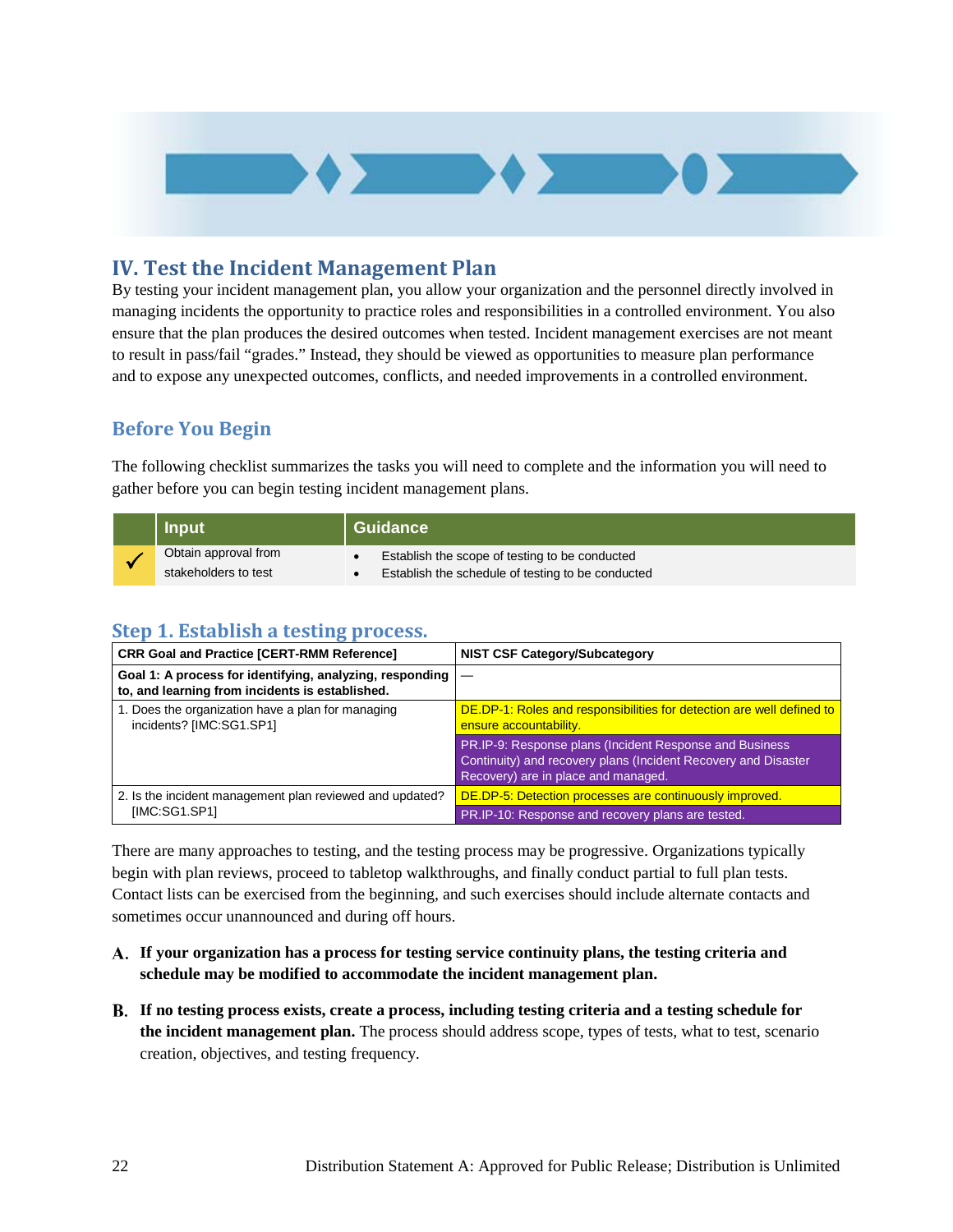## IV. Test the Incident Management Plan

By testing your incident management plan, you allow your organization and the personnel directly involved in managing incidents the opportunity to practice roles and responsibilities in a controlled environment. You also ensure that the plan produces the desired outcomes when tested. Incident management exercises are not meant to result in pass/fail "grades." Instead, they should be viewed as opportunities to measure plan performance and to expose any unexpected outcomes, conflicts, and needed improvements in a controlled environment.

### Before You Begin

The following checklist summarizes the tasks you will need to complete and the information you will need to gather before you can begin testing incident management plans.

| | Input | Guidance |
|---|---|---|
| ✓ | Obtain approval from stakeholders to test | • Establish the scope of testing to be conducted<br>• Establish the schedule of testing to be conducted |

### Step 1. Establish a testing process.

| CRR Goal and Practice [CERT-RMM Reference] | NIST CSF Category/Subcategory |
|---|---|
| **Goal 1: A process for identifying, analyzing, responding to, and learning from incidents is established.** | — |
| 1. Does the organization have a plan for managing incidents? [IMC:SG1.SP1] | DE.DP-1: Roles and responsibilities for detection are well defined to ensure accountability.<br>PR.IP-9: Response plans (Incident Response and Business Continuity) and recovery plans (Incident Recovery and Disaster Recovery) are in place and managed. |
| 2. Is the incident management plan reviewed and updated? [IMC:SG1.SP1] | DE.DP-5: Detection processes are continuously improved.<br>PR.IP-10: Response and recovery plans are tested. |

There are many approaches to testing, and the testing process may be progressive. Organizations typically begin with plan reviews, proceed to tabletop walkthroughs, and finally conduct partial to full plan tests. Contact lists can be exercised from the beginning, and such exercises should include alternate contacts and sometimes occur unannounced and during off hours.

**A. If your organization has a process for testing service continuity plans, the testing criteria and schedule may be modified to accommodate the incident management plan.**

**B. If no testing process exists, create a process, including testing criteria and a testing schedule for the incident management plan.** The process should address scope, types of tests, what to test, scenario creation, objectives, and testing frequency.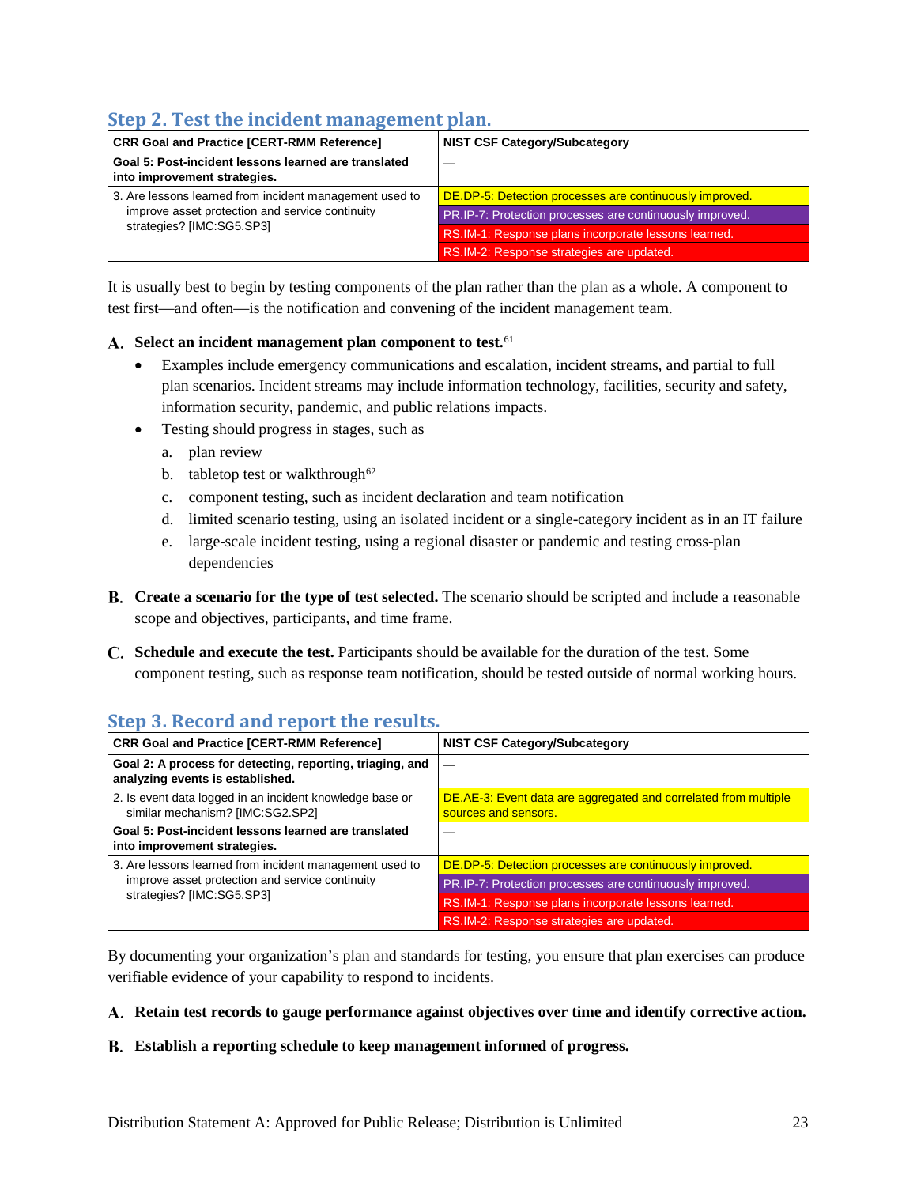## Step 2. Test the incident management plan.

| CRR Goal and Practice [CERT-RMM Reference] | NIST CSF Category/Subcategory |
|---|---|
| **Goal 5: Post-incident lessons learned are translated into improvement strategies.** | — |
| 3. Are lessons learned from incident management used to improve asset protection and service continuity strategies? [IMC:SG5.SP3] | DE.DP-5: Detection processes are continuously improved.<br>PR.IP-7: Protection processes are continuously improved.<br>RS.IM-1: Response plans incorporate lessons learned.<br>RS.IM-2: Response strategies are updated. |

It is usually best to begin by testing components of the plan rather than the plan as a whole. A component to test first—and often—is the notification and convening of the incident management team.

**A. Select an incident management plan component to test.**[61]

- Examples include emergency communications and escalation, incident streams, and partial to full plan scenarios. Incident streams may include information technology, facilities, security and safety, information security, pandemic, and public relations impacts.
- Testing should progress in stages, such as
  a. plan review
  b. tabletop test or walkthrough[62]
  c. component testing, such as incident declaration and team notification
  d. limited scenario testing, using an isolated incident or a single-category incident as in an IT failure
  e. large-scale incident testing, using a regional disaster or pandemic and testing cross-plan dependencies

**B. Create a scenario for the type of test selected.** The scenario should be scripted and include a reasonable scope and objectives, participants, and time frame.

**C. Schedule and execute the test.** Participants should be available for the duration of the test. Some component testing, such as response team notification, should be tested outside of normal working hours.

## Step 3. Record and report the results.

| CRR Goal and Practice [CERT-RMM Reference] | NIST CSF Category/Subcategory |
|---|---|
| **Goal 2: A process for detecting, reporting, triaging, and analyzing events is established.** | — |
| 2. Is event data logged in an incident knowledge base or similar mechanism? [IMC:SG2.SP2] | DE.AE-3: Event data are aggregated and correlated from multiple sources and sensors. |
| **Goal 5: Post-incident lessons learned are translated into improvement strategies.** | — |
| 3. Are lessons learned from incident management used to improve asset protection and service continuity strategies? [IMC:SG5.SP3] | DE.DP-5: Detection processes are continuously improved.<br>PR.IP-7: Protection processes are continuously improved.<br>RS.IM-1: Response plans incorporate lessons learned.<br>RS.IM-2: Response strategies are updated. |

By documenting your organization's plan and standards for testing, you ensure that plan exercises can produce verifiable evidence of your capability to respond to incidents.

**A. Retain test records to gauge performance against objectives over time and identify corrective action.**

**B. Establish a reporting schedule to keep management informed of progress.**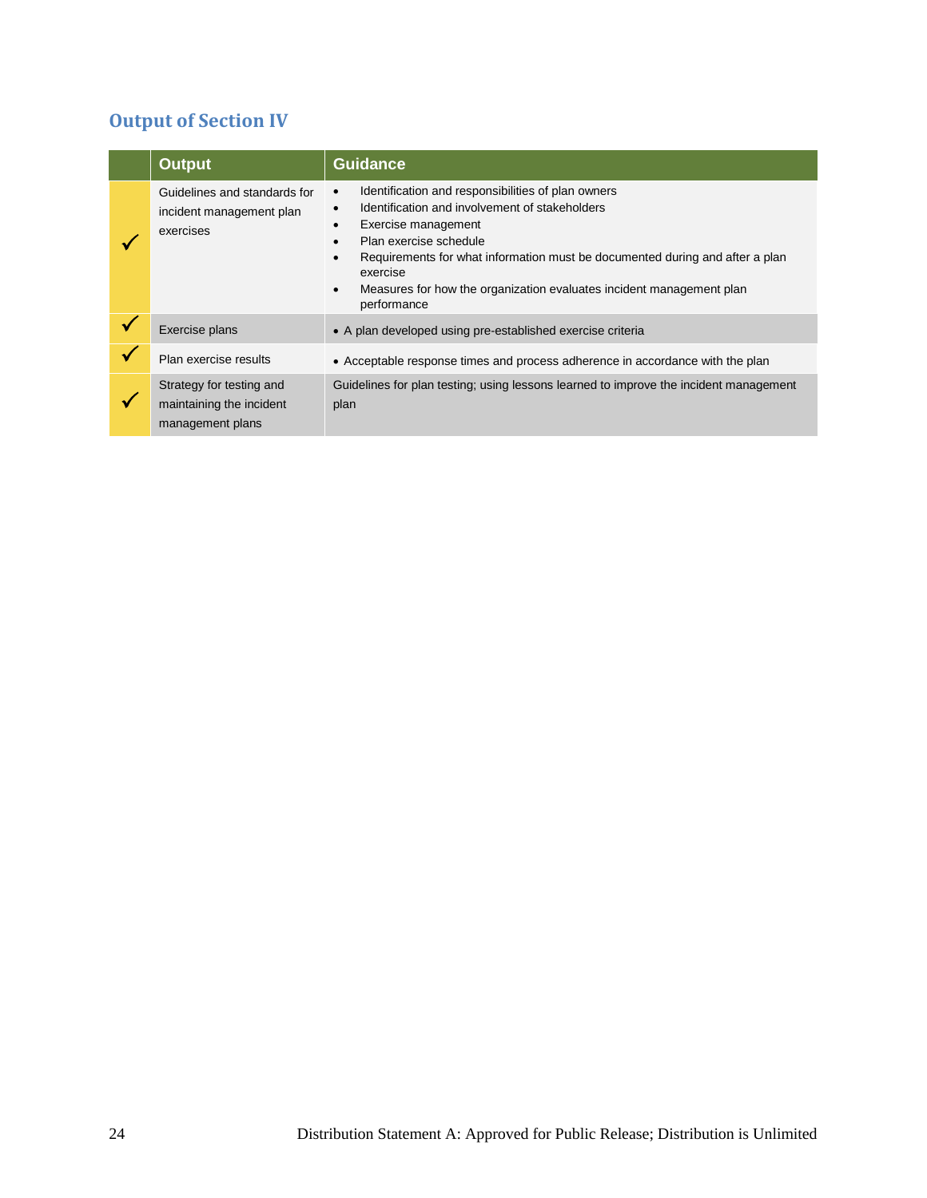## Output of Section IV

| | Output | Guidance |
|---|---|---|
| ✓ | Guidelines and standards for incident management plan exercises | • Identification and responsibilities of plan owners<br>• Identification and involvement of stakeholders<br>• Exercise management<br>• Plan exercise schedule<br>• Requirements for what information must be documented during and after a plan exercise<br>• Measures for how the organization evaluates incident management plan performance |
| ✓ | Exercise plans | • A plan developed using pre-established exercise criteria |
| ✓ | Plan exercise results | • Acceptable response times and process adherence in accordance with the plan |
| ✓ | Strategy for testing and maintaining the incident management plans | Guidelines for plan testing; using lessons learned to improve the incident management plan |

Distribution Statement A: Approved for Public Release; Distribution is Unlimited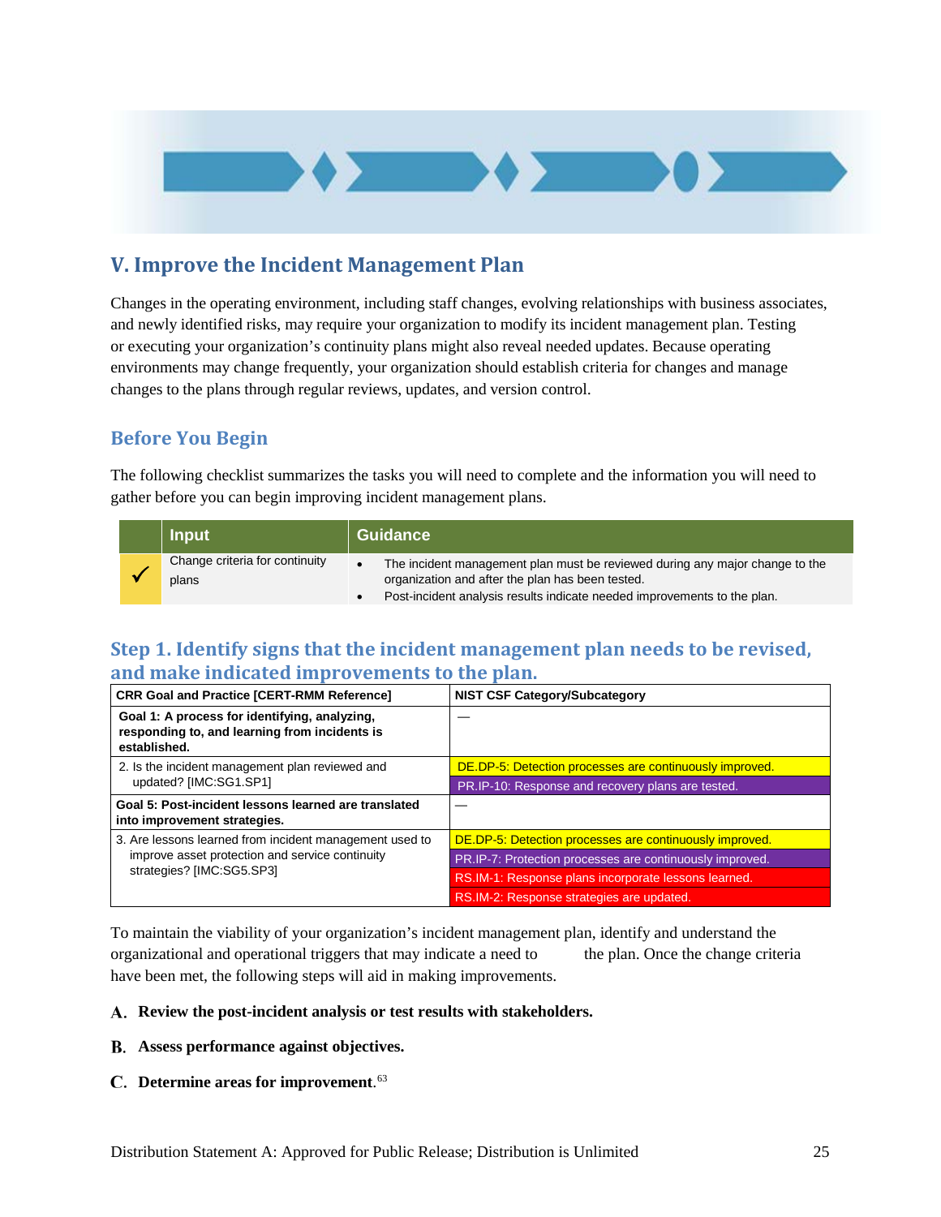## V. Improve the Incident Management Plan

Changes in the operating environment, including staff changes, evolving relationships with business associates, and newly identified risks, may require your organization to modify its incident management plan. Testing or executing your organization's continuity plans might also reveal needed updates. Because operating environments may change frequently, your organization should establish criteria for changes and manage changes to the plans through regular reviews, updates, and version control.

### Before You Begin

The following checklist summarizes the tasks you will need to complete and the information you will need to gather before you can begin improving incident management plans.

| | Input | Guidance |
|---|---|---|
| ✓ | Change criteria for continuity plans | • The incident management plan must be reviewed during any major change to the organization and after the plan has been tested.<br>• Post-incident analysis results indicate needed improvements to the plan. |

### Step 1. Identify signs that the incident management plan needs to be revised, and make indicated improvements to the plan.

| CRR Goal and Practice [CERT-RMM Reference] | NIST CSF Category/Subcategory |
|---|---|
| **Goal 1: A process for identifying, analyzing, responding to, and learning from incidents is established.** | — |
| 2. Is the incident management plan reviewed and updated? [IMC:SG1.SP1] | DE.DP-5: Detection processes are continuously improved.<br>PR.IP-10: Response and recovery plans are tested. |
| **Goal 5: Post-incident lessons learned are translated into improvement strategies.** | — |
| 3. Are lessons learned from incident management used to improve asset protection and service continuity strategies? [IMC:SG5.SP3] | DE.DP-5: Detection processes are continuously improved.<br>PR.IP-7: Protection processes are continuously improved.<br>RS.IM-1: Response plans incorporate lessons learned.<br>RS.IM-2: Response strategies are updated. |

To maintain the viability of your organization's incident management plan, identify and understand the organizational and operational triggers that may indicate a need to the plan. Once the change criteria have been met, the following steps will aid in making improvements.

**A. Review the post-incident analysis or test results with stakeholders.**

**B. Assess performance against objectives.**

**C. Determine areas for improvement.**[63]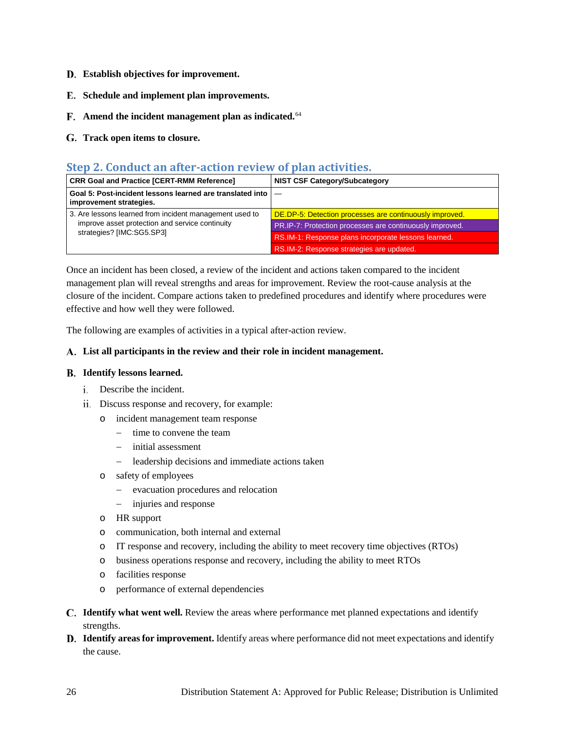D. **Establish objectives for improvement.**

E. **Schedule and implement plan improvements.**

F. **Amend the incident management plan as indicated.**[64]

G. **Track open items to closure.**

## Step 2. Conduct an after-action review of plan activities.

| CRR Goal and Practice [CERT-RMM Reference] | NIST CSF Category/Subcategory |
|---|---|
| **Goal 5: Post-incident lessons learned are translated into improvement strategies.** | — |
| 3. Are lessons learned from incident management used to improve asset protection and service continuity strategies? [IMC:SG5.SP3] | DE.DP-5: Detection processes are continuously improved. |
| | PR.IP-7: Protection processes are continuously improved. |
| | RS.IM-1: Response plans incorporate lessons learned. |
| | RS.IM-2: Response strategies are updated. |

Once an incident has been closed, a review of the incident and actions taken compared to the incident management plan will reveal strengths and areas for improvement. Review the root-cause analysis at the closure of the incident. Compare actions taken to predefined procedures and identify where procedures were effective and how well they were followed.

The following are examples of activities in a typical after-action review.

A. **List all participants in the review and their role in incident management.**

B. **Identify lessons learned.**

   i. Describe the incident.

   ii. Discuss response and recovery, for example:

   - incident management team response
     - time to convene the team
     - initial assessment
     - leadership decisions and immediate actions taken
   - safety of employees
     - evacuation procedures and relocation
     - injuries and response
   - HR support
   - communication, both internal and external
   - IT response and recovery, including the ability to meet recovery time objectives (RTOs)
   - business operations response and recovery, including the ability to meet RTOs
   - facilities response
   - performance of external dependencies

C. **Identify what went well.** Review the areas where performance met planned expectations and identify strengths.

D. **Identify areas for improvement.** Identify areas where performance did not meet expectations and identify the cause.

Distribution Statement A: Approved for Public Release; Distribution is Unlimited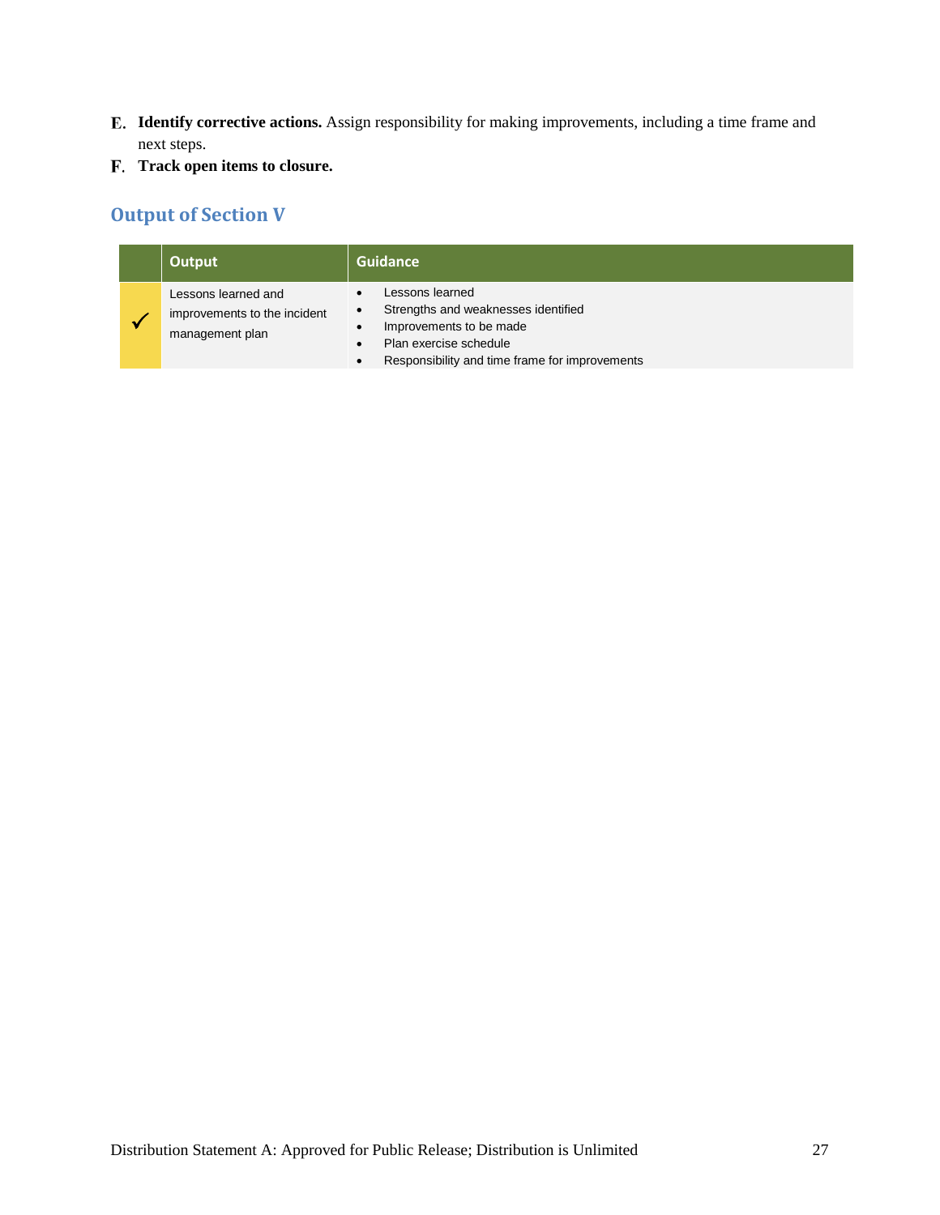E. **Identify corrective actions.** Assign responsibility for making improvements, including a time frame and next steps.

F. **Track open items to closure.**

## Output of Section V

| | Output | Guidance |
|---|---|---|
| ✓ | Lessons learned and improvements to the incident management plan | • Lessons learned<br>• Strengths and weaknesses identified<br>• Improvements to be made<br>• Plan exercise schedule<br>• Responsibility and time frame for improvements |

Distribution Statement A: Approved for Public Release; Distribution is Unlimited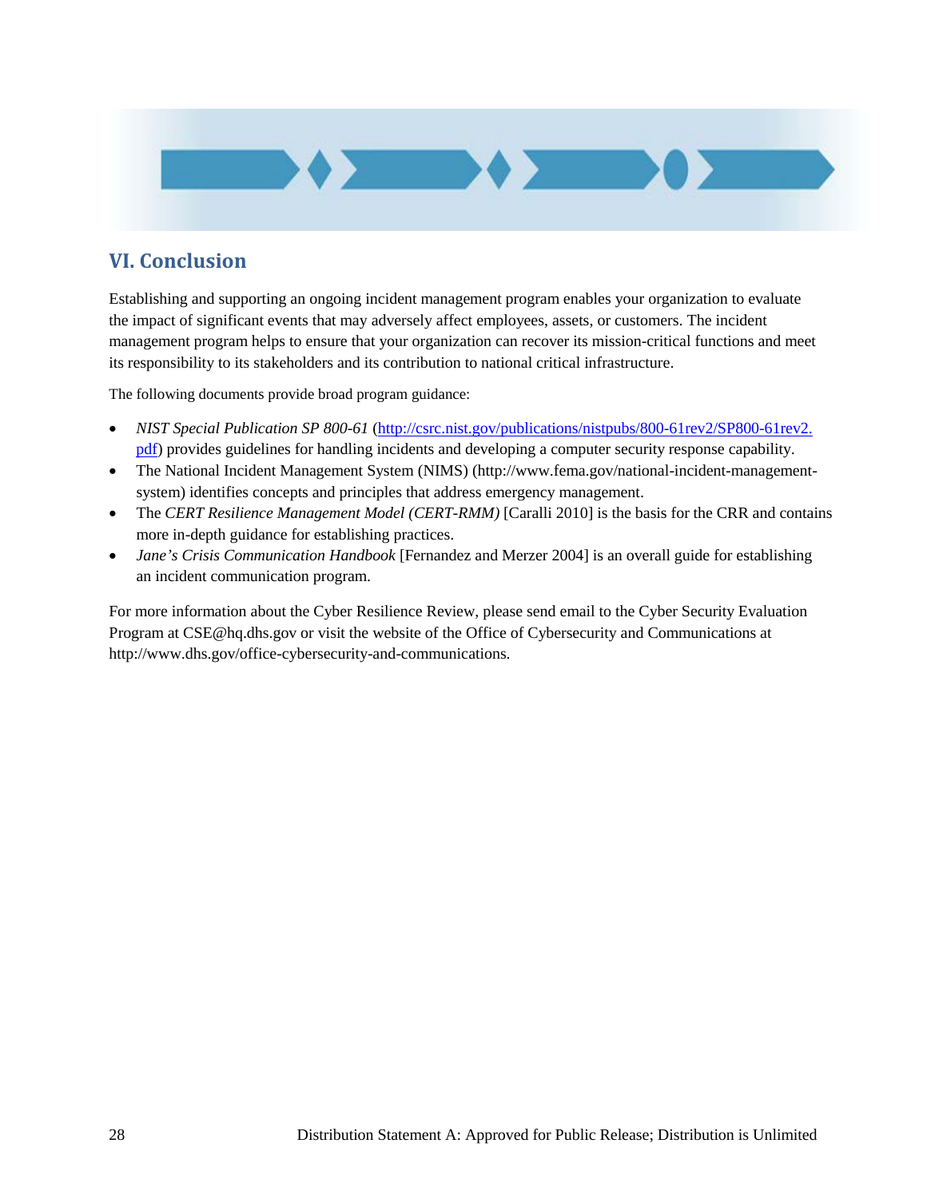## VI. Conclusion

Establishing and supporting an ongoing incident management program enables your organization to evaluate the impact of significant events that may adversely affect employees, assets, or customers. The incident management program helps to ensure that your organization can recover its mission-critical functions and meet its responsibility to its stakeholders and its contribution to national critical infrastructure.

The following documents provide broad program guidance:

- *NIST Special Publication SP 800-61* (http://csrc.nist.gov/publications/nistpubs/800-61rev2/SP800-61rev2.pdf) provides guidelines for handling incidents and developing a computer security response capability.
- The National Incident Management System (NIMS) (http://www.fema.gov/national-incident-management-system) identifies concepts and principles that address emergency management.
- The *CERT Resilience Management Model (CERT-RMM)* [Caralli 2010] is the basis for the CRR and contains more in-depth guidance for establishing practices.
- *Jane's Crisis Communication Handbook* [Fernandez and Merzer 2004] is an overall guide for establishing an incident communication program.

For more information about the Cyber Resilience Review, please send email to the Cyber Security Evaluation Program at CSE@hq.dhs.gov or visit the website of the Office of Cybersecurity and Communications at http://www.dhs.gov/office-cybersecurity-and-communications.

Distribution Statement A: Approved for Public Release; Distribution is Unlimited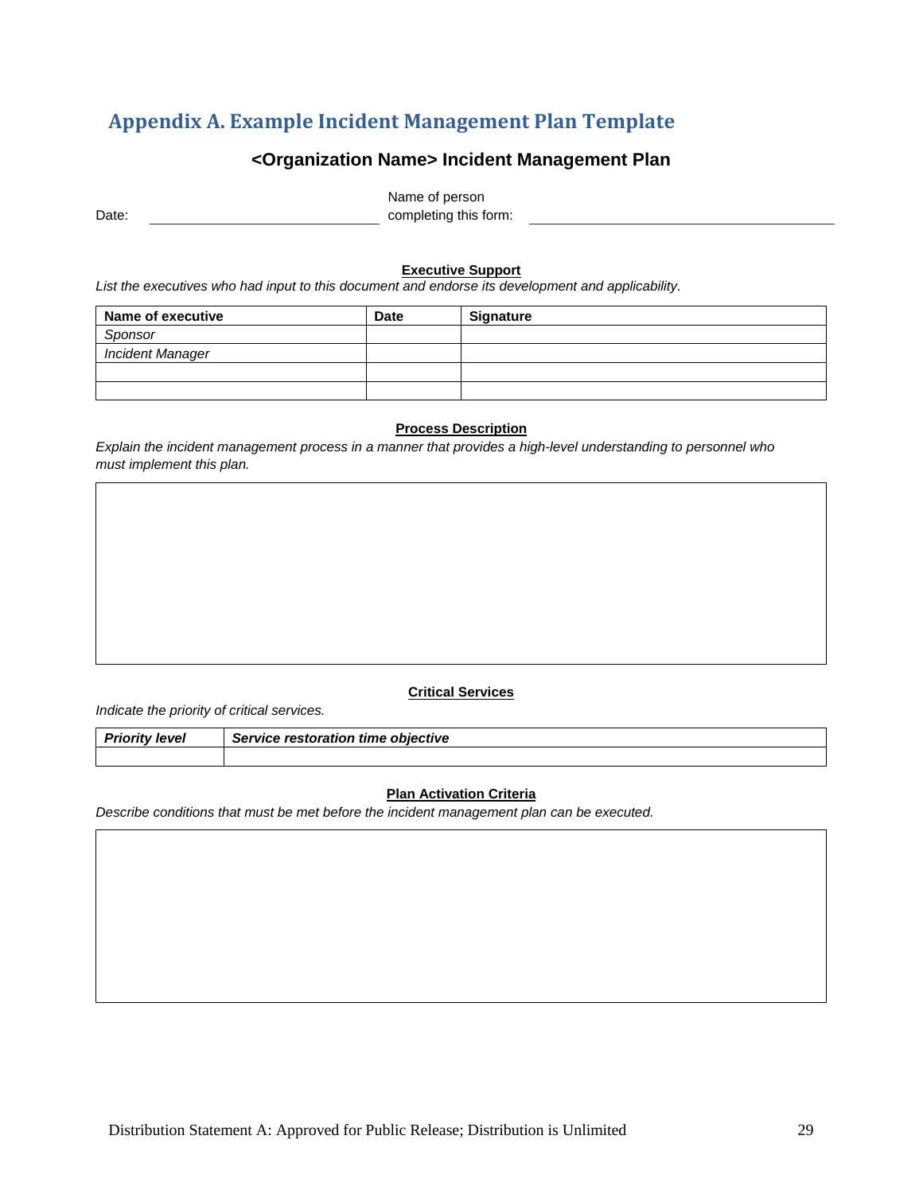# Appendix A. Example Incident Management Plan Template

## <Organization Name> Incident Management Plan

Date: ____________________ Name of person completing this form: ____________________

**Executive Support**

*List the executives who had input to this document and endorse its development and applicability.*

| Name of executive | Date | Signature |
|---|---|---|
| *Sponsor* | | |
| *Incident Manager* | | |
| | | |
| | | |

**Process Description**

*Explain the incident management process in a manner that provides a high-level understanding to personnel who must implement this plan.*

| |
|---|
| |

**Critical Services**

*Indicate the priority of critical services.*

| *Priority level* | *Service restoration time objective* |
|---|---|
| | |

**Plan Activation Criteria**

*Describe conditions that must be met before the incident management plan can be executed.*

| |
|---|
| |

Distribution Statement A: Approved for Public Release; Distribution is Unlimited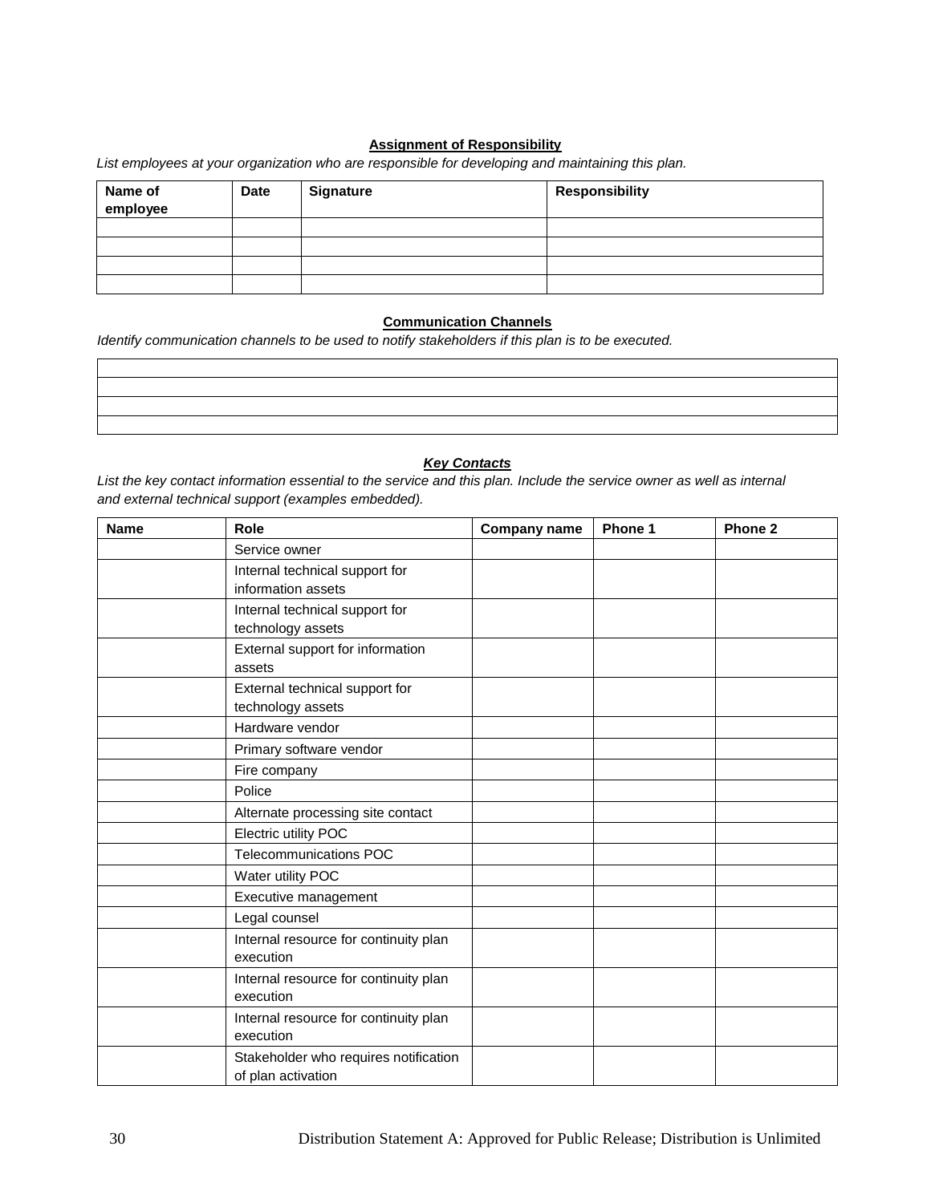**Assignment of Responsibility**

*List employees at your organization who are responsible for developing and maintaining this plan.*

| Name of employee | Date | Signature | Responsibility |
|---|---|---|---|
| | | | |
| | | | |
| | | | |
| | | | |

**Communication Channels**

*Identify communication channels to be used to notify stakeholders if this plan is to be executed.*

| |
|---|
| |
| |
| |
| |

***Key Contacts***

*List the key contact information essential to the service and this plan. Include the service owner as well as internal and external technical support (examples embedded).*

| Name | Role | Company name | Phone 1 | Phone 2 |
|---|---|---|---|---|
| | Service owner | | | |
| | Internal technical support for information assets | | | |
| | Internal technical support for technology assets | | | |
| | External support for information assets | | | |
| | External technical support for technology assets | | | |
| | Hardware vendor | | | |
| | Primary software vendor | | | |
| | Fire company | | | |
| | Police | | | |
| | Alternate processing site contact | | | |
| | Electric utility POC | | | |
| | Telecommunications POC | | | |
| | Water utility POC | | | |
| | Executive management | | | |
| | Legal counsel | | | |
| | Internal resource for continuity plan execution | | | |
| | Internal resource for continuity plan execution | | | |
| | Internal resource for continuity plan execution | | | |
| | Stakeholder who requires notification of plan activation | | | |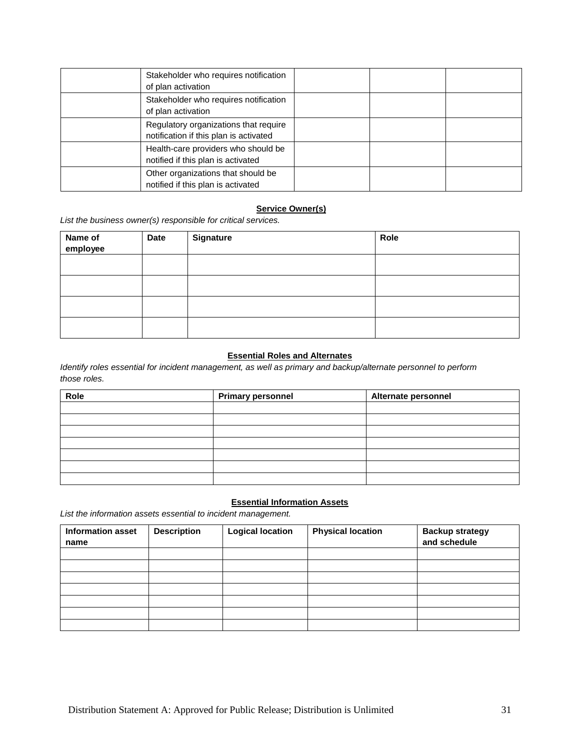| | | | | |
|---|---|---|---|---|
| | Stakeholder who requires notification of plan activation | | | |
| | Stakeholder who requires notification of plan activation | | | |
| | Regulatory organizations that require notification if this plan is activated | | | |
| | Health-care providers who should be notified if this plan is activated | | | |
| | Other organizations that should be notified if this plan is activated | | | |

**Service Owner(s)**

*List the business owner(s) responsible for critical services.*

| Name of employee | Date | Signature | Role |
|---|---|---|---|
| | | | |
| | | | |
| | | | |
| | | | |

**Essential Roles and Alternates**

*Identify roles essential for incident management, as well as primary and backup/alternate personnel to perform those roles.*

| Role | Primary personnel | Alternate personnel |
|---|---|---|
| | | |
| | | |
| | | |
| | | |
| | | |
| | | |
| | | |

**Essential Information Assets**

*List the information assets essential to incident management.*

| Information asset name | Description | Logical location | Physical location | Backup strategy and schedule |
|---|---|---|---|---|
| | | | | |
| | | | | |
| | | | | |
| | | | | |
| | | | | |
| | | | | |
| | | | | |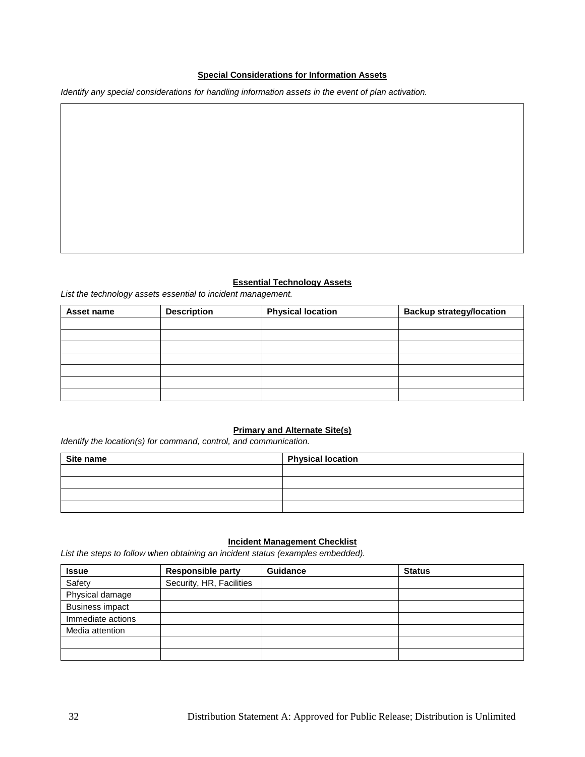### Special Considerations for Information Assets

*Identify any special considerations for handling information assets in the event of plan activation.*

| |
|---|
| |

### Essential Technology Assets

*List the technology assets essential to incident management.*

| Asset name | Description | Physical location | Backup strategy/location |
|---|---|---|---|
| | | | |
| | | | |
| | | | |
| | | | |
| | | | |
| | | | |
| | | | |

### Primary and Alternate Site(s)

*Identify the location(s) for command, control, and communication.*

| Site name | Physical location |
|---|---|
| | |
| | |
| | |
| | |

### Incident Management Checklist

*List the steps to follow when obtaining an incident status (examples embedded).*

| Issue | Responsible party | Guidance | Status |
|---|---|---|---|
| Safety | Security, HR, Facilities | | |
| Physical damage | | | |
| Business impact | | | |
| Immediate actions | | | |
| Media attention | | | |
| | | | |
| | | | |

Distribution Statement A: Approved for Public Release; Distribution is Unlimited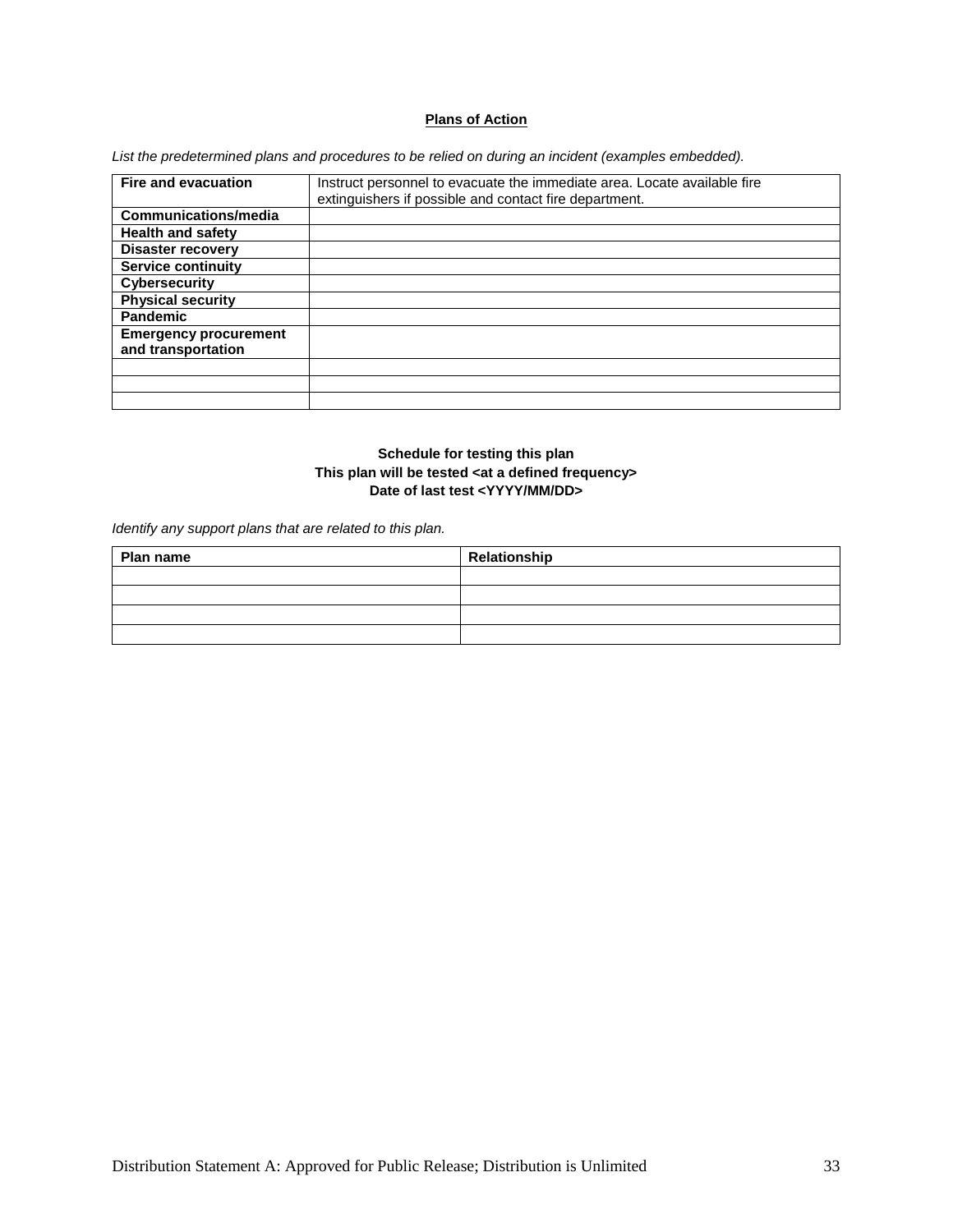**Plans of Action**

*List the predetermined plans and procedures to be relied on during an incident (examples embedded).*

| **Fire and evacuation** | Instruct personnel to evacuate the immediate area. Locate available fire extinguishers if possible and contact fire department. |
|---|---|
| **Communications/media** | |
| **Health and safety** | |
| **Disaster recovery** | |
| **Service continuity** | |
| **Cybersecurity** | |
| **Physical security** | |
| **Pandemic** | |
| **Emergency procurement and transportation** | |
| | |
| | |
| | |

**Schedule for testing this plan**
**This plan will be tested <at a defined frequency>**
**Date of last test <YYYY/MM/DD>**

*Identify any support plans that are related to this plan.*

| **Plan name** | **Relationship** |
|---|---|
| | |
| | |
| | |
| | |

Distribution Statement A: Approved for Public Release; Distribution is Unlimited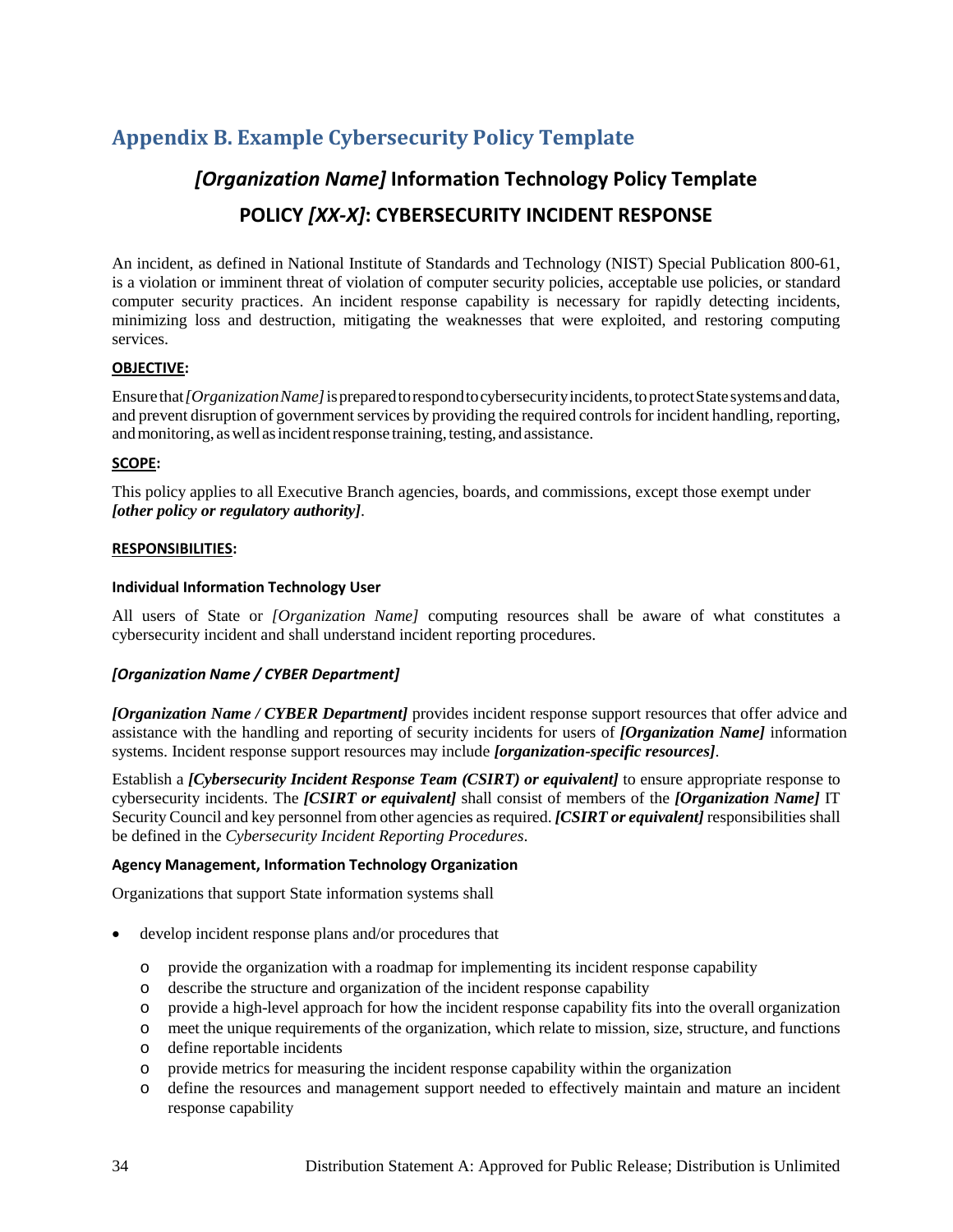## Appendix B. Example Cybersecurity Policy Template

### *[Organization Name]* Information Technology Policy Template

### POLICY *[XX-X]*: CYBERSECURITY INCIDENT RESPONSE

An incident, as defined in National Institute of Standards and Technology (NIST) Special Publication 800-61, is a violation or imminent threat of violation of computer security policies, acceptable use policies, or standard computer security practices. An incident response capability is necessary for rapidly detecting incidents, minimizing loss and destruction, mitigating the weaknesses that were exploited, and restoring computing services.

**OBJECTIVE:**

Ensure that *[Organization Name]* is prepared to respond to cybersecurity incidents, to protect State systems and data, and prevent disruption of government services by providing the required controls for incident handling, reporting, and monitoring, as well as incident response training, testing, and assistance.

**SCOPE:**

This policy applies to all Executive Branch agencies, boards, and commissions, except those exempt under ***[other policy or regulatory authority]***.

**RESPONSIBILITIES:**

**Individual Information Technology User**

All users of State or *[Organization Name]* computing resources shall be aware of what constitutes a cybersecurity incident and shall understand incident reporting procedures.

***[Organization Name / CYBER Department]***

***[Organization Name / CYBER Department]*** provides incident response support resources that offer advice and assistance with the handling and reporting of security incidents for users of ***[Organization Name]*** information systems. Incident response support resources may include ***[organization-specific resources]***.

Establish a ***[Cybersecurity Incident Response Team (CSIRT) or equivalent]*** to ensure appropriate response to cybersecurity incidents. The ***[CSIRT or equivalent]*** shall consist of members of the ***[Organization Name]*** IT Security Council and key personnel from other agencies as required. ***[CSIRT or equivalent]*** responsibilities shall be defined in the *Cybersecurity Incident Reporting Procedures*.

**Agency Management, Information Technology Organization**

Organizations that support State information systems shall

- develop incident response plans and/or procedures that
  - provide the organization with a roadmap for implementing its incident response capability
  - describe the structure and organization of the incident response capability
  - provide a high-level approach for how the incident response capability fits into the overall organization
  - meet the unique requirements of the organization, which relate to mission, size, structure, and functions
  - define reportable incidents
  - provide metrics for measuring the incident response capability within the organization
  - define the resources and management support needed to effectively maintain and mature an incident response capability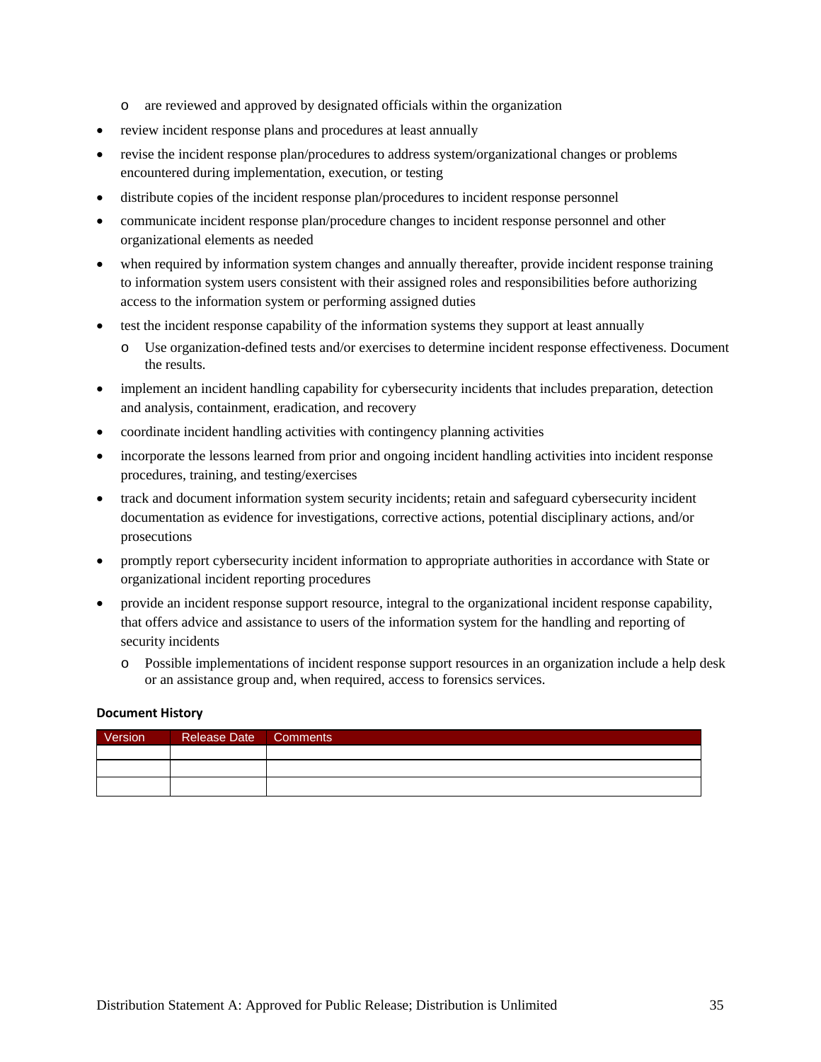- are reviewed and approved by designated officials within the organization
- review incident response plans and procedures at least annually
- revise the incident response plan/procedures to address system/organizational changes or problems encountered during implementation, execution, or testing
- distribute copies of the incident response plan/procedures to incident response personnel
- communicate incident response plan/procedure changes to incident response personnel and other organizational elements as needed
- when required by information system changes and annually thereafter, provide incident response training to information system users consistent with their assigned roles and responsibilities before authorizing access to the information system or performing assigned duties
- test the incident response capability of the information systems they support at least annually
    - Use organization-defined tests and/or exercises to determine incident response effectiveness. Document the results.
- implement an incident handling capability for cybersecurity incidents that includes preparation, detection and analysis, containment, eradication, and recovery
- coordinate incident handling activities with contingency planning activities
- incorporate the lessons learned from prior and ongoing incident handling activities into incident response procedures, training, and testing/exercises
- track and document information system security incidents; retain and safeguard cybersecurity incident documentation as evidence for investigations, corrective actions, potential disciplinary actions, and/or prosecutions
- promptly report cybersecurity incident information to appropriate authorities in accordance with State or organizational incident reporting procedures
- provide an incident response support resource, integral to the organizational incident response capability, that offers advice and assistance to users of the information system for the handling and reporting of security incidents
    - Possible implementations of incident response support resources in an organization include a help desk or an assistance group and, when required, access to forensics services.

**Document History**

| Version | Release Date | Comments |
| --- | --- | --- |
| | | |
| | | |
| | | |

Distribution Statement A: Approved for Public Release; Distribution is Unlimited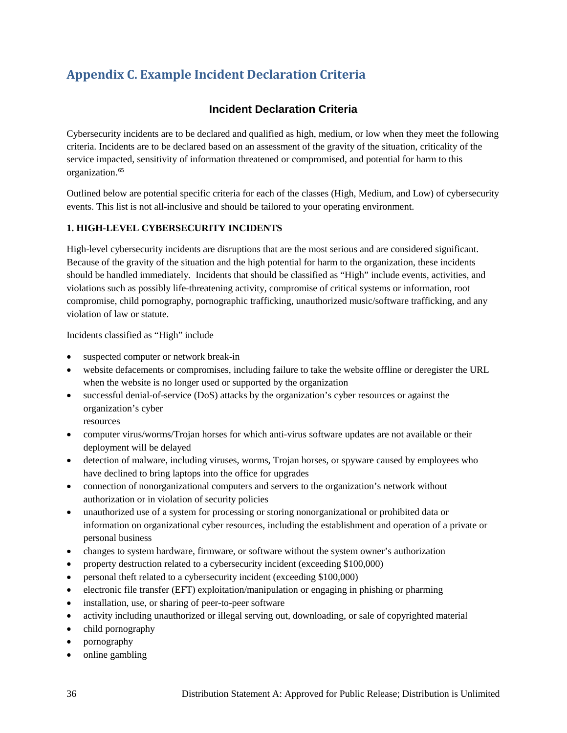# Appendix C. Example Incident Declaration Criteria

## Incident Declaration Criteria

Cybersecurity incidents are to be declared and qualified as high, medium, or low when they meet the following criteria. Incidents are to be declared based on an assessment of the gravity of the situation, criticality of the service impacted, sensitivity of information threatened or compromised, and potential for harm to this organization.[65]

Outlined below are potential specific criteria for each of the classes (High, Medium, and Low) of cybersecurity events. This list is not all-inclusive and should be tailored to your operating environment.

### 1. HIGH-LEVEL CYBERSECURITY INCIDENTS

High-level cybersecurity incidents are disruptions that are the most serious and are considered significant. Because of the gravity of the situation and the high potential for harm to the organization, these incidents should be handled immediately. Incidents that should be classified as "High" include events, activities, and violations such as possibly life-threatening activity, compromise of critical systems or information, root compromise, child pornography, pornographic trafficking, unauthorized music/software trafficking, and any violation of law or statute.

Incidents classified as "High" include

- suspected computer or network break-in
- website defacements or compromises, including failure to take the website offline or deregister the URL when the website is no longer used or supported by the organization
- successful denial-of-service (DoS) attacks by the organization's cyber resources or against the organization's cyber resources
- computer virus/worms/Trojan horses for which anti-virus software updates are not available or their deployment will be delayed
- detection of malware, including viruses, worms, Trojan horses, or spyware caused by employees who have declined to bring laptops into the office for upgrades
- connection of nonorganizational computers and servers to the organization's network without authorization or in violation of security policies
- unauthorized use of a system for processing or storing nonorganizational or prohibited data or information on organizational cyber resources, including the establishment and operation of a private or personal business
- changes to system hardware, firmware, or software without the system owner's authorization
- property destruction related to a cybersecurity incident (exceeding $100,000)
- personal theft related to a cybersecurity incident (exceeding $100,000)
- electronic file transfer (EFT) exploitation/manipulation or engaging in phishing or pharming
- installation, use, or sharing of peer-to-peer software
- activity including unauthorized or illegal serving out, downloading, or sale of copyrighted material
- child pornography
- pornography
- online gambling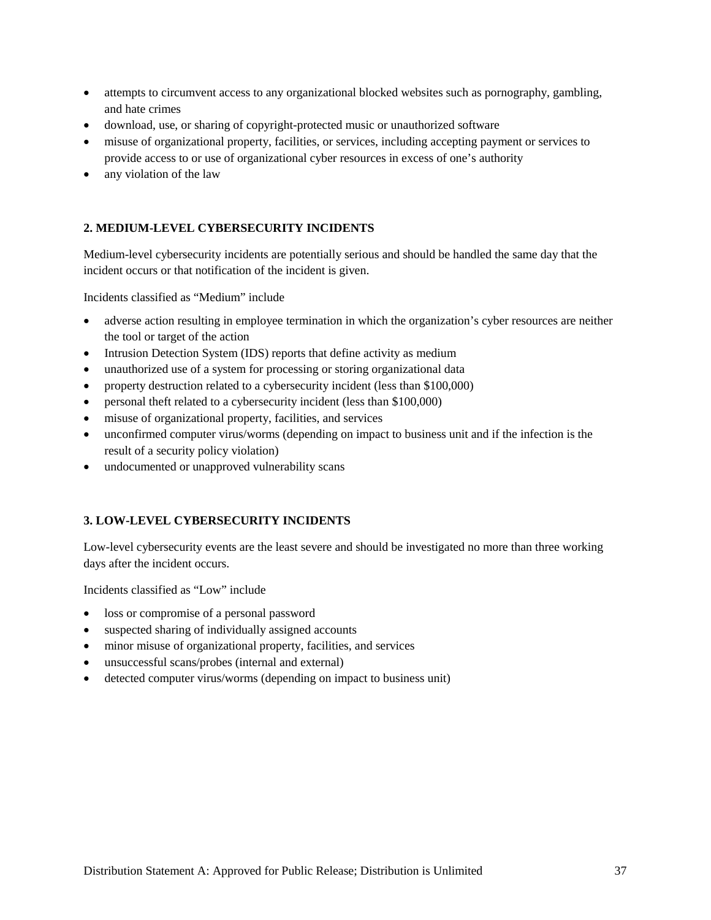- attempts to circumvent access to any organizational blocked websites such as pornography, gambling, and hate crimes
- download, use, or sharing of copyright-protected music or unauthorized software
- misuse of organizational property, facilities, or services, including accepting payment or services to provide access to or use of organizational cyber resources in excess of one's authority
- any violation of the law

**2. MEDIUM-LEVEL CYBERSECURITY INCIDENTS**

Medium-level cybersecurity incidents are potentially serious and should be handled the same day that the incident occurs or that notification of the incident is given.

Incidents classified as "Medium" include

- adverse action resulting in employee termination in which the organization's cyber resources are neither the tool or target of the action
- Intrusion Detection System (IDS) reports that define activity as medium
- unauthorized use of a system for processing or storing organizational data
- property destruction related to a cybersecurity incident (less than $100,000)
- personal theft related to a cybersecurity incident (less than $100,000)
- misuse of organizational property, facilities, and services
- unconfirmed computer virus/worms (depending on impact to business unit and if the infection is the result of a security policy violation)
- undocumented or unapproved vulnerability scans

**3. LOW-LEVEL CYBERSECURITY INCIDENTS**

Low-level cybersecurity events are the least severe and should be investigated no more than three working days after the incident occurs.

Incidents classified as "Low" include

- loss or compromise of a personal password
- suspected sharing of individually assigned accounts
- minor misuse of organizational property, facilities, and services
- unsuccessful scans/probes (internal and external)
- detected computer virus/worms (depending on impact to business unit)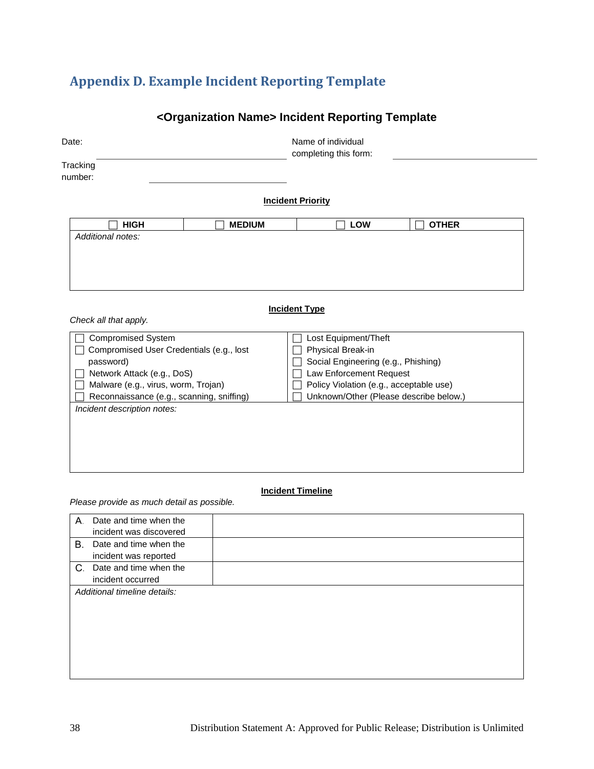# Appendix D. Example Incident Reporting Template

## <Organization Name> Incident Reporting Template

Date: ______________________________ Name of individual completing this form: ______________________________

Tracking number: ______________________________

**Incident Priority**

| ☐ HIGH | ☐ MEDIUM | ☐ LOW | ☐ OTHER |
|---|---|---|---|
| *Additional notes:* | | | |

**Incident Type**

*Check all that apply.*

| | |
|---|---|
| ☐ Compromised System | ☐ Lost Equipment/Theft |
| ☐ Compromised User Credentials (e.g., lost password) | ☐ Physical Break-in |
| ☐ Network Attack (e.g., DoS) | ☐ Social Engineering (e.g., Phishing) |
| ☐ Malware (e.g., virus, worm, Trojan) | ☐ Law Enforcement Request |
| ☐ Reconnaissance (e.g., scanning, sniffing) | ☐ Policy Violation (e.g., acceptable use) |
| | ☐ Unknown/Other (Please describe below.) |
| *Incident description notes:* | |

**Incident Timeline**

*Please provide as much detail as possible.*

| | |
|---|---|
| A. Date and time when the incident was discovered | |
| B. Date and time when the incident was reported | |
| C. Date and time when the incident occurred | |
| *Additional timeline details:* | |

Distribution Statement A: Approved for Public Release; Distribution is Unlimited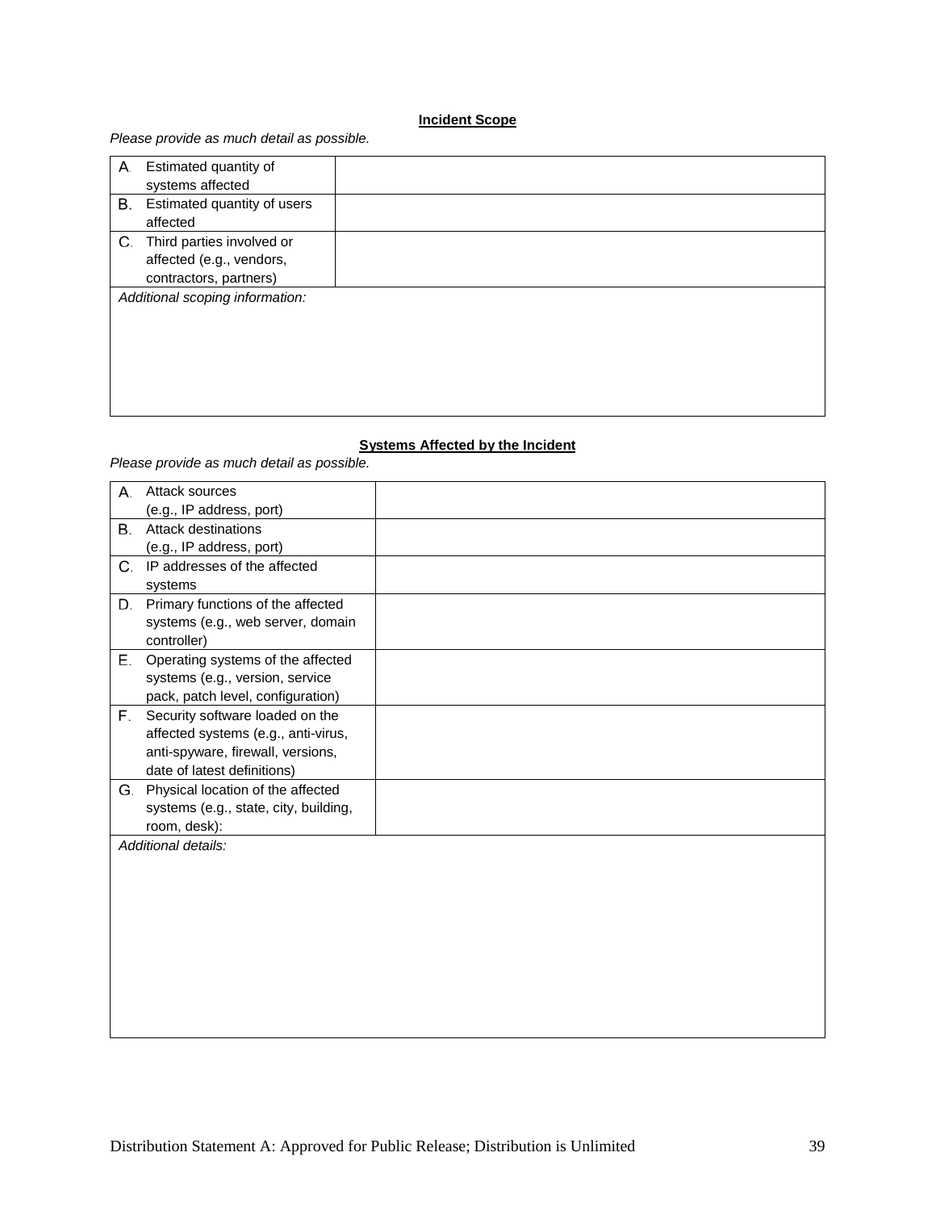**Incident Scope**

*Please provide as much detail as possible.*

| | |
|---|---|
| A. Estimated quantity of systems affected | |
| B. Estimated quantity of users affected | |
| C. Third parties involved or affected (e.g., vendors, contractors, partners) | |
| *Additional scoping information:* | |

**Systems Affected by the Incident**

*Please provide as much detail as possible.*

| | |
|---|---|
| A. Attack sources (e.g., IP address, port) | |
| B. Attack destinations (e.g., IP address, port) | |
| C. IP addresses of the affected systems | |
| D. Primary functions of the affected systems (e.g., web server, domain controller) | |
| E. Operating systems of the affected systems (e.g., version, service pack, patch level, configuration) | |
| F. Security software loaded on the affected systems (e.g., anti-virus, anti-spyware, firewall, versions, date of latest definitions) | |
| G. Physical location of the affected systems (e.g., state, city, building, room, desk): | |
| *Additional details:* | |

Distribution Statement A: Approved for Public Release; Distribution is Unlimited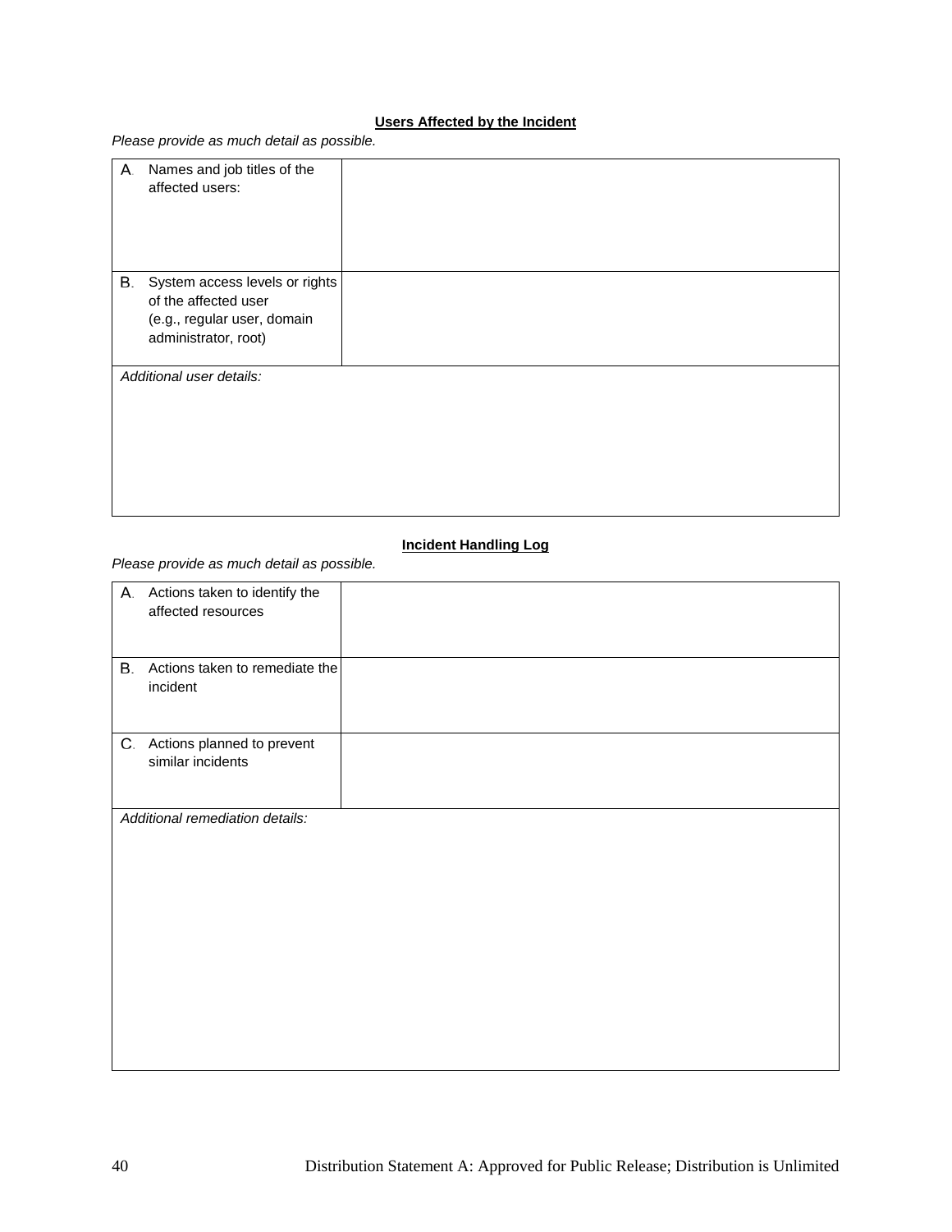**Users Affected by the Incident**

*Please provide as much detail as possible.*

| | |
|---|---|
| A. Names and job titles of the affected users: | |
| B. System access levels or rights of the affected user (e.g., regular user, domain administrator, root) | |
| *Additional user details:* | |

**Incident Handling Log**

*Please provide as much detail as possible.*

| | |
|---|---|
| A. Actions taken to identify the affected resources | |
| B. Actions taken to remediate the incident | |
| C. Actions planned to prevent similar incidents | |
| *Additional remediation details:* | |

Distribution Statement A: Approved for Public Release; Distribution is Unlimited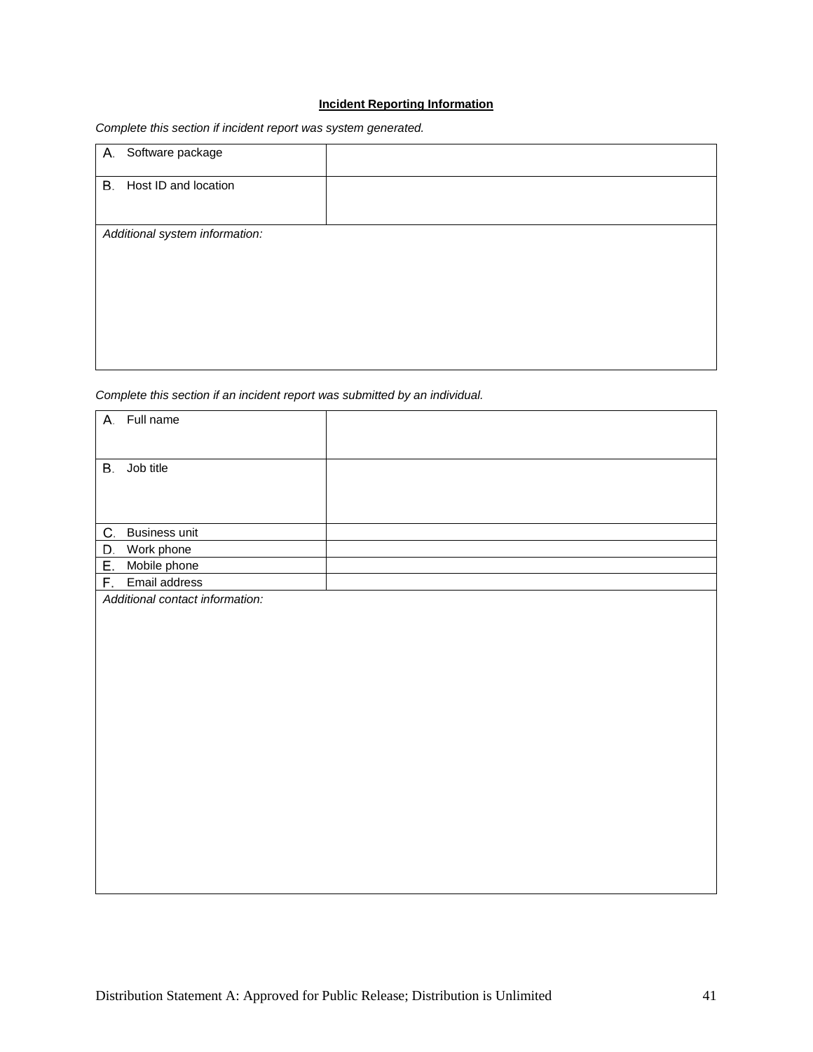**Incident Reporting Information**

*Complete this section if incident report was system generated.*

| | |
|---|---|
| A. Software package | |
| B. Host ID and location | |
| *Additional system information:* | |

*Complete this section if an incident report was submitted by an individual.*

| | |
|---|---|
| A. Full name | |
| B. Job title | |
| C. Business unit | |
| D. Work phone | |
| E. Mobile phone | |
| F. Email address | |
| *Additional contact information:* | |

Distribution Statement A: Approved for Public Release; Distribution is Unlimited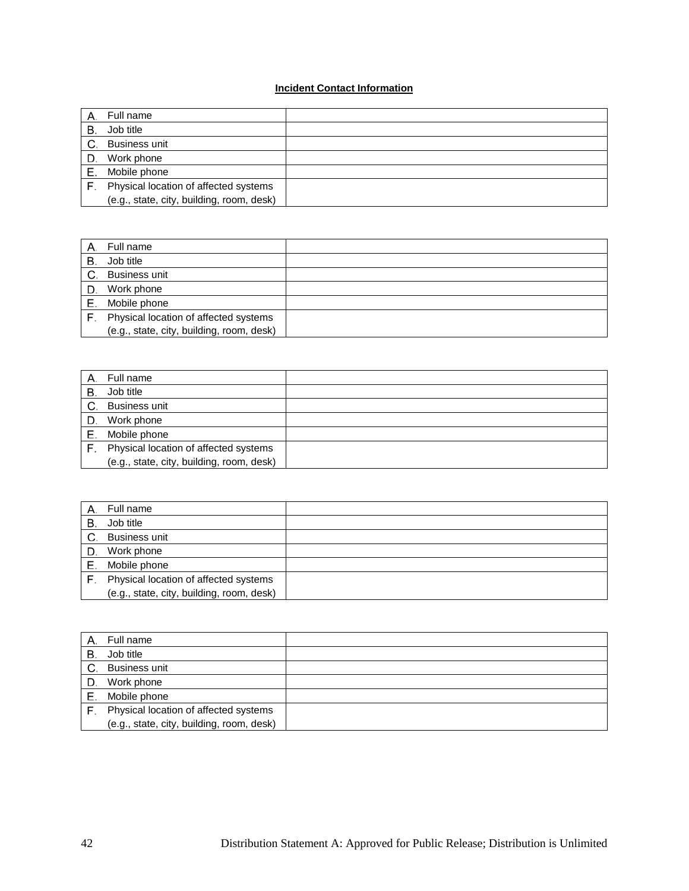**Incident Contact Information**

| | |
|---|---|
| A. Full name | |
| B. Job title | |
| C. Business unit | |
| D. Work phone | |
| E. Mobile phone | |
| F. Physical location of affected systems (e.g., state, city, building, room, desk) | |

| | |
|---|---|
| A. Full name | |
| B. Job title | |
| C. Business unit | |
| D. Work phone | |
| E. Mobile phone | |
| F. Physical location of affected systems (e.g., state, city, building, room, desk) | |

| | |
|---|---|
| A. Full name | |
| B. Job title | |
| C. Business unit | |
| D. Work phone | |
| E. Mobile phone | |
| F. Physical location of affected systems (e.g., state, city, building, room, desk) | |

| | |
|---|---|
| A. Full name | |
| B. Job title | |
| C. Business unit | |
| D. Work phone | |
| E. Mobile phone | |
| F. Physical location of affected systems (e.g., state, city, building, room, desk) | |

| | |
|---|---|
| A. Full name | |
| B. Job title | |
| C. Business unit | |
| D. Work phone | |
| E. Mobile phone | |
| F. Physical location of affected systems (e.g., state, city, building, room, desk) | |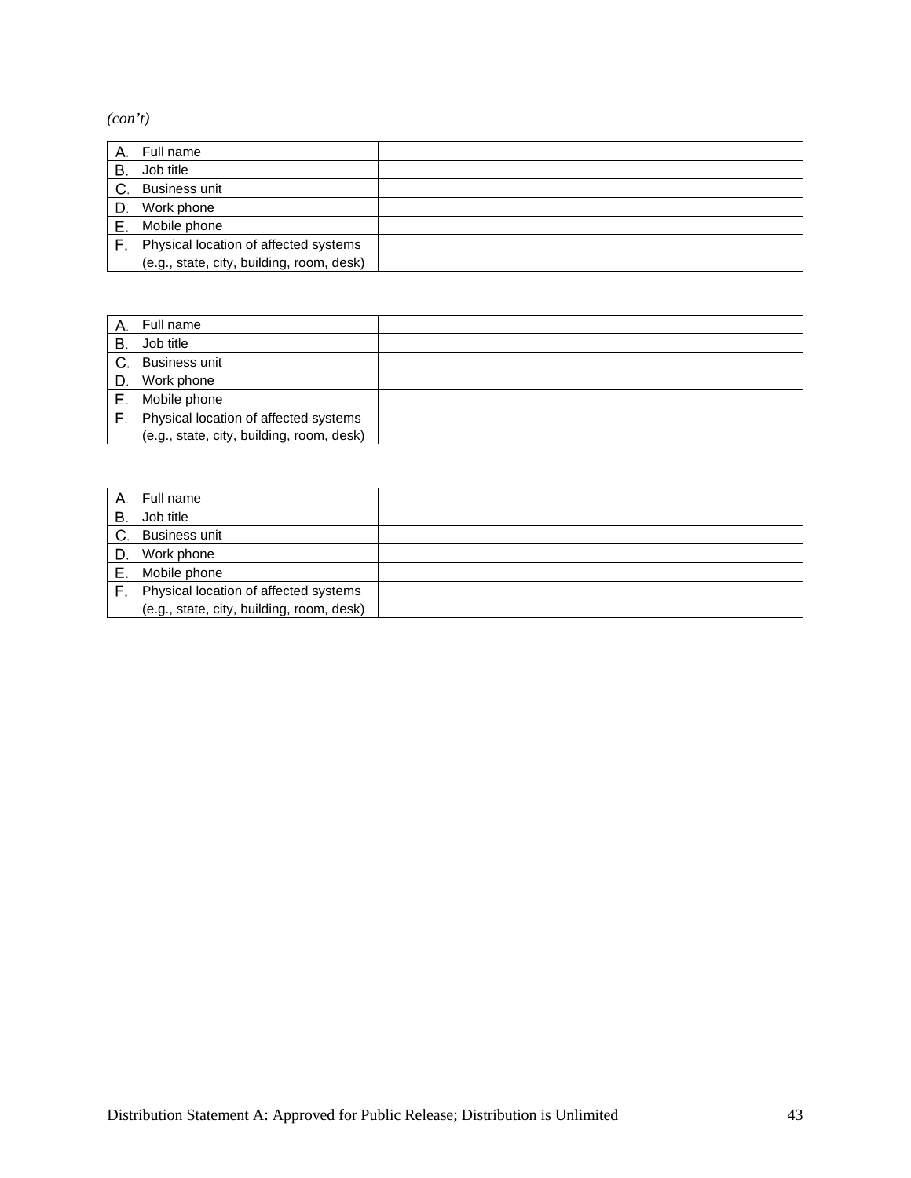*(con't)*

| | |
|---|---|
| A. Full name | |
| B. Job title | |
| C. Business unit | |
| D. Work phone | |
| E. Mobile phone | |
| F. Physical location of affected systems (e.g., state, city, building, room, desk) | |

| | |
|---|---|
| A. Full name | |
| B. Job title | |
| C. Business unit | |
| D. Work phone | |
| E. Mobile phone | |
| F. Physical location of affected systems (e.g., state, city, building, room, desk) | |

| | |
|---|---|
| A. Full name | |
| B. Job title | |
| C. Business unit | |
| D. Work phone | |
| E. Mobile phone | |
| F. Physical location of affected systems (e.g., state, city, building, room, desk) | |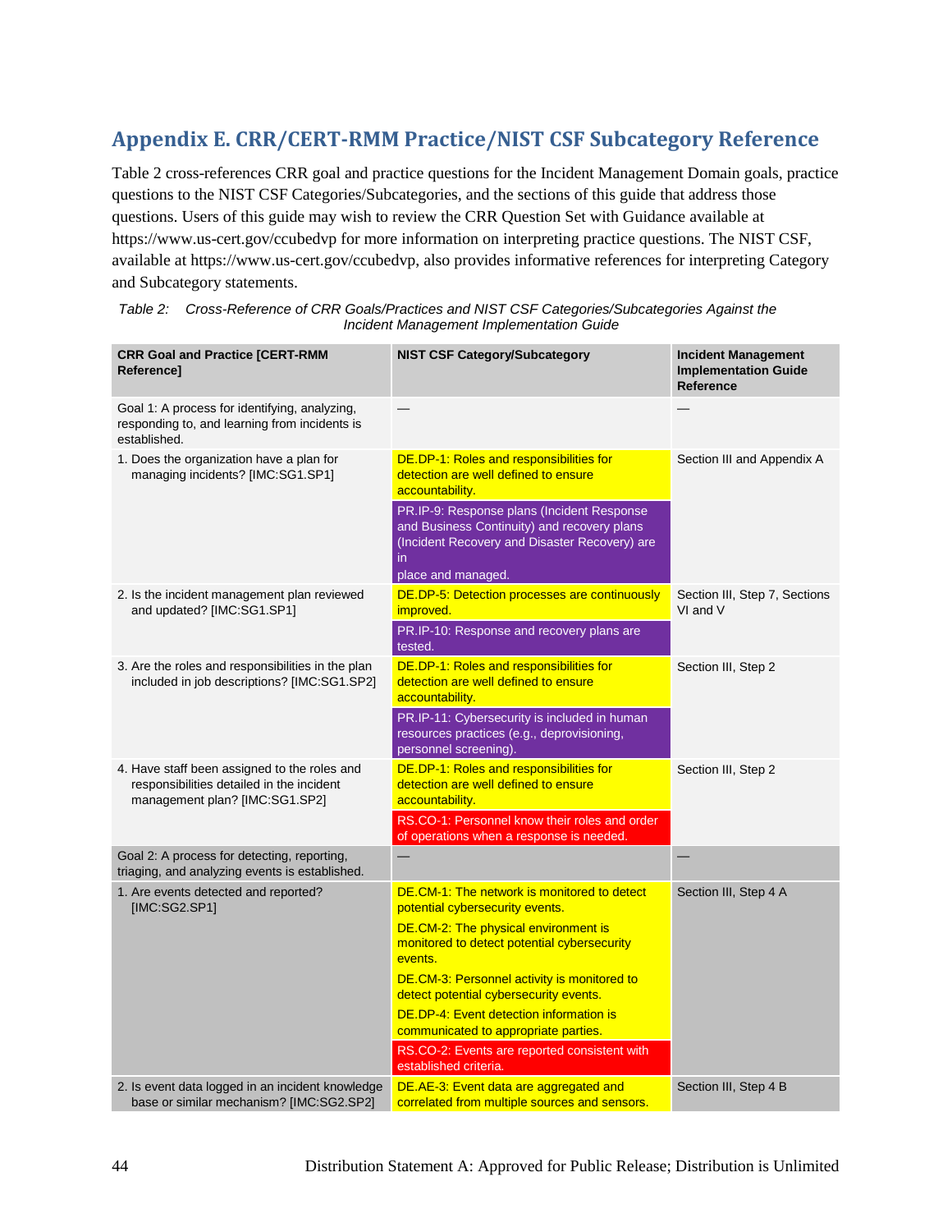## Appendix E. CRR/CERT-RMM Practice/NIST CSF Subcategory Reference

Table 2 cross-references CRR goal and practice questions for the Incident Management Domain goals, practice questions to the NIST CSF Categories/Subcategories, and the sections of this guide that address those questions. Users of this guide may wish to review the CRR Question Set with Guidance available at https://www.us-cert.gov/ccubedvp for more information on interpreting practice questions. The NIST CSF, available at https://www.us-cert.gov/ccubedvp, also provides informative references for interpreting Category and Subcategory statements.

*Table 2: Cross-Reference of CRR Goals/Practices and NIST CSF Categories/Subcategories Against the Incident Management Implementation Guide*

| CRR Goal and Practice [CERT-RMM Reference] | NIST CSF Category/Subcategory | Incident Management Implementation Guide Reference |
|---|---|---|
| Goal 1: A process for identifying, analyzing, responding to, and learning from incidents is established. | — | — |
| 1. Does the organization have a plan for managing incidents? [IMC:SG1.SP1] | DE.DP-1: Roles and responsibilities for detection are well defined to ensure accountability. | Section III and Appendix A |
| | PR.IP-9: Response plans (Incident Response and Business Continuity) and recovery plans (Incident Recovery and Disaster Recovery) are in place and managed. | |
| 2. Is the incident management plan reviewed and updated? [IMC:SG1.SP1] | DE.DP-5: Detection processes are continuously improved. | Section III, Step 7, Sections VI and V |
| | PR.IP-10: Response and recovery plans are tested. | |
| 3. Are the roles and responsibilities in the plan included in job descriptions? [IMC:SG1.SP2] | DE.DP-1: Roles and responsibilities for detection are well defined to ensure accountability. | Section III, Step 2 |
| | PR.IP-11: Cybersecurity is included in human resources practices (e.g., deprovisioning, personnel screening). | |
| 4. Have staff been assigned to the roles and responsibilities detailed in the incident management plan? [IMC:SG1.SP2] | DE.DP-1: Roles and responsibilities for detection are well defined to ensure accountability. | Section III, Step 2 |
| | RS.CO-1: Personnel know their roles and order of operations when a response is needed. | |
| Goal 2: A process for detecting, reporting, triaging, and analyzing events is established. | — | — |
| 1. Are events detected and reported? [IMC:SG2.SP1] | DE.CM-1: The network is monitored to detect potential cybersecurity events. | Section III, Step 4 A |
| | DE.CM-2: The physical environment is monitored to detect potential cybersecurity events. | |
| | DE.CM-3: Personnel activity is monitored to detect potential cybersecurity events. | |
| | DE.DP-4: Event detection information is communicated to appropriate parties. | |
| | RS.CO-2: Events are reported consistent with established criteria. | |
| 2. Is event data logged in an incident knowledge base or similar mechanism? [IMC:SG2.SP2] | DE.AE-3: Event data are aggregated and correlated from multiple sources and sensors. | Section III, Step 4 B |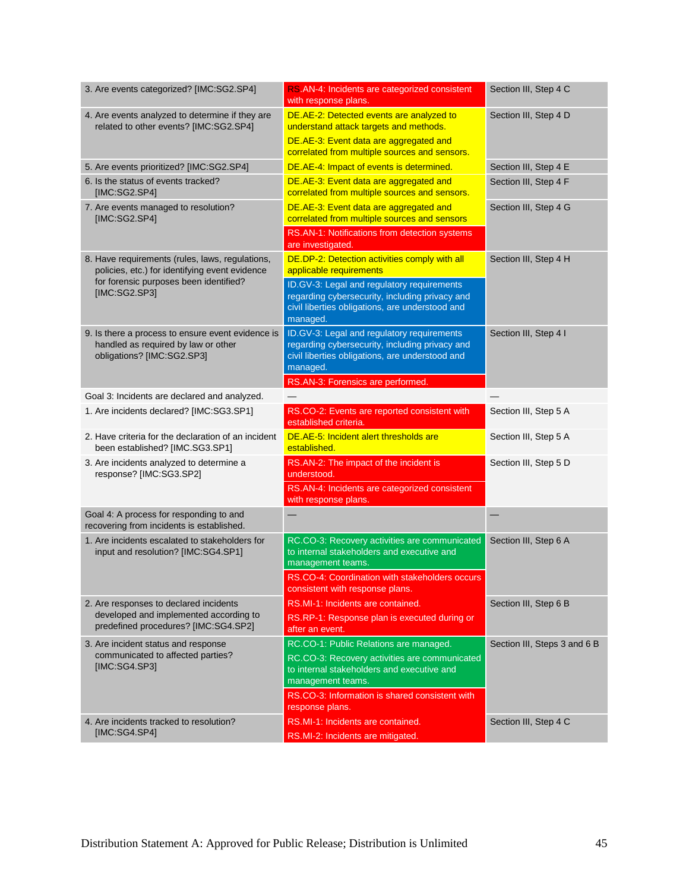| | | |
|---|---|---|
| 3. Are events categorized? [IMC:SG2.SP4] | RS.AN-4: Incidents are categorized consistent with response plans. | Section III, Step 4 C |
| 4. Are events analyzed to determine if they are related to other events? [IMC:SG2.SP4] | DE.AE-2: Detected events are analyzed to understand attack targets and methods.<br>DE.AE-3: Event data are aggregated and correlated from multiple sources and sensors. | Section III, Step 4 D |
| 5. Are events prioritized? [IMC:SG2.SP4] | DE.AE-4: Impact of events is determined. | Section III, Step 4 E |
| 6. Is the status of events tracked? [IMC:SG2.SP4] | DE.AE-3: Event data are aggregated and correlated from multiple sources and sensors. | Section III, Step 4 F |
| 7. Are events managed to resolution? [IMC:SG2.SP4] | DE.AE-3: Event data are aggregated and correlated from multiple sources and sensors<br>RS.AN-1: Notifications from detection systems are investigated. | Section III, Step 4 G |
| 8. Have requirements (rules, laws, regulations, policies, etc.) for identifying event evidence for forensic purposes been identified? [IMC:SG2.SP3] | DE.DP-2: Detection activities comply with all applicable requirements<br>ID.GV-3: Legal and regulatory requirements regarding cybersecurity, including privacy and civil liberties obligations, are understood and managed. | Section III, Step 4 H |
| 9. Is there a process to ensure event evidence is handled as required by law or other obligations? [IMC:SG2.SP3] | ID.GV-3: Legal and regulatory requirements regarding cybersecurity, including privacy and civil liberties obligations, are understood and managed.<br>RS.AN-3: Forensics are performed. | Section III, Step 4 I |
| Goal 3: Incidents are declared and analyzed. | — | — |
| 1. Are incidents declared? [IMC:SG3.SP1] | RS.CO-2: Events are reported consistent with established criteria. | Section III, Step 5 A |
| 2. Have criteria for the declaration of an incident been established? [IMC.SG3.SP1] | DE.AE-5: Incident alert thresholds are established. | Section III, Step 5 A |
| 3. Are incidents analyzed to determine a response? [IMC:SG3.SP2] | RS.AN-2: The impact of the incident is understood.<br>RS.AN-4: Incidents are categorized consistent with response plans. | Section III, Step 5 D |
| Goal 4: A process for responding to and recovering from incidents is established. | — | — |
| 1. Are incidents escalated to stakeholders for input and resolution? [IMC:SG4.SP1] | RC.CO-3: Recovery activities are communicated to internal stakeholders and executive and management teams.<br>RS.CO-4: Coordination with stakeholders occurs consistent with response plans. | Section III, Step 6 A |
| 2. Are responses to declared incidents developed and implemented according to predefined procedures? [IMC:SG4.SP2] | RS.MI-1: Incidents are contained.<br>RS.RP-1: Response plan is executed during or after an event. | Section III, Step 6 B |
| 3. Are incident status and response communicated to affected parties? [IMC:SG4.SP3] | RC.CO-1: Public Relations are managed.<br>RC.CO-3: Recovery activities are communicated to internal stakeholders and executive and management teams.<br>RS.CO-3: Information is shared consistent with response plans. | Section III, Steps 3 and 6 B |
| 4. Are incidents tracked to resolution? [IMC:SG4.SP4] | RS.MI-1: Incidents are contained.<br>RS.MI-2: Incidents are mitigated. | Section III, Step 4 C |

Distribution Statement A: Approved for Public Release; Distribution is Unlimited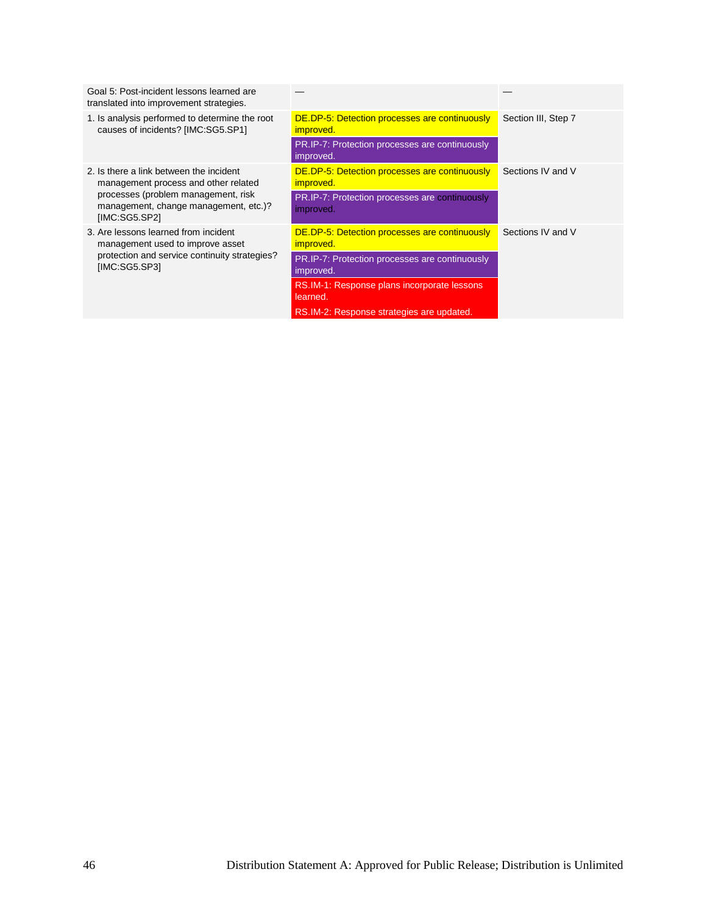| Goal 5: Post-incident lessons learned are translated into improvement strategies. | — | — |
|---|---|---|
| 1. Is analysis performed to determine the root causes of incidents? [IMC:SG5.SP1] | DE.DP-5: Detection processes are continuously improved.<br>PR.IP-7: Protection processes are continuously improved. | Section III, Step 7 |
| 2. Is there a link between the incident management process and other related processes (problem management, risk management, change management, etc.)? [IMC:SG5.SP2] | DE.DP-5: Detection processes are continuously improved.<br>PR.IP-7: Protection processes are continuously improved. | Sections IV and V |
| 3. Are lessons learned from incident management used to improve asset protection and service continuity strategies? [IMC:SG5.SP3] | DE.DP-5: Detection processes are continuously improved.<br>PR.IP-7: Protection processes are continuously improved.<br>RS.IM-1: Response plans incorporate lessons learned.<br>RS.IM-2: Response strategies are updated. | Sections IV and V |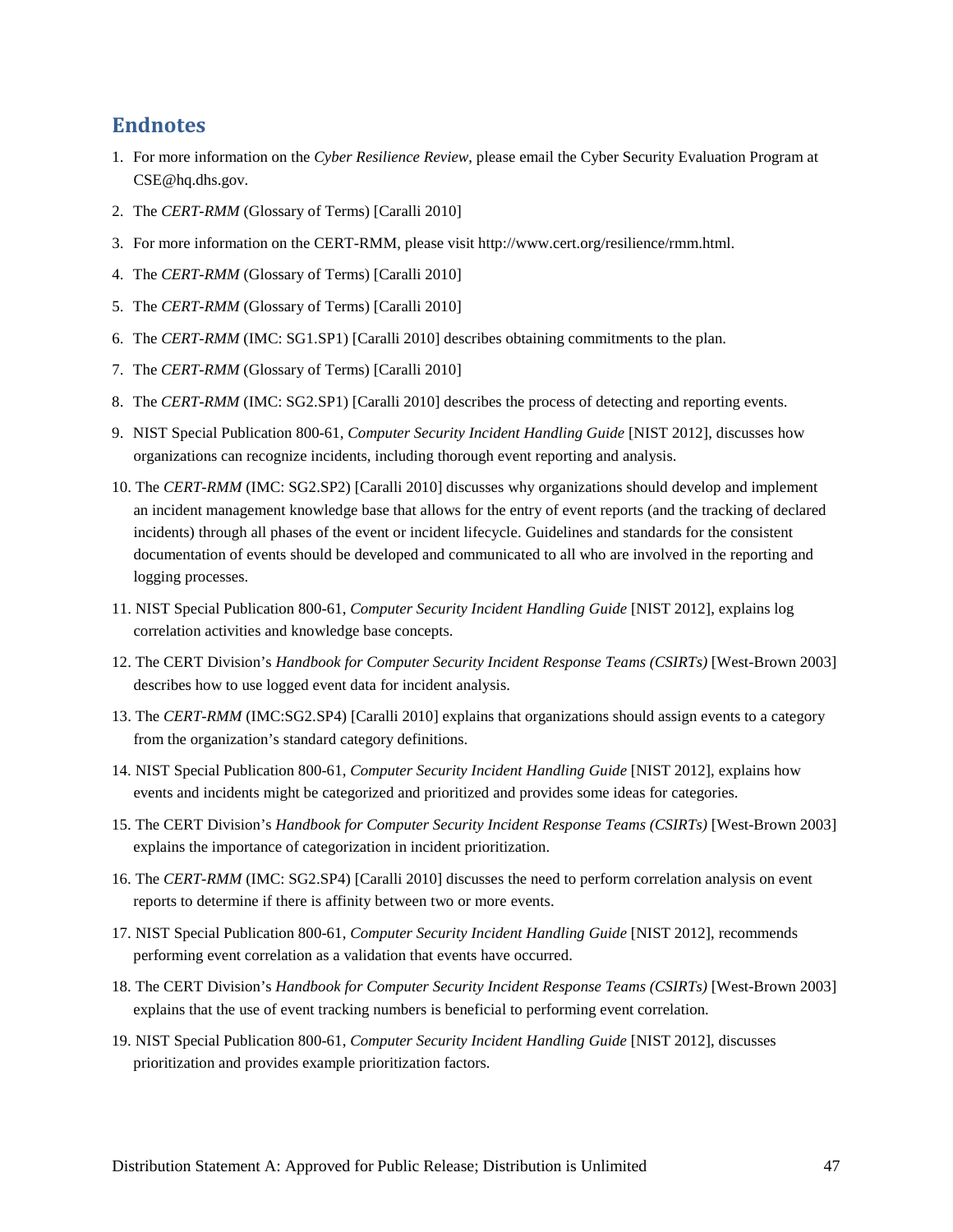## Endnotes

1. For more information on the *Cyber Resilience Review*, please email the Cyber Security Evaluation Program at CSE@hq.dhs.gov.
2. The *CERT-RMM* (Glossary of Terms) [Caralli 2010]
3. For more information on the CERT-RMM, please visit http://www.cert.org/resilience/rmm.html.
4. The *CERT-RMM* (Glossary of Terms) [Caralli 2010]
5. The *CERT-RMM* (Glossary of Terms) [Caralli 2010]
6. The *CERT-RMM* (IMC: SG1.SP1) [Caralli 2010] describes obtaining commitments to the plan.
7. The *CERT-RMM* (Glossary of Terms) [Caralli 2010]
8. The *CERT-RMM* (IMC: SG2.SP1) [Caralli 2010] describes the process of detecting and reporting events.
9. NIST Special Publication 800-61, *Computer Security Incident Handling Guide* [NIST 2012], discusses how organizations can recognize incidents, including thorough event reporting and analysis.
10. The *CERT-RMM* (IMC: SG2.SP2) [Caralli 2010] discusses why organizations should develop and implement an incident management knowledge base that allows for the entry of event reports (and the tracking of declared incidents) through all phases of the event or incident lifecycle. Guidelines and standards for the consistent documentation of events should be developed and communicated to all who are involved in the reporting and logging processes.
11. NIST Special Publication 800-61, *Computer Security Incident Handling Guide* [NIST 2012], explains log correlation activities and knowledge base concepts.
12. The CERT Division's *Handbook for Computer Security Incident Response Teams (CSIRTs)* [West-Brown 2003] describes how to use logged event data for incident analysis.
13. The *CERT-RMM* (IMC:SG2.SP4) [Caralli 2010] explains that organizations should assign events to a category from the organization's standard category definitions.
14. NIST Special Publication 800-61, *Computer Security Incident Handling Guide* [NIST 2012], explains how events and incidents might be categorized and prioritized and provides some ideas for categories.
15. The CERT Division's *Handbook for Computer Security Incident Response Teams (CSIRTs)* [West-Brown 2003] explains the importance of categorization in incident prioritization.
16. The *CERT-RMM* (IMC: SG2.SP4) [Caralli 2010] discusses the need to perform correlation analysis on event reports to determine if there is affinity between two or more events.
17. NIST Special Publication 800-61, *Computer Security Incident Handling Guide* [NIST 2012], recommends performing event correlation as a validation that events have occurred.
18. The CERT Division's *Handbook for Computer Security Incident Response Teams (CSIRTs)* [West-Brown 2003] explains that the use of event tracking numbers is beneficial to performing event correlation.
19. NIST Special Publication 800-61, *Computer Security Incident Handling Guide* [NIST 2012], discusses prioritization and provides example prioritization factors.

Distribution Statement A: Approved for Public Release; Distribution is Unlimited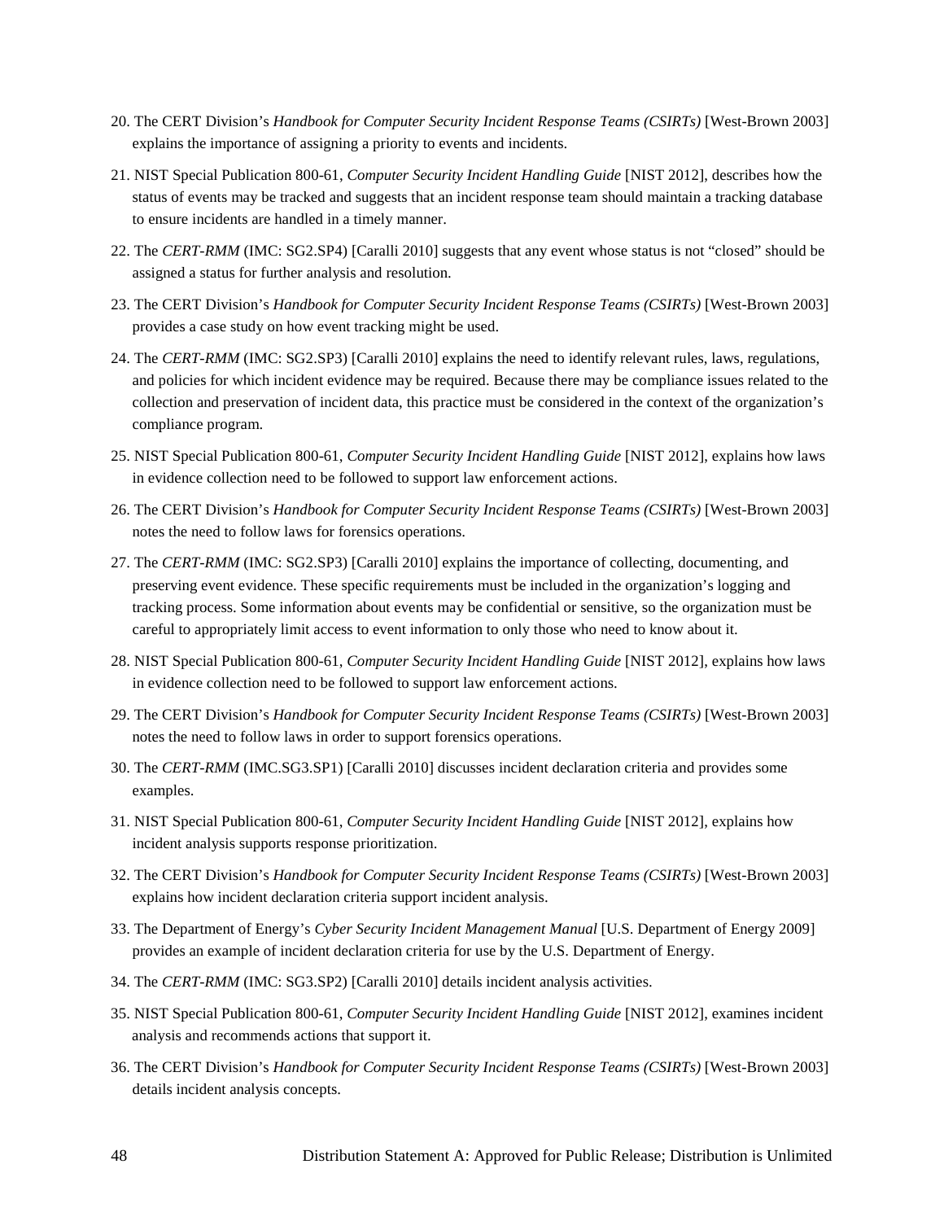20. The CERT Division's *Handbook for Computer Security Incident Response Teams (CSIRTs)* [West-Brown 2003] explains the importance of assigning a priority to events and incidents.

21. NIST Special Publication 800-61, *Computer Security Incident Handling Guide* [NIST 2012], describes how the status of events may be tracked and suggests that an incident response team should maintain a tracking database to ensure incidents are handled in a timely manner.

22. The *CERT-RMM* (IMC: SG2.SP4) [Caralli 2010] suggests that any event whose status is not "closed" should be assigned a status for further analysis and resolution.

23. The CERT Division's *Handbook for Computer Security Incident Response Teams (CSIRTs)* [West-Brown 2003] provides a case study on how event tracking might be used.

24. The *CERT-RMM* (IMC: SG2.SP3) [Caralli 2010] explains the need to identify relevant rules, laws, regulations, and policies for which incident evidence may be required. Because there may be compliance issues related to the collection and preservation of incident data, this practice must be considered in the context of the organization's compliance program.

25. NIST Special Publication 800-61, *Computer Security Incident Handling Guide* [NIST 2012], explains how laws in evidence collection need to be followed to support law enforcement actions.

26. The CERT Division's *Handbook for Computer Security Incident Response Teams (CSIRTs)* [West-Brown 2003] notes the need to follow laws for forensics operations.

27. The *CERT-RMM* (IMC: SG2.SP3) [Caralli 2010] explains the importance of collecting, documenting, and preserving event evidence. These specific requirements must be included in the organization's logging and tracking process. Some information about events may be confidential or sensitive, so the organization must be careful to appropriately limit access to event information to only those who need to know about it.

28. NIST Special Publication 800-61, *Computer Security Incident Handling Guide* [NIST 2012], explains how laws in evidence collection need to be followed to support law enforcement actions.

29. The CERT Division's *Handbook for Computer Security Incident Response Teams (CSIRTs)* [West-Brown 2003] notes the need to follow laws in order to support forensics operations.

30. The *CERT-RMM* (IMC.SG3.SP1) [Caralli 2010] discusses incident declaration criteria and provides some examples.

31. NIST Special Publication 800-61, *Computer Security Incident Handling Guide* [NIST 2012], explains how incident analysis supports response prioritization.

32. The CERT Division's *Handbook for Computer Security Incident Response Teams (CSIRTs)* [West-Brown 2003] explains how incident declaration criteria support incident analysis.

33. The Department of Energy's *Cyber Security Incident Management Manual* [U.S. Department of Energy 2009] provides an example of incident declaration criteria for use by the U.S. Department of Energy.

34. The *CERT-RMM* (IMC: SG3.SP2) [Caralli 2010] details incident analysis activities.

35. NIST Special Publication 800-61, *Computer Security Incident Handling Guide* [NIST 2012], examines incident analysis and recommends actions that support it.

36. The CERT Division's *Handbook for Computer Security Incident Response Teams (CSIRTs)* [West-Brown 2003] details incident analysis concepts.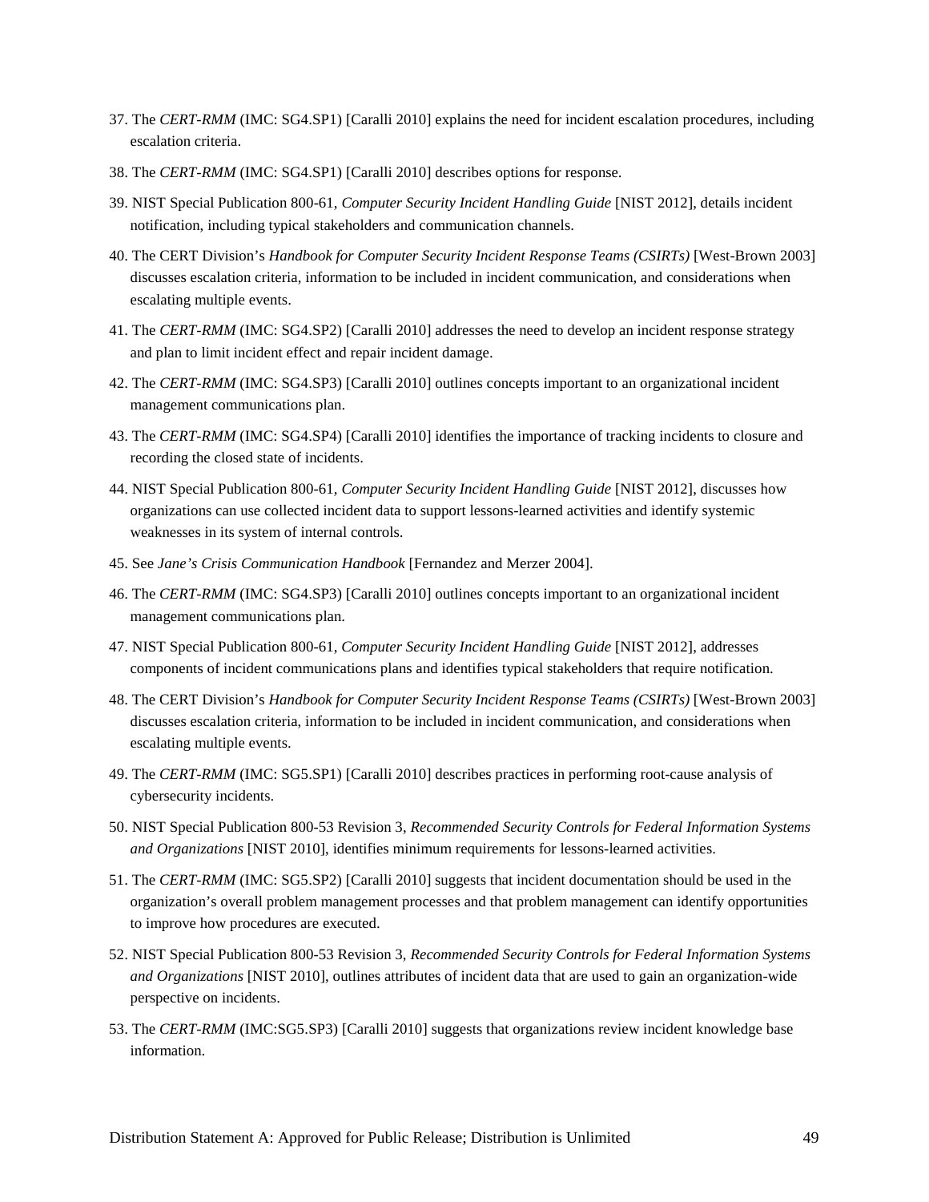37. The *CERT-RMM* (IMC: SG4.SP1) [Caralli 2010] explains the need for incident escalation procedures, including escalation criteria.

38. The *CERT-RMM* (IMC: SG4.SP1) [Caralli 2010] describes options for response.

39. NIST Special Publication 800-61, *Computer Security Incident Handling Guide* [NIST 2012], details incident notification, including typical stakeholders and communication channels.

40. The CERT Division's *Handbook for Computer Security Incident Response Teams (CSIRTs)* [West-Brown 2003] discusses escalation criteria, information to be included in incident communication, and considerations when escalating multiple events.

41. The *CERT-RMM* (IMC: SG4.SP2) [Caralli 2010] addresses the need to develop an incident response strategy and plan to limit incident effect and repair incident damage.

42. The *CERT-RMM* (IMC: SG4.SP3) [Caralli 2010] outlines concepts important to an organizational incident management communications plan.

43. The *CERT-RMM* (IMC: SG4.SP4) [Caralli 2010] identifies the importance of tracking incidents to closure and recording the closed state of incidents.

44. NIST Special Publication 800-61, *Computer Security Incident Handling Guide* [NIST 2012], discusses how organizations can use collected incident data to support lessons-learned activities and identify systemic weaknesses in its system of internal controls.

45. See *Jane's Crisis Communication Handbook* [Fernandez and Merzer 2004].

46. The *CERT-RMM* (IMC: SG4.SP3) [Caralli 2010] outlines concepts important to an organizational incident management communications plan.

47. NIST Special Publication 800-61, *Computer Security Incident Handling Guide* [NIST 2012], addresses components of incident communications plans and identifies typical stakeholders that require notification.

48. The CERT Division's *Handbook for Computer Security Incident Response Teams (CSIRTs)* [West-Brown 2003] discusses escalation criteria, information to be included in incident communication, and considerations when escalating multiple events.

49. The *CERT-RMM* (IMC: SG5.SP1) [Caralli 2010] describes practices in performing root-cause analysis of cybersecurity incidents.

50. NIST Special Publication 800-53 Revision 3, *Recommended Security Controls for Federal Information Systems and Organizations* [NIST 2010], identifies minimum requirements for lessons-learned activities.

51. The *CERT-RMM* (IMC: SG5.SP2) [Caralli 2010] suggests that incident documentation should be used in the organization's overall problem management processes and that problem management can identify opportunities to improve how procedures are executed.

52. NIST Special Publication 800-53 Revision 3, *Recommended Security Controls for Federal Information Systems and Organizations* [NIST 2010], outlines attributes of incident data that are used to gain an organization-wide perspective on incidents.

53. The *CERT-RMM* (IMC:SG5.SP3) [Caralli 2010] suggests that organizations review incident knowledge base information.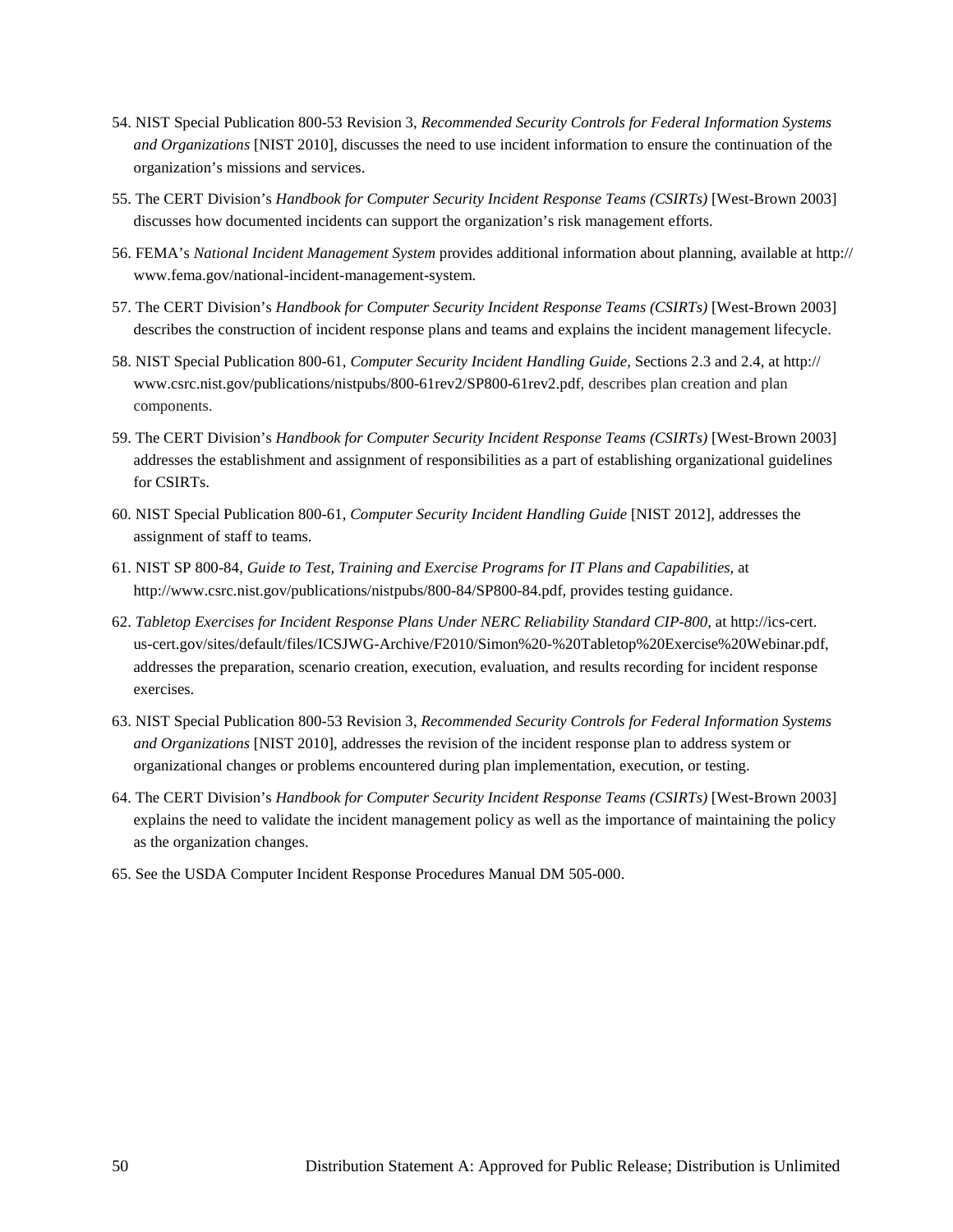54. NIST Special Publication 800-53 Revision 3, *Recommended Security Controls for Federal Information Systems and Organizations* [NIST 2010], discusses the need to use incident information to ensure the continuation of the organization's missions and services.

55. The CERT Division's *Handbook for Computer Security Incident Response Teams (CSIRTs)* [West-Brown 2003] discusses how documented incidents can support the organization's risk management efforts.

56. FEMA's *National Incident Management System* provides additional information about planning, available at http://www.fema.gov/national-incident-management-system.

57. The CERT Division's *Handbook for Computer Security Incident Response Teams (CSIRTs)* [West-Brown 2003] describes the construction of incident response plans and teams and explains the incident management lifecycle.

58. NIST Special Publication 800-61, *Computer Security Incident Handling Guide*, Sections 2.3 and 2.4, at http://www.csrc.nist.gov/publications/nistpubs/800-61rev2/SP800-61rev2.pdf, describes plan creation and plan components.

59. The CERT Division's *Handbook for Computer Security Incident Response Teams (CSIRTs)* [West-Brown 2003] addresses the establishment and assignment of responsibilities as a part of establishing organizational guidelines for CSIRTs.

60. NIST Special Publication 800-61, *Computer Security Incident Handling Guide* [NIST 2012], addresses the assignment of staff to teams.

61. NIST SP 800-84, *Guide to Test, Training and Exercise Programs for IT Plans and Capabilities,* at http://www.csrc.nist.gov/publications/nistpubs/800-84/SP800-84.pdf, provides testing guidance.

62. *Tabletop Exercises for Incident Response Plans Under NERC Reliability Standard CIP-800,* at http://ics-cert.us-cert.gov/sites/default/files/ICSJWG-Archive/F2010/Simon%20-%20Tabletop%20Exercise%20Webinar.pdf, addresses the preparation, scenario creation, execution, evaluation, and results recording for incident response exercises.

63. NIST Special Publication 800-53 Revision 3, *Recommended Security Controls for Federal Information Systems and Organizations* [NIST 2010], addresses the revision of the incident response plan to address system or organizational changes or problems encountered during plan implementation, execution, or testing.

64. The CERT Division's *Handbook for Computer Security Incident Response Teams (CSIRTs)* [West-Brown 2003] explains the need to validate the incident management policy as well as the importance of maintaining the policy as the organization changes.

65. See the USDA Computer Incident Response Procedures Manual DM 505-000.

Distribution Statement A: Approved for Public Release; Distribution is Unlimited